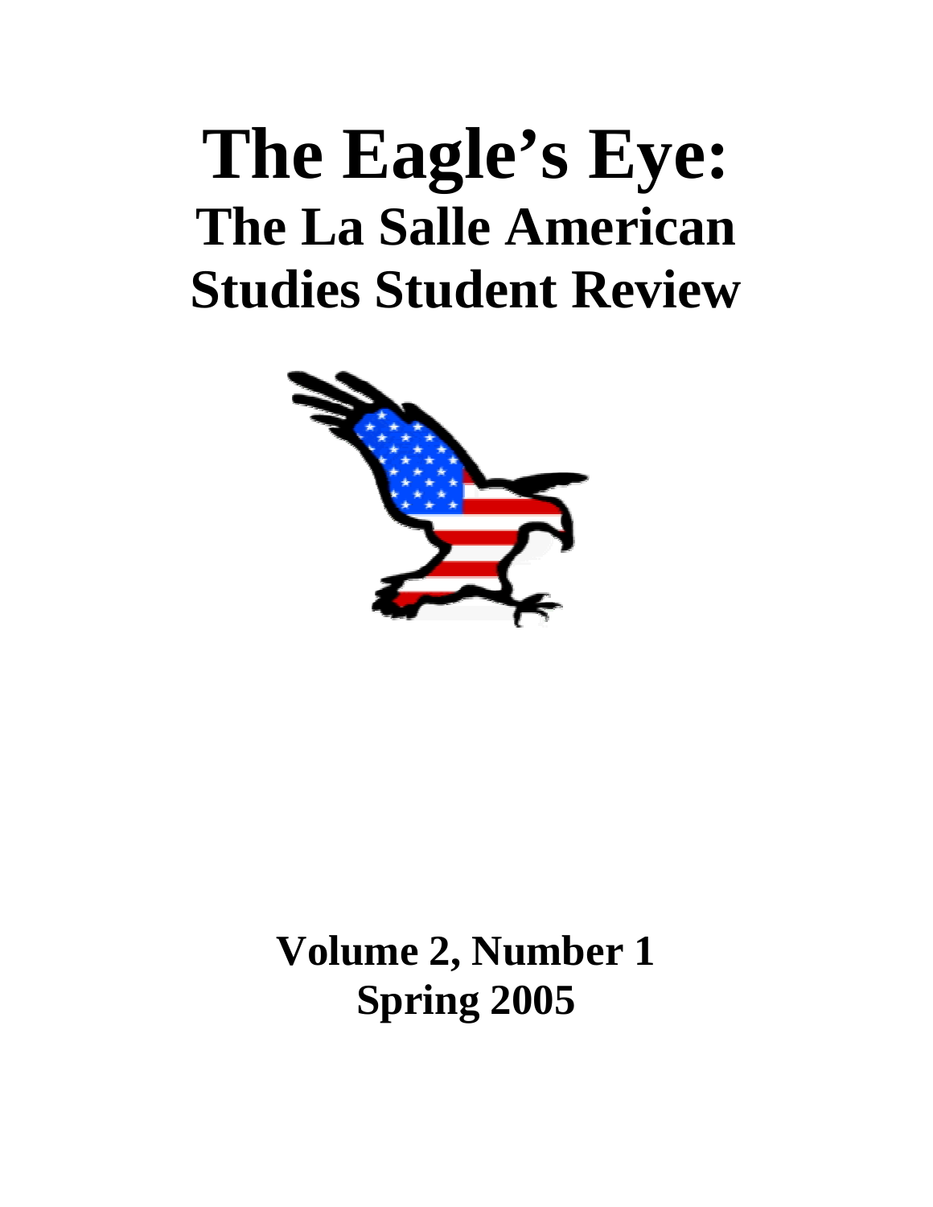# The Eagle's Eye:

## The La Salle American Studies Student Review

**Volume 2, Number 1**
**Spring 2005**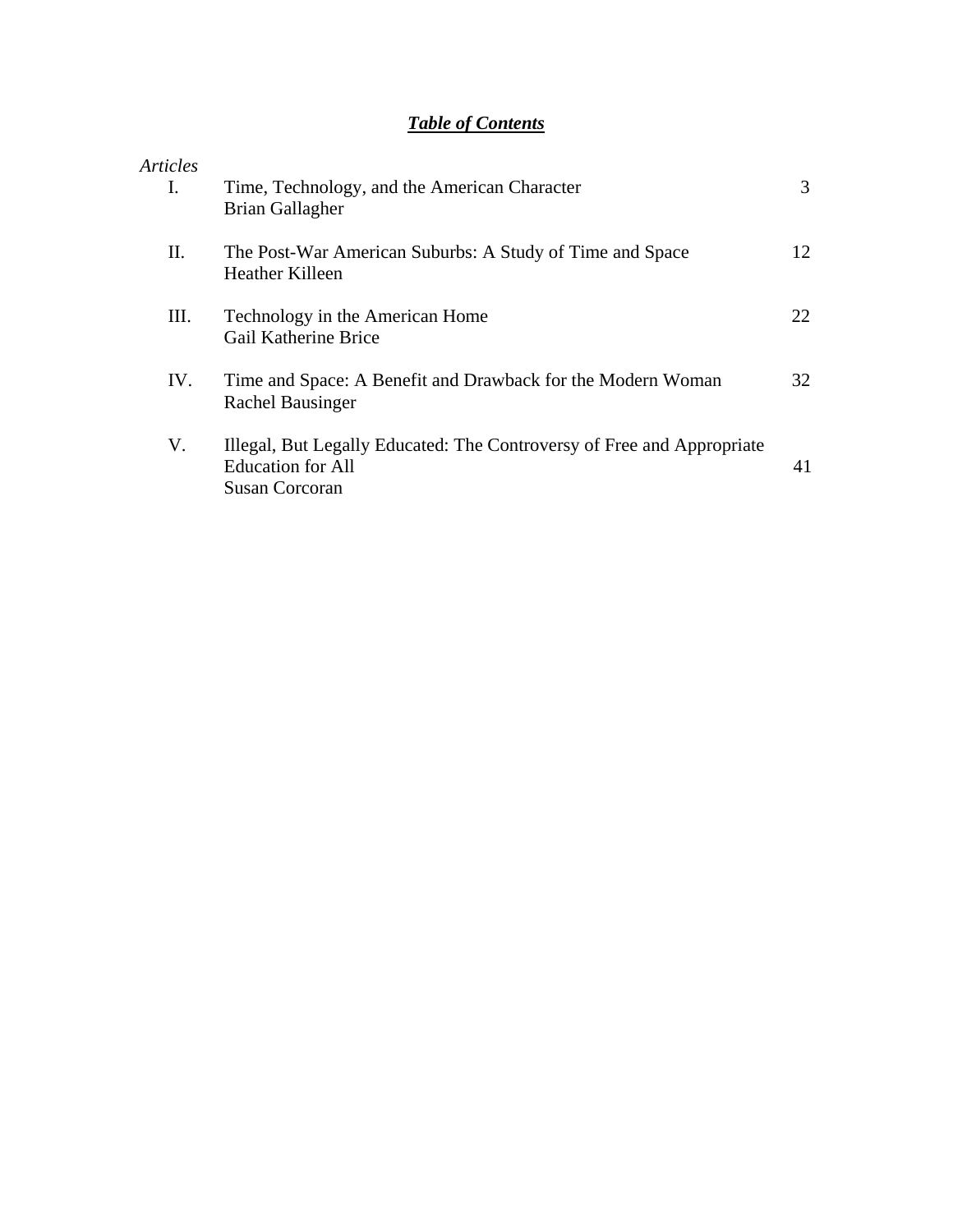# ***Table of Contents***

*Articles*

| | | |
|---|---|---|
| I. | Time, Technology, and the American Character<br>Brian Gallagher | 3 |
| II. | The Post-War American Suburbs: A Study of Time and Space<br>Heather Killeen | 12 |
| III. | Technology in the American Home<br>Gail Katherine Brice | 22 |
| IV. | Time and Space: A Benefit and Drawback for the Modern Woman<br>Rachel Bausinger | 32 |
| V. | Illegal, But Legally Educated: The Controversy of Free and Appropriate Education for All<br>Susan Corcoran | 41 |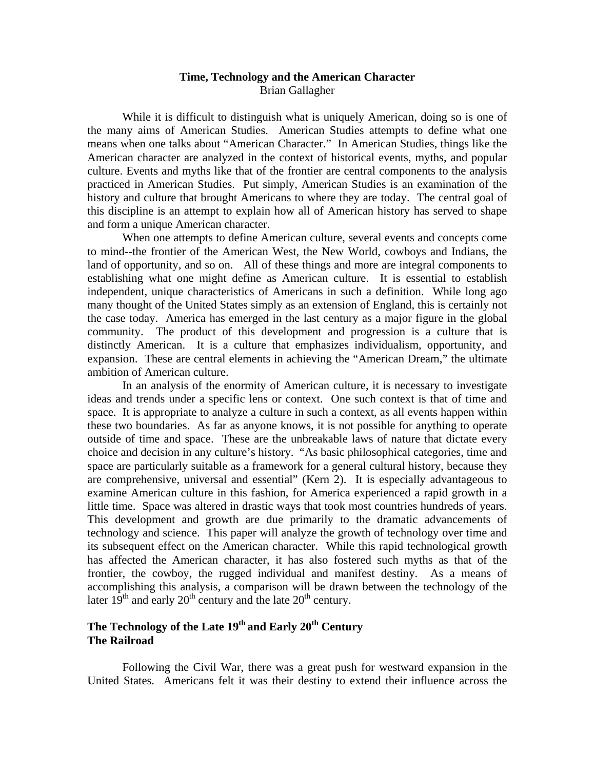# Time, Technology and the American Character

Brian Gallagher

While it is difficult to distinguish what is uniquely American, doing so is one of the many aims of American Studies. American Studies attempts to define what one means when one talks about "American Character." In American Studies, things like the American character are analyzed in the context of historical events, myths, and popular culture. Events and myths like that of the frontier are central components to the analysis practiced in American Studies. Put simply, American Studies is an examination of the history and culture that brought Americans to where they are today. The central goal of this discipline is an attempt to explain how all of American history has served to shape and form a unique American character.

When one attempts to define American culture, several events and concepts come to mind--the frontier of the American West, the New World, cowboys and Indians, the land of opportunity, and so on. All of these things and more are integral components to establishing what one might define as American culture. It is essential to establish independent, unique characteristics of Americans in such a definition. While long ago many thought of the United States simply as an extension of England, this is certainly not the case today. America has emerged in the last century as a major figure in the global community. The product of this development and progression is a culture that is distinctly American. It is a culture that emphasizes individualism, opportunity, and expansion. These are central elements in achieving the "American Dream," the ultimate ambition of American culture.

In an analysis of the enormity of American culture, it is necessary to investigate ideas and trends under a specific lens or context. One such context is that of time and space. It is appropriate to analyze a culture in such a context, as all events happen within these two boundaries. As far as anyone knows, it is not possible for anything to operate outside of time and space. These are the unbreakable laws of nature that dictate every choice and decision in any culture's history. "As basic philosophical categories, time and space are particularly suitable as a framework for a general cultural history, because they are comprehensive, universal and essential" (Kern 2). It is especially advantageous to examine American culture in this fashion, for America experienced a rapid growth in a little time. Space was altered in drastic ways that took most countries hundreds of years. This development and growth are due primarily to the dramatic advancements of technology and science. This paper will analyze the growth of technology over time and its subsequent effect on the American character. While this rapid technological growth has affected the American character, it has also fostered such myths as that of the frontier, the cowboy, the rugged individual and manifest destiny. As a means of accomplishing this analysis, a comparison will be drawn between the technology of the later 19th and early 20th century and the late 20th century.

## The Technology of the Late 19th and Early 20th Century

### The Railroad

Following the Civil War, there was a great push for westward expansion in the United States. Americans felt it was their destiny to extend their influence across the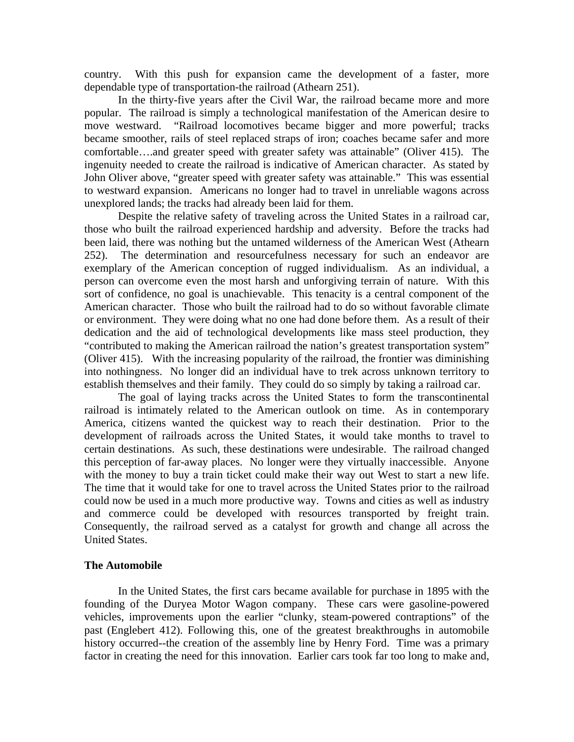country. With this push for expansion came the development of a faster, more dependable type of transportation-the railroad (Athearn 251).

In the thirty-five years after the Civil War, the railroad became more and more popular. The railroad is simply a technological manifestation of the American desire to move westward. "Railroad locomotives became bigger and more powerful; tracks became smoother, rails of steel replaced straps of iron; coaches became safer and more comfortable….and greater speed with greater safety was attainable" (Oliver 415). The ingenuity needed to create the railroad is indicative of American character. As stated by John Oliver above, "greater speed with greater safety was attainable." This was essential to westward expansion. Americans no longer had to travel in unreliable wagons across unexplored lands; the tracks had already been laid for them.

Despite the relative safety of traveling across the United States in a railroad car, those who built the railroad experienced hardship and adversity. Before the tracks had been laid, there was nothing but the untamed wilderness of the American West (Athearn 252). The determination and resourcefulness necessary for such an endeavor are exemplary of the American conception of rugged individualism. As an individual, a person can overcome even the most harsh and unforgiving terrain of nature. With this sort of confidence, no goal is unachievable. This tenacity is a central component of the American character. Those who built the railroad had to do so without favorable climate or environment. They were doing what no one had done before them. As a result of their dedication and the aid of technological developments like mass steel production, they "contributed to making the American railroad the nation's greatest transportation system" (Oliver 415). With the increasing popularity of the railroad, the frontier was diminishing into nothingness. No longer did an individual have to trek across unknown territory to establish themselves and their family. They could do so simply by taking a railroad car.

The goal of laying tracks across the United States to form the transcontinental railroad is intimately related to the American outlook on time. As in contemporary America, citizens wanted the quickest way to reach their destination. Prior to the development of railroads across the United States, it would take months to travel to certain destinations. As such, these destinations were undesirable. The railroad changed this perception of far-away places. No longer were they virtually inaccessible. Anyone with the money to buy a train ticket could make their way out West to start a new life. The time that it would take for one to travel across the United States prior to the railroad could now be used in a much more productive way. Towns and cities as well as industry and commerce could be developed with resources transported by freight train. Consequently, the railroad served as a catalyst for growth and change all across the United States.

**The Automobile**

In the United States, the first cars became available for purchase in 1895 with the founding of the Duryea Motor Wagon company. These cars were gasoline-powered vehicles, improvements upon the earlier "clunky, steam-powered contraptions" of the past (Englebert 412). Following this, one of the greatest breakthroughs in automobile history occurred--the creation of the assembly line by Henry Ford. Time was a primary factor in creating the need for this innovation. Earlier cars took far too long to make and,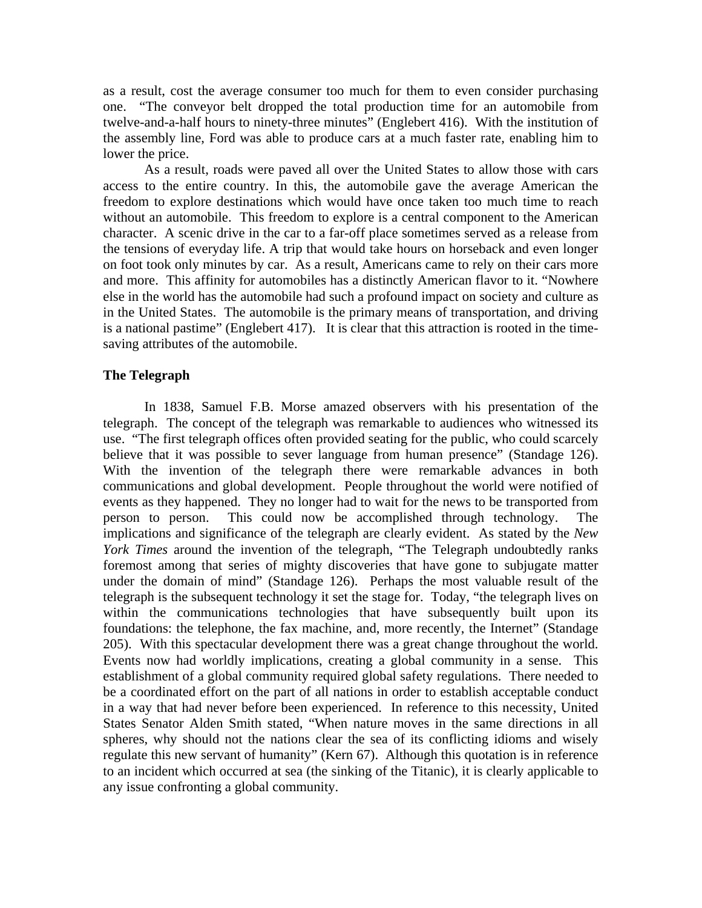as a result, cost the average consumer too much for them to even consider purchasing one. "The conveyor belt dropped the total production time for an automobile from twelve-and-a-half hours to ninety-three minutes" (Englebert 416). With the institution of the assembly line, Ford was able to produce cars at a much faster rate, enabling him to lower the price.

As a result, roads were paved all over the United States to allow those with cars access to the entire country. In this, the automobile gave the average American the freedom to explore destinations which would have once taken too much time to reach without an automobile. This freedom to explore is a central component to the American character. A scenic drive in the car to a far-off place sometimes served as a release from the tensions of everyday life. A trip that would take hours on horseback and even longer on foot took only minutes by car. As a result, Americans came to rely on their cars more and more. This affinity for automobiles has a distinctly American flavor to it. "Nowhere else in the world has the automobile had such a profound impact on society and culture as in the United States. The automobile is the primary means of transportation, and driving is a national pastime" (Englebert 417). It is clear that this attraction is rooted in the time-saving attributes of the automobile.

**The Telegraph**

In 1838, Samuel F.B. Morse amazed observers with his presentation of the telegraph. The concept of the telegraph was remarkable to audiences who witnessed its use. "The first telegraph offices often provided seating for the public, who could scarcely believe that it was possible to sever language from human presence" (Standage 126). With the invention of the telegraph there were remarkable advances in both communications and global development. People throughout the world were notified of events as they happened. They no longer had to wait for the news to be transported from person to person. This could now be accomplished through technology. The implications and significance of the telegraph are clearly evident. As stated by the *New York Times* around the invention of the telegraph, "The Telegraph undoubtedly ranks foremost among that series of mighty discoveries that have gone to subjugate matter under the domain of mind" (Standage 126). Perhaps the most valuable result of the telegraph is the subsequent technology it set the stage for. Today, "the telegraph lives on within the communications technologies that have subsequently built upon its foundations: the telephone, the fax machine, and, more recently, the Internet" (Standage 205). With this spectacular development there was a great change throughout the world. Events now had worldly implications, creating a global community in a sense. This establishment of a global community required global safety regulations. There needed to be a coordinated effort on the part of all nations in order to establish acceptable conduct in a way that had never before been experienced. In reference to this necessity, United States Senator Alden Smith stated, "When nature moves in the same directions in all spheres, why should not the nations clear the sea of its conflicting idioms and wisely regulate this new servant of humanity" (Kern 67). Although this quotation is in reference to an incident which occurred at sea (the sinking of the Titanic), it is clearly applicable to any issue confronting a global community.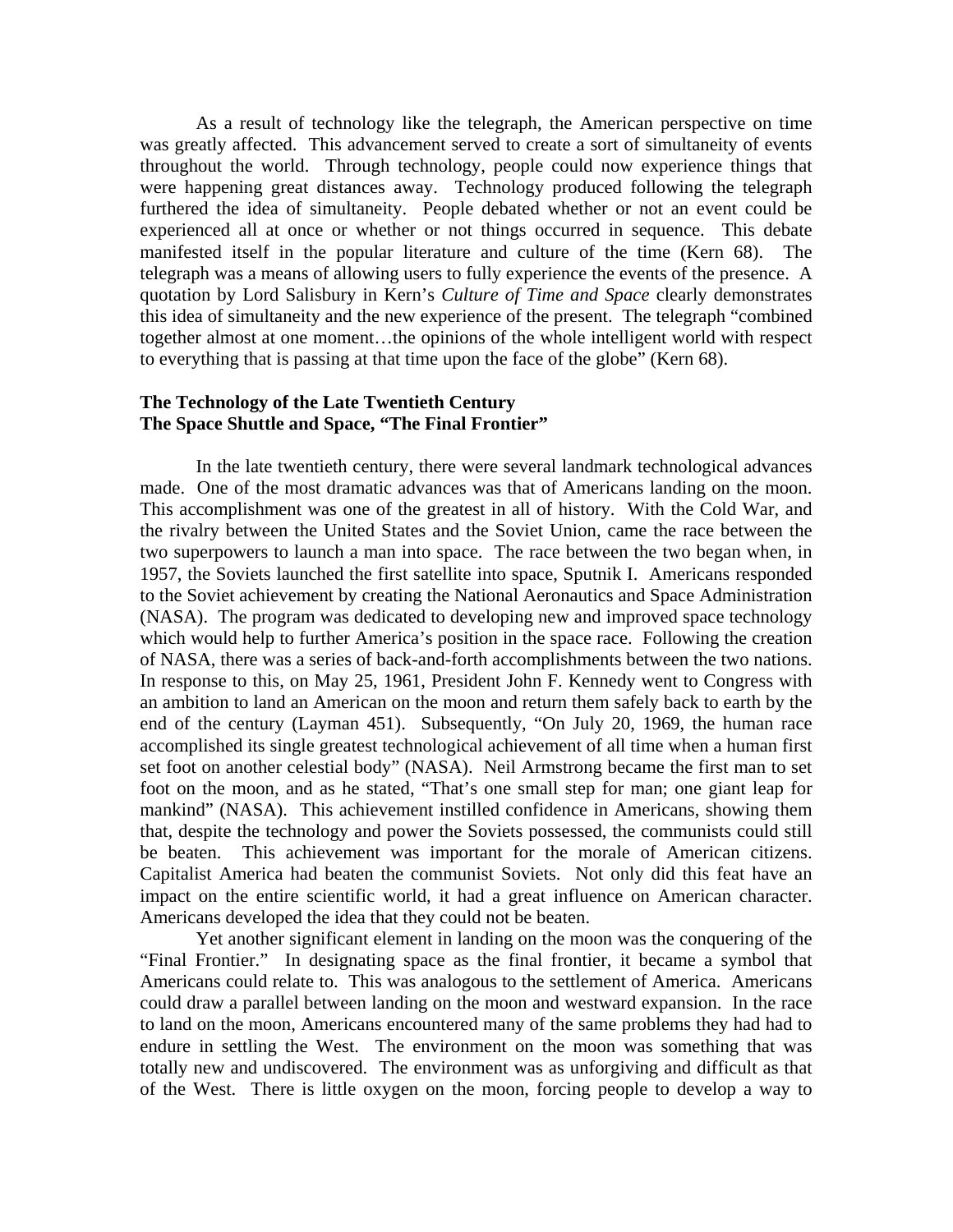As a result of technology like the telegraph, the American perspective on time was greatly affected. This advancement served to create a sort of simultaneity of events throughout the world. Through technology, people could now experience things that were happening great distances away. Technology produced following the telegraph furthered the idea of simultaneity. People debated whether or not an event could be experienced all at once or whether or not things occurred in sequence. This debate manifested itself in the popular literature and culture of the time (Kern 68). The telegraph was a means of allowing users to fully experience the events of the presence. A quotation by Lord Salisbury in Kern's *Culture of Time and Space* clearly demonstrates this idea of simultaneity and the new experience of the present. The telegraph "combined together almost at one moment…the opinions of the whole intelligent world with respect to everything that is passing at that time upon the face of the globe" (Kern 68).

**The Technology of the Late Twentieth Century**
**The Space Shuttle and Space, "The Final Frontier"**

In the late twentieth century, there were several landmark technological advances made. One of the most dramatic advances was that of Americans landing on the moon. This accomplishment was one of the greatest in all of history. With the Cold War, and the rivalry between the United States and the Soviet Union, came the race between the two superpowers to launch a man into space. The race between the two began when, in 1957, the Soviets launched the first satellite into space, Sputnik I. Americans responded to the Soviet achievement by creating the National Aeronautics and Space Administration (NASA). The program was dedicated to developing new and improved space technology which would help to further America's position in the space race. Following the creation of NASA, there was a series of back-and-forth accomplishments between the two nations. In response to this, on May 25, 1961, President John F. Kennedy went to Congress with an ambition to land an American on the moon and return them safely back to earth by the end of the century (Layman 451). Subsequently, "On July 20, 1969, the human race accomplished its single greatest technological achievement of all time when a human first set foot on another celestial body" (NASA). Neil Armstrong became the first man to set foot on the moon, and as he stated, "That's one small step for man; one giant leap for mankind" (NASA). This achievement instilled confidence in Americans, showing them that, despite the technology and power the Soviets possessed, the communists could still be beaten. This achievement was important for the morale of American citizens. Capitalist America had beaten the communist Soviets. Not only did this feat have an impact on the entire scientific world, it had a great influence on American character. Americans developed the idea that they could not be beaten.

Yet another significant element in landing on the moon was the conquering of the "Final Frontier." In designating space as the final frontier, it became a symbol that Americans could relate to. This was analogous to the settlement of America. Americans could draw a parallel between landing on the moon and westward expansion. In the race to land on the moon, Americans encountered many of the same problems they had had to endure in settling the West. The environment on the moon was something that was totally new and undiscovered. The environment was as unforgiving and difficult as that of the West. There is little oxygen on the moon, forcing people to develop a way to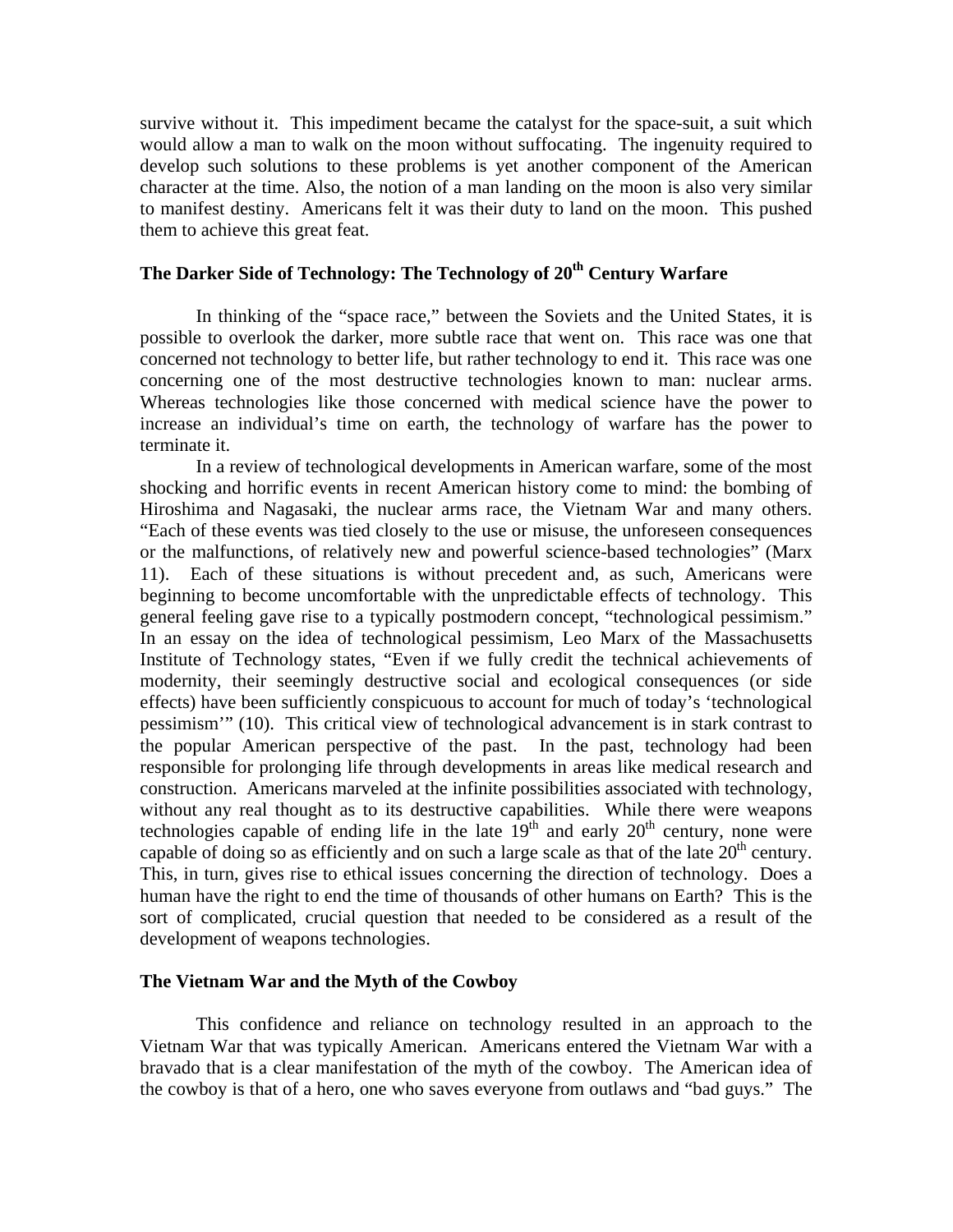survive without it. This impediment became the catalyst for the space-suit, a suit which would allow a man to walk on the moon without suffocating. The ingenuity required to develop such solutions to these problems is yet another component of the American character at the time. Also, the notion of a man landing on the moon is also very similar to manifest destiny. Americans felt it was their duty to land on the moon. This pushed them to achieve this great feat.

### The Darker Side of Technology: The Technology of 20th Century Warfare

In thinking of the "space race," between the Soviets and the United States, it is possible to overlook the darker, more subtle race that went on. This race was one that concerned not technology to better life, but rather technology to end it. This race was one concerning one of the most destructive technologies known to man: nuclear arms. Whereas technologies like those concerned with medical science have the power to increase an individual's time on earth, the technology of warfare has the power to terminate it.

In a review of technological developments in American warfare, some of the most shocking and horrific events in recent American history come to mind: the bombing of Hiroshima and Nagasaki, the nuclear arms race, the Vietnam War and many others. "Each of these events was tied closely to the use or misuse, the unforeseen consequences or the malfunctions, of relatively new and powerful science-based technologies" (Marx 11). Each of these situations is without precedent and, as such, Americans were beginning to become uncomfortable with the unpredictable effects of technology. This general feeling gave rise to a typically postmodern concept, "technological pessimism." In an essay on the idea of technological pessimism, Leo Marx of the Massachusetts Institute of Technology states, "Even if we fully credit the technical achievements of modernity, their seemingly destructive social and ecological consequences (or side effects) have been sufficiently conspicuous to account for much of today's 'technological pessimism'" (10). This critical view of technological advancement is in stark contrast to the popular American perspective of the past. In the past, technology had been responsible for prolonging life through developments in areas like medical research and construction. Americans marveled at the infinite possibilities associated with technology, without any real thought as to its destructive capabilities. While there were weapons technologies capable of ending life in the late 19th and early 20th century, none were capable of doing so as efficiently and on such a large scale as that of the late 20th century. This, in turn, gives rise to ethical issues concerning the direction of technology. Does a human have the right to end the time of thousands of other humans on Earth? This is the sort of complicated, crucial question that needed to be considered as a result of the development of weapons technologies.

### The Vietnam War and the Myth of the Cowboy

This confidence and reliance on technology resulted in an approach to the Vietnam War that was typically American. Americans entered the Vietnam War with a bravado that is a clear manifestation of the myth of the cowboy. The American idea of the cowboy is that of a hero, one who saves everyone from outlaws and "bad guys." The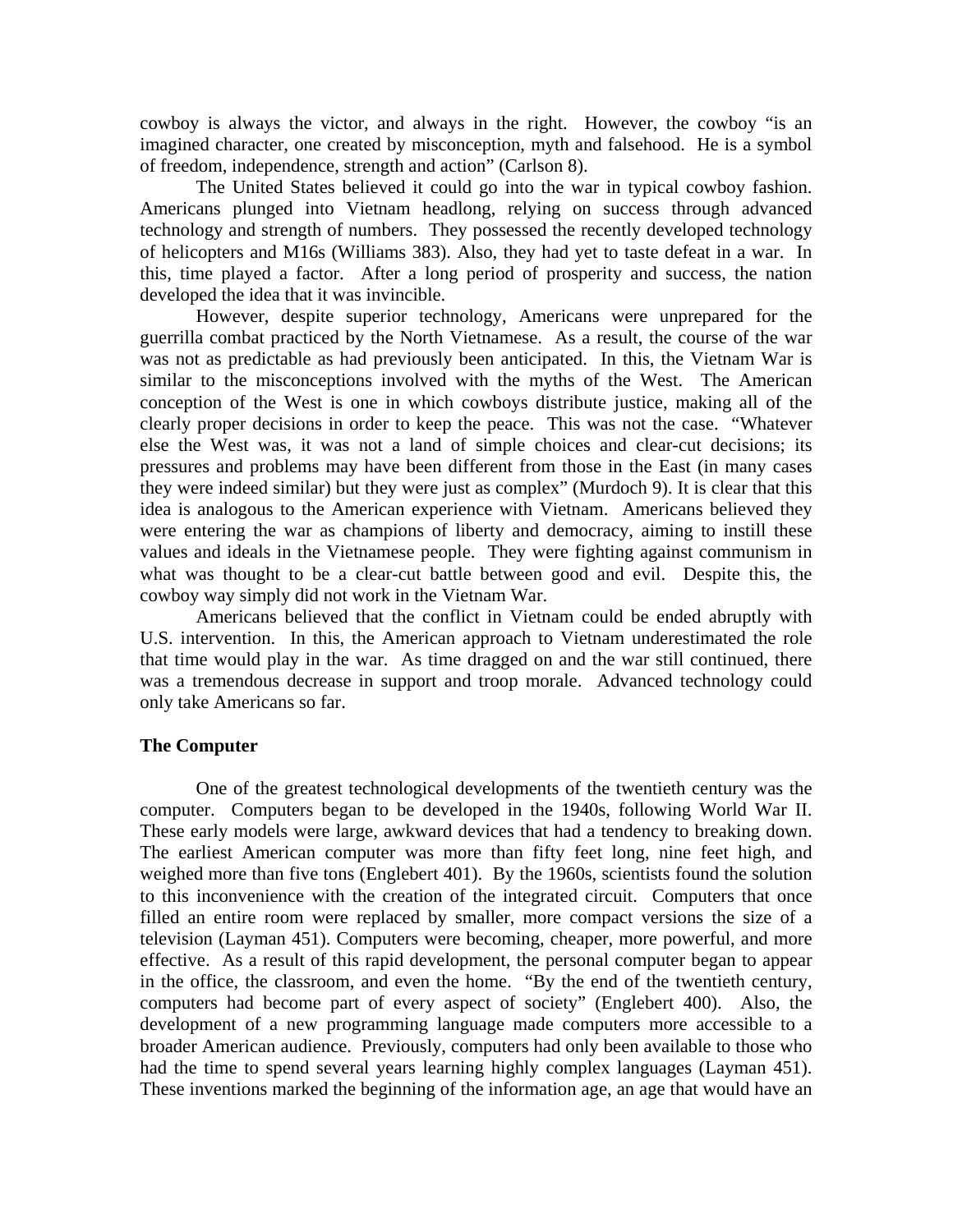cowboy is always the victor, and always in the right. However, the cowboy "is an imagined character, one created by misconception, myth and falsehood. He is a symbol of freedom, independence, strength and action" (Carlson 8).

The United States believed it could go into the war in typical cowboy fashion. Americans plunged into Vietnam headlong, relying on success through advanced technology and strength of numbers. They possessed the recently developed technology of helicopters and M16s (Williams 383). Also, they had yet to taste defeat in a war. In this, time played a factor. After a long period of prosperity and success, the nation developed the idea that it was invincible.

However, despite superior technology, Americans were unprepared for the guerrilla combat practiced by the North Vietnamese. As a result, the course of the war was not as predictable as had previously been anticipated. In this, the Vietnam War is similar to the misconceptions involved with the myths of the West. The American conception of the West is one in which cowboys distribute justice, making all of the clearly proper decisions in order to keep the peace. This was not the case. "Whatever else the West was, it was not a land of simple choices and clear-cut decisions; its pressures and problems may have been different from those in the East (in many cases they were indeed similar) but they were just as complex" (Murdoch 9). It is clear that this idea is analogous to the American experience with Vietnam. Americans believed they were entering the war as champions of liberty and democracy, aiming to instill these values and ideals in the Vietnamese people. They were fighting against communism in what was thought to be a clear-cut battle between good and evil. Despite this, the cowboy way simply did not work in the Vietnam War.

Americans believed that the conflict in Vietnam could be ended abruptly with U.S. intervention. In this, the American approach to Vietnam underestimated the role that time would play in the war. As time dragged on and the war still continued, there was a tremendous decrease in support and troop morale. Advanced technology could only take Americans so far.

**The Computer**

One of the greatest technological developments of the twentieth century was the computer. Computers began to be developed in the 1940s, following World War II. These early models were large, awkward devices that had a tendency to breaking down. The earliest American computer was more than fifty feet long, nine feet high, and weighed more than five tons (Englebert 401). By the 1960s, scientists found the solution to this inconvenience with the creation of the integrated circuit. Computers that once filled an entire room were replaced by smaller, more compact versions the size of a television (Layman 451). Computers were becoming, cheaper, more powerful, and more effective. As a result of this rapid development, the personal computer began to appear in the office, the classroom, and even the home. "By the end of the twentieth century, computers had become part of every aspect of society" (Englebert 400). Also, the development of a new programming language made computers more accessible to a broader American audience. Previously, computers had only been available to those who had the time to spend several years learning highly complex languages (Layman 451). These inventions marked the beginning of the information age, an age that would have an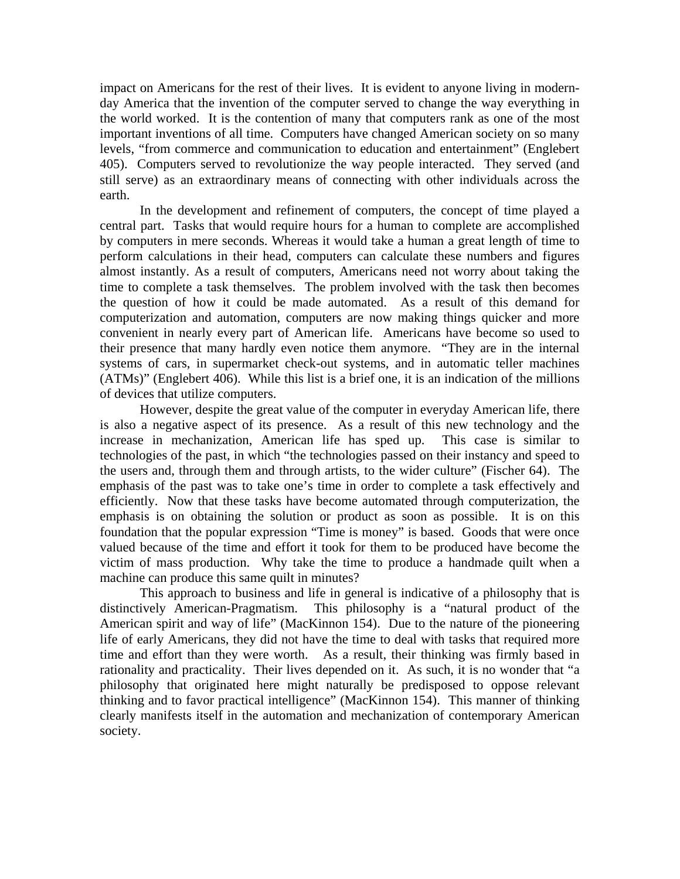impact on Americans for the rest of their lives. It is evident to anyone living in modern-day America that the invention of the computer served to change the way everything in the world worked. It is the contention of many that computers rank as one of the most important inventions of all time. Computers have changed American society on so many levels, "from commerce and communication to education and entertainment" (Englebert 405). Computers served to revolutionize the way people interacted. They served (and still serve) as an extraordinary means of connecting with other individuals across the earth.

In the development and refinement of computers, the concept of time played a central part. Tasks that would require hours for a human to complete are accomplished by computers in mere seconds. Whereas it would take a human a great length of time to perform calculations in their head, computers can calculate these numbers and figures almost instantly. As a result of computers, Americans need not worry about taking the time to complete a task themselves. The problem involved with the task then becomes the question of how it could be made automated. As a result of this demand for computerization and automation, computers are now making things quicker and more convenient in nearly every part of American life. Americans have become so used to their presence that many hardly even notice them anymore. "They are in the internal systems of cars, in supermarket check-out systems, and in automatic teller machines (ATMs)" (Englebert 406). While this list is a brief one, it is an indication of the millions of devices that utilize computers.

However, despite the great value of the computer in everyday American life, there is also a negative aspect of its presence. As a result of this new technology and the increase in mechanization, American life has sped up. This case is similar to technologies of the past, in which "the technologies passed on their instancy and speed to the users and, through them and through artists, to the wider culture" (Fischer 64). The emphasis of the past was to take one's time in order to complete a task effectively and efficiently. Now that these tasks have become automated through computerization, the emphasis is on obtaining the solution or product as soon as possible. It is on this foundation that the popular expression "Time is money" is based. Goods that were once valued because of the time and effort it took for them to be produced have become the victim of mass production. Why take the time to produce a handmade quilt when a machine can produce this same quilt in minutes?

This approach to business and life in general is indicative of a philosophy that is distinctively American-Pragmatism. This philosophy is a "natural product of the American spirit and way of life" (MacKinnon 154). Due to the nature of the pioneering life of early Americans, they did not have the time to deal with tasks that required more time and effort than they were worth. As a result, their thinking was firmly based in rationality and practicality. Their lives depended on it. As such, it is no wonder that "a philosophy that originated here might naturally be predisposed to oppose relevant thinking and to favor practical intelligence" (MacKinnon 154). This manner of thinking clearly manifests itself in the automation and mechanization of contemporary American society.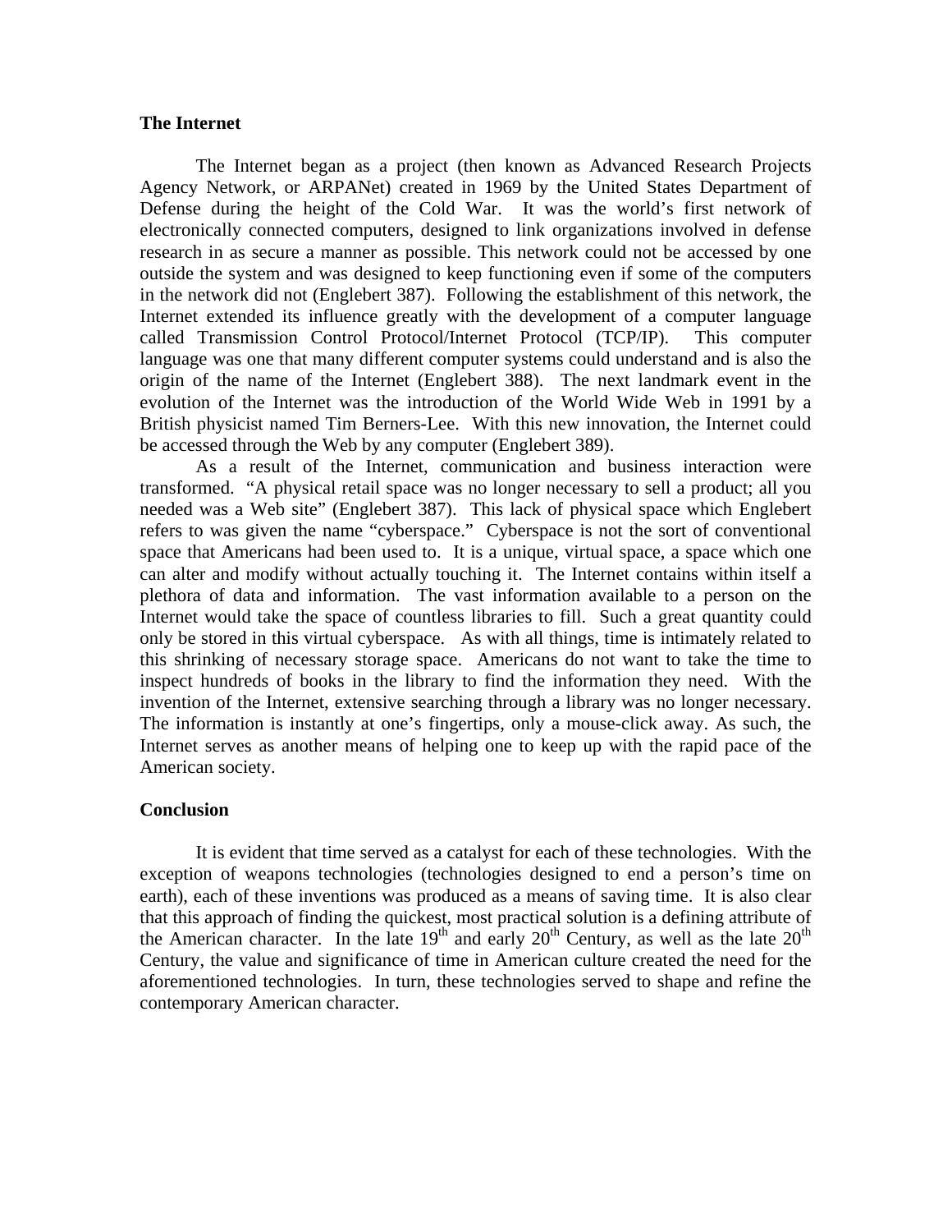**The Internet**

The Internet began as a project (then known as Advanced Research Projects Agency Network, or ARPANet) created in 1969 by the United States Department of Defense during the height of the Cold War. It was the world's first network of electronically connected computers, designed to link organizations involved in defense research in as secure a manner as possible. This network could not be accessed by one outside the system and was designed to keep functioning even if some of the computers in the network did not (Englebert 387). Following the establishment of this network, the Internet extended its influence greatly with the development of a computer language called Transmission Control Protocol/Internet Protocol (TCP/IP). This computer language was one that many different computer systems could understand and is also the origin of the name of the Internet (Englebert 388). The next landmark event in the evolution of the Internet was the introduction of the World Wide Web in 1991 by a British physicist named Tim Berners-Lee. With this new innovation, the Internet could be accessed through the Web by any computer (Englebert 389).

As a result of the Internet, communication and business interaction were transformed. "A physical retail space was no longer necessary to sell a product; all you needed was a Web site" (Englebert 387). This lack of physical space which Englebert refers to was given the name "cyberspace." Cyberspace is not the sort of conventional space that Americans had been used to. It is a unique, virtual space, a space which one can alter and modify without actually touching it. The Internet contains within itself a plethora of data and information. The vast information available to a person on the Internet would take the space of countless libraries to fill. Such a great quantity could only be stored in this virtual cyberspace. As with all things, time is intimately related to this shrinking of necessary storage space. Americans do not want to take the time to inspect hundreds of books in the library to find the information they need. With the invention of the Internet, extensive searching through a library was no longer necessary. The information is instantly at one's fingertips, only a mouse-click away. As such, the Internet serves as another means of helping one to keep up with the rapid pace of the American society.

**Conclusion**

It is evident that time served as a catalyst for each of these technologies. With the exception of weapons technologies (technologies designed to end a person's time on earth), each of these inventions was produced as a means of saving time. It is also clear that this approach of finding the quickest, most practical solution is a defining attribute of the American character. In the late 19th and early 20th Century, as well as the late 20th Century, the value and significance of time in American culture created the need for the aforementioned technologies. In turn, these technologies served to shape and refine the contemporary American character.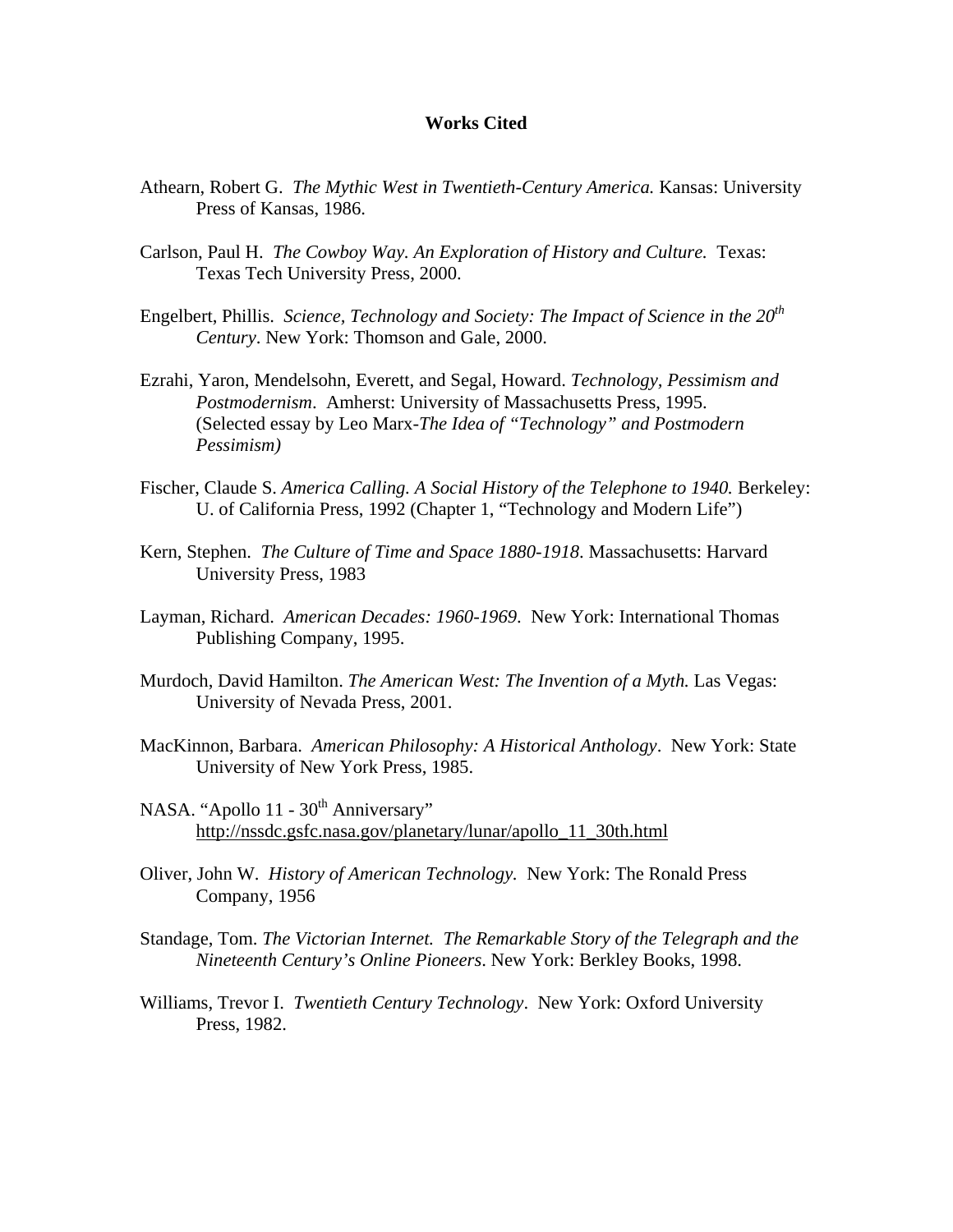**Works Cited**

Athearn, Robert G. *The Mythic West in Twentieth-Century America.* Kansas: University Press of Kansas, 1986.

Carlson, Paul H. *The Cowboy Way. An Exploration of History and Culture.* Texas: Texas Tech University Press, 2000.

Engelbert, Phillis. *Science, Technology and Society: The Impact of Science in the 20th Century*. New York: Thomson and Gale, 2000.

Ezrahi, Yaron, Mendelsohn, Everett, and Segal, Howard. *Technology, Pessimism and Postmodernism*. Amherst: University of Massachusetts Press, 1995. (Selected essay by Leo Marx-*The Idea of "Technology" and Postmodern Pessimism)*

Fischer, Claude S. *America Calling. A Social History of the Telephone to 1940.* Berkeley: U. of California Press, 1992 (Chapter 1, "Technology and Modern Life")

Kern, Stephen. *The Culture of Time and Space 1880-1918*. Massachusetts: Harvard University Press, 1983

Layman, Richard. *American Decades: 1960-1969*. New York: International Thomas Publishing Company, 1995.

Murdoch, David Hamilton. *The American West: The Invention of a Myth.* Las Vegas: University of Nevada Press, 2001.

MacKinnon, Barbara. *American Philosophy: A Historical Anthology*. New York: State University of New York Press, 1985.

NASA. "Apollo 11 - 30th Anniversary" http://nssdc.gsfc.nasa.gov/planetary/lunar/apollo_11_30th.html

Oliver, John W. *History of American Technology.* New York: The Ronald Press Company, 1956

Standage, Tom. *The Victorian Internet. The Remarkable Story of the Telegraph and the Nineteenth Century's Online Pioneers*. New York: Berkley Books, 1998.

Williams, Trevor I. *Twentieth Century Technology*. New York: Oxford University Press, 1982.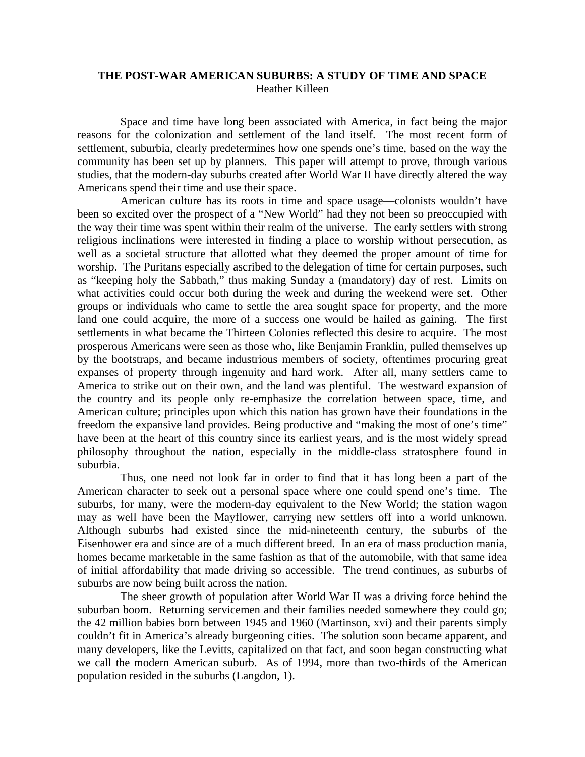## THE POST-WAR AMERICAN SUBURBS: A STUDY OF TIME AND SPACE

Heather Killeen

Space and time have long been associated with America, in fact being the major reasons for the colonization and settlement of the land itself. The most recent form of settlement, suburbia, clearly predetermines how one spends one's time, based on the way the community has been set up by planners. This paper will attempt to prove, through various studies, that the modern-day suburbs created after World War II have directly altered the way Americans spend their time and use their space.

American culture has its roots in time and space usage—colonists wouldn't have been so excited over the prospect of a "New World" had they not been so preoccupied with the way their time was spent within their realm of the universe. The early settlers with strong religious inclinations were interested in finding a place to worship without persecution, as well as a societal structure that allotted what they deemed the proper amount of time for worship. The Puritans especially ascribed to the delegation of time for certain purposes, such as "keeping holy the Sabbath," thus making Sunday a (mandatory) day of rest. Limits on what activities could occur both during the week and during the weekend were set. Other groups or individuals who came to settle the area sought space for property, and the more land one could acquire, the more of a success one would be hailed as gaining. The first settlements in what became the Thirteen Colonies reflected this desire to acquire. The most prosperous Americans were seen as those who, like Benjamin Franklin, pulled themselves up by the bootstraps, and became industrious members of society, oftentimes procuring great expanses of property through ingenuity and hard work. After all, many settlers came to America to strike out on their own, and the land was plentiful. The westward expansion of the country and its people only re-emphasize the correlation between space, time, and American culture; principles upon which this nation has grown have their foundations in the freedom the expansive land provides. Being productive and "making the most of one's time" have been at the heart of this country since its earliest years, and is the most widely spread philosophy throughout the nation, especially in the middle-class stratosphere found in suburbia.

Thus, one need not look far in order to find that it has long been a part of the American character to seek out a personal space where one could spend one's time. The suburbs, for many, were the modern-day equivalent to the New World; the station wagon may as well have been the Mayflower, carrying new settlers off into a world unknown. Although suburbs had existed since the mid-nineteenth century, the suburbs of the Eisenhower era and since are of a much different breed. In an era of mass production mania, homes became marketable in the same fashion as that of the automobile, with that same idea of initial affordability that made driving so accessible. The trend continues, as suburbs of suburbs are now being built across the nation.

The sheer growth of population after World War II was a driving force behind the suburban boom. Returning servicemen and their families needed somewhere they could go; the 42 million babies born between 1945 and 1960 (Martinson, xvi) and their parents simply couldn't fit in America's already burgeoning cities. The solution soon became apparent, and many developers, like the Levitts, capitalized on that fact, and soon began constructing what we call the modern American suburb. As of 1994, more than two-thirds of the American population resided in the suburbs (Langdon, 1).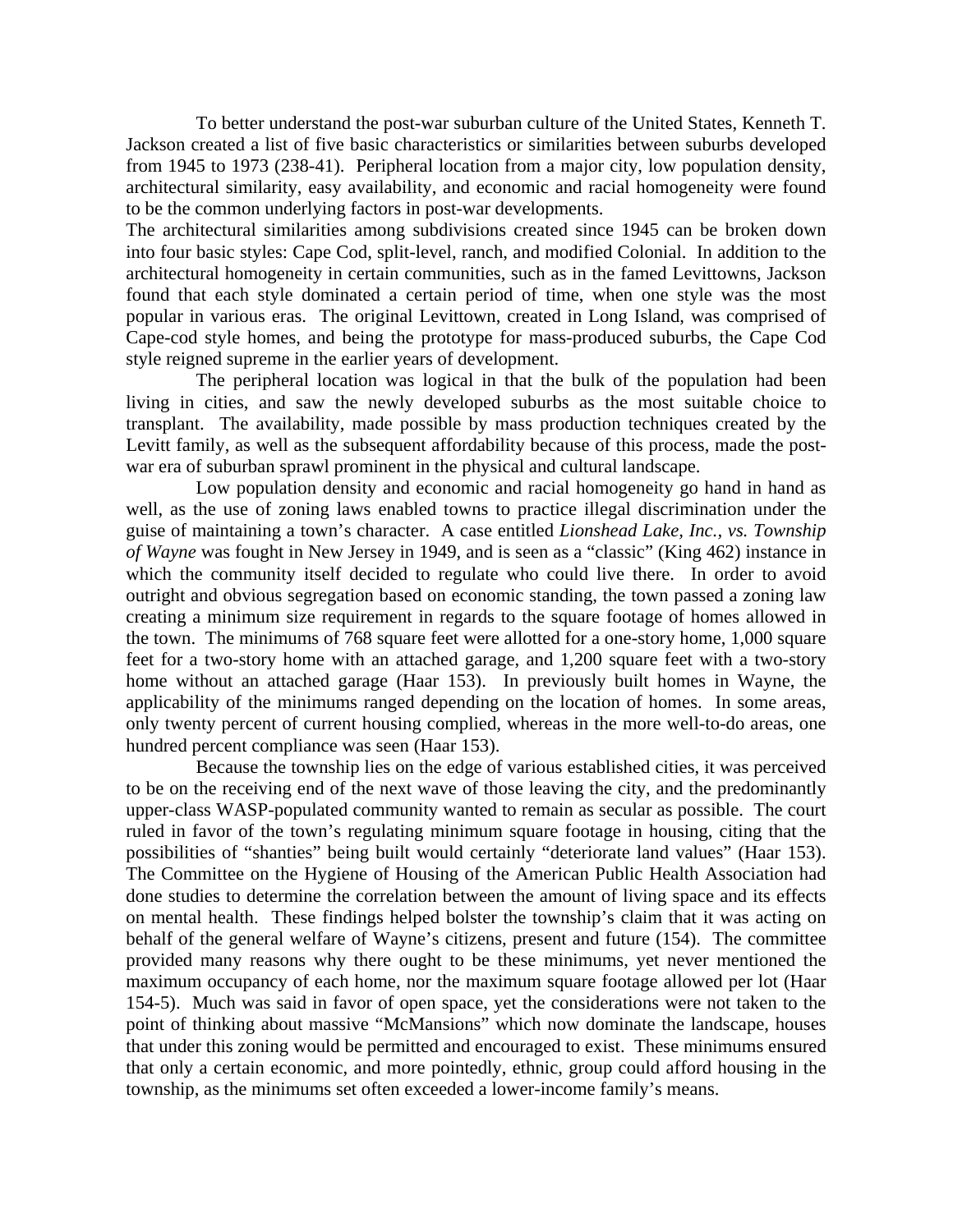To better understand the post-war suburban culture of the United States, Kenneth T. Jackson created a list of five basic characteristics or similarities between suburbs developed from 1945 to 1973 (238-41). Peripheral location from a major city, low population density, architectural similarity, easy availability, and economic and racial homogeneity were found to be the common underlying factors in post-war developments.

The architectural similarities among subdivisions created since 1945 can be broken down into four basic styles: Cape Cod, split-level, ranch, and modified Colonial. In addition to the architectural homogeneity in certain communities, such as in the famed Levittowns, Jackson found that each style dominated a certain period of time, when one style was the most popular in various eras. The original Levittown, created in Long Island, was comprised of Cape-cod style homes, and being the prototype for mass-produced suburbs, the Cape Cod style reigned supreme in the earlier years of development.

The peripheral location was logical in that the bulk of the population had been living in cities, and saw the newly developed suburbs as the most suitable choice to transplant. The availability, made possible by mass production techniques created by the Levitt family, as well as the subsequent affordability because of this process, made the post-war era of suburban sprawl prominent in the physical and cultural landscape.

Low population density and economic and racial homogeneity go hand in hand as well, as the use of zoning laws enabled towns to practice illegal discrimination under the guise of maintaining a town's character. A case entitled *Lionshead Lake, Inc., vs. Township of Wayne* was fought in New Jersey in 1949, and is seen as a "classic" (King 462) instance in which the community itself decided to regulate who could live there. In order to avoid outright and obvious segregation based on economic standing, the town passed a zoning law creating a minimum size requirement in regards to the square footage of homes allowed in the town. The minimums of 768 square feet were allotted for a one-story home, 1,000 square feet for a two-story home with an attached garage, and 1,200 square feet with a two-story home without an attached garage (Haar 153). In previously built homes in Wayne, the applicability of the minimums ranged depending on the location of homes. In some areas, only twenty percent of current housing complied, whereas in the more well-to-do areas, one hundred percent compliance was seen (Haar 153).

Because the township lies on the edge of various established cities, it was perceived to be on the receiving end of the next wave of those leaving the city, and the predominantly upper-class WASP-populated community wanted to remain as secular as possible. The court ruled in favor of the town's regulating minimum square footage in housing, citing that the possibilities of "shanties" being built would certainly "deteriorate land values" (Haar 153). The Committee on the Hygiene of Housing of the American Public Health Association had done studies to determine the correlation between the amount of living space and its effects on mental health. These findings helped bolster the township's claim that it was acting on behalf of the general welfare of Wayne's citizens, present and future (154). The committee provided many reasons why there ought to be these minimums, yet never mentioned the maximum occupancy of each home, nor the maximum square footage allowed per lot (Haar 154-5). Much was said in favor of open space, yet the considerations were not taken to the point of thinking about massive "McMansions" which now dominate the landscape, houses that under this zoning would be permitted and encouraged to exist. These minimums ensured that only a certain economic, and more pointedly, ethnic, group could afford housing in the township, as the minimums set often exceeded a lower-income family's means.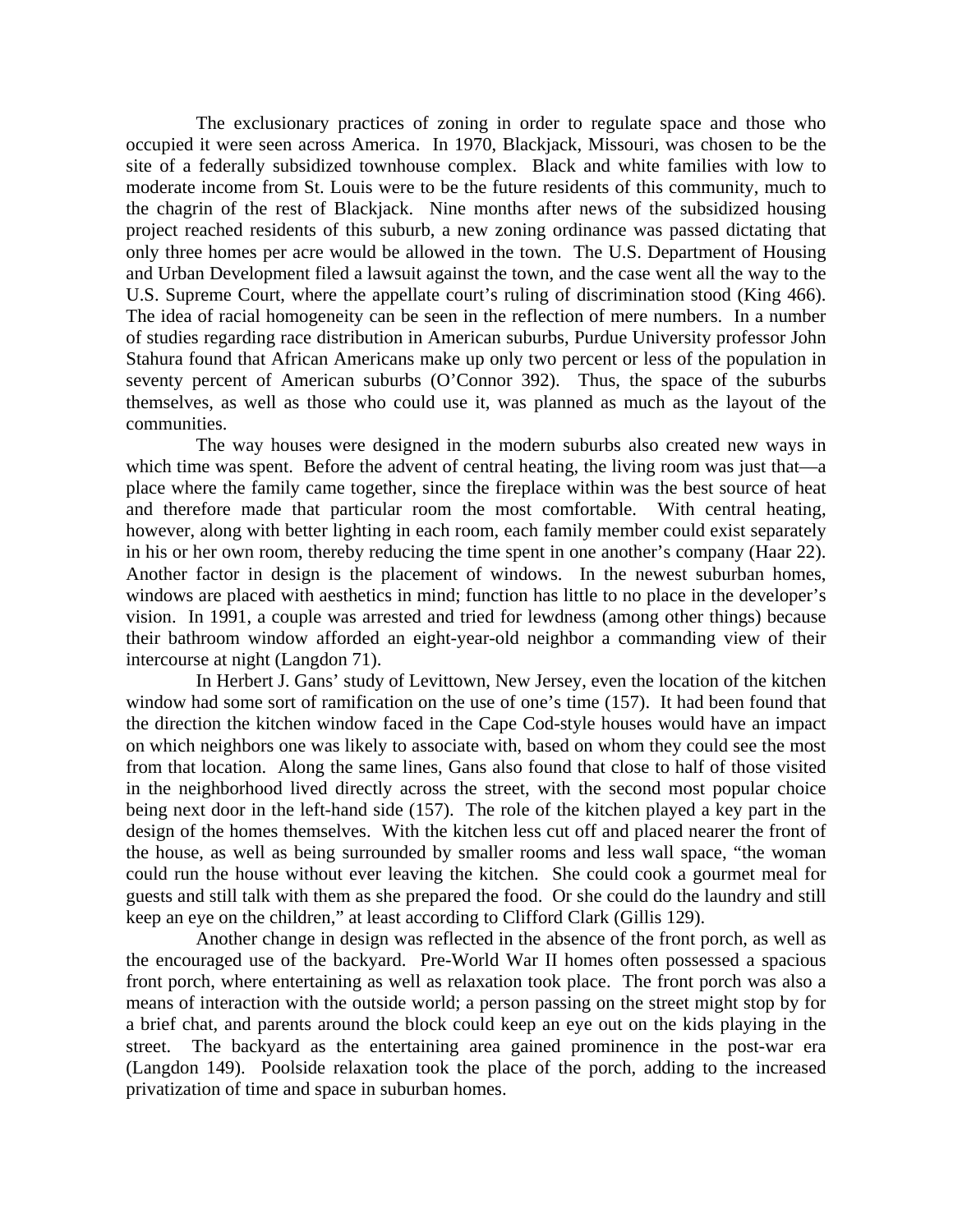The exclusionary practices of zoning in order to regulate space and those who occupied it were seen across America. In 1970, Blackjack, Missouri, was chosen to be the site of a federally subsidized townhouse complex. Black and white families with low to moderate income from St. Louis were to be the future residents of this community, much to the chagrin of the rest of Blackjack. Nine months after news of the subsidized housing project reached residents of this suburb, a new zoning ordinance was passed dictating that only three homes per acre would be allowed in the town. The U.S. Department of Housing and Urban Development filed a lawsuit against the town, and the case went all the way to the U.S. Supreme Court, where the appellate court's ruling of discrimination stood (King 466). The idea of racial homogeneity can be seen in the reflection of mere numbers. In a number of studies regarding race distribution in American suburbs, Purdue University professor John Stahura found that African Americans make up only two percent or less of the population in seventy percent of American suburbs (O'Connor 392). Thus, the space of the suburbs themselves, as well as those who could use it, was planned as much as the layout of the communities.

The way houses were designed in the modern suburbs also created new ways in which time was spent. Before the advent of central heating, the living room was just that—a place where the family came together, since the fireplace within was the best source of heat and therefore made that particular room the most comfortable. With central heating, however, along with better lighting in each room, each family member could exist separately in his or her own room, thereby reducing the time spent in one another's company (Haar 22). Another factor in design is the placement of windows. In the newest suburban homes, windows are placed with aesthetics in mind; function has little to no place in the developer's vision. In 1991, a couple was arrested and tried for lewdness (among other things) because their bathroom window afforded an eight-year-old neighbor a commanding view of their intercourse at night (Langdon 71).

In Herbert J. Gans' study of Levittown, New Jersey, even the location of the kitchen window had some sort of ramification on the use of one's time (157). It had been found that the direction the kitchen window faced in the Cape Cod-style houses would have an impact on which neighbors one was likely to associate with, based on whom they could see the most from that location. Along the same lines, Gans also found that close to half of those visited in the neighborhood lived directly across the street, with the second most popular choice being next door in the left-hand side (157). The role of the kitchen played a key part in the design of the homes themselves. With the kitchen less cut off and placed nearer the front of the house, as well as being surrounded by smaller rooms and less wall space, "the woman could run the house without ever leaving the kitchen. She could cook a gourmet meal for guests and still talk with them as she prepared the food. Or she could do the laundry and still keep an eye on the children," at least according to Clifford Clark (Gillis 129).

Another change in design was reflected in the absence of the front porch, as well as the encouraged use of the backyard. Pre-World War II homes often possessed a spacious front porch, where entertaining as well as relaxation took place. The front porch was also a means of interaction with the outside world; a person passing on the street might stop by for a brief chat, and parents around the block could keep an eye out on the kids playing in the street. The backyard as the entertaining area gained prominence in the post-war era (Langdon 149). Poolside relaxation took the place of the porch, adding to the increased privatization of time and space in suburban homes.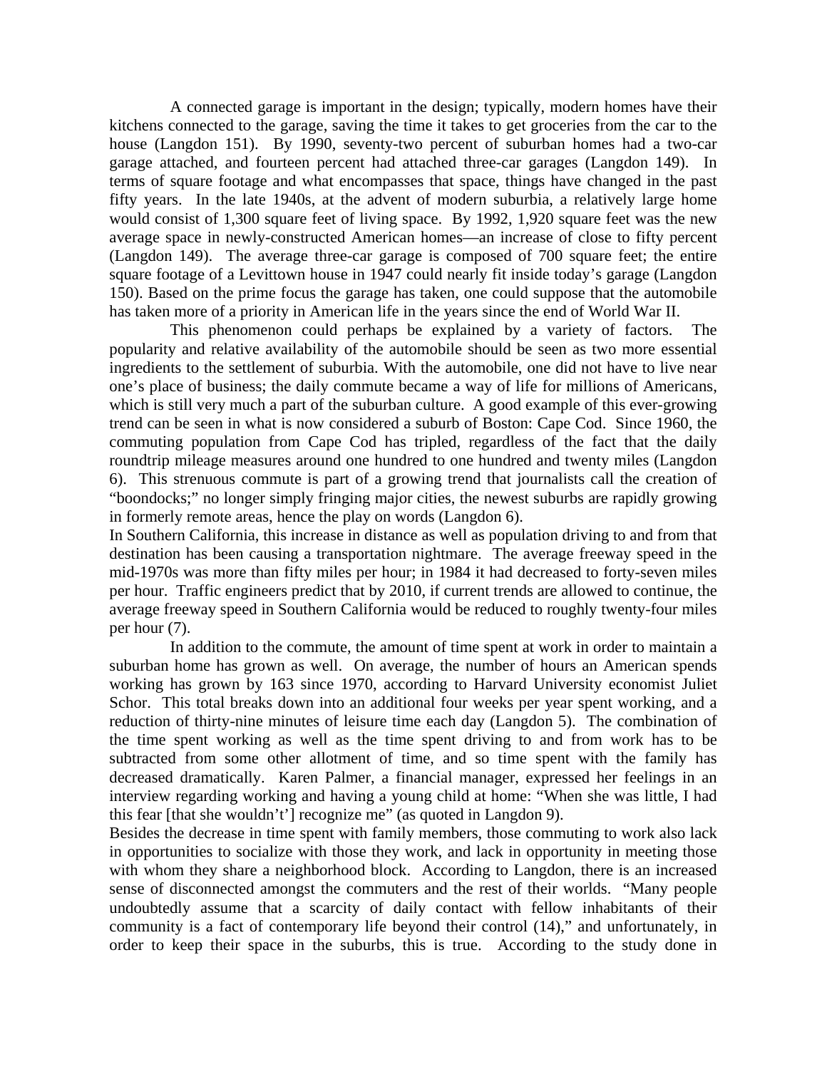A connected garage is important in the design; typically, modern homes have their kitchens connected to the garage, saving the time it takes to get groceries from the car to the house (Langdon 151). By 1990, seventy-two percent of suburban homes had a two-car garage attached, and fourteen percent had attached three-car garages (Langdon 149). In terms of square footage and what encompasses that space, things have changed in the past fifty years. In the late 1940s, at the advent of modern suburbia, a relatively large home would consist of 1,300 square feet of living space. By 1992, 1,920 square feet was the new average space in newly-constructed American homes—an increase of close to fifty percent (Langdon 149). The average three-car garage is composed of 700 square feet; the entire square footage of a Levittown house in 1947 could nearly fit inside today's garage (Langdon 150). Based on the prime focus the garage has taken, one could suppose that the automobile has taken more of a priority in American life in the years since the end of World War II.

This phenomenon could perhaps be explained by a variety of factors. The popularity and relative availability of the automobile should be seen as two more essential ingredients to the settlement of suburbia. With the automobile, one did not have to live near one's place of business; the daily commute became a way of life for millions of Americans, which is still very much a part of the suburban culture. A good example of this ever-growing trend can be seen in what is now considered a suburb of Boston: Cape Cod. Since 1960, the commuting population from Cape Cod has tripled, regardless of the fact that the daily roundtrip mileage measures around one hundred to one hundred and twenty miles (Langdon 6). This strenuous commute is part of a growing trend that journalists call the creation of "boondocks;" no longer simply fringing major cities, the newest suburbs are rapidly growing in formerly remote areas, hence the play on words (Langdon 6).

In Southern California, this increase in distance as well as population driving to and from that destination has been causing a transportation nightmare. The average freeway speed in the mid-1970s was more than fifty miles per hour; in 1984 it had decreased to forty-seven miles per hour. Traffic engineers predict that by 2010, if current trends are allowed to continue, the average freeway speed in Southern California would be reduced to roughly twenty-four miles per hour (7).

In addition to the commute, the amount of time spent at work in order to maintain a suburban home has grown as well. On average, the number of hours an American spends working has grown by 163 since 1970, according to Harvard University economist Juliet Schor. This total breaks down into an additional four weeks per year spent working, and a reduction of thirty-nine minutes of leisure time each day (Langdon 5). The combination of the time spent working as well as the time spent driving to and from work has to be subtracted from some other allotment of time, and so time spent with the family has decreased dramatically. Karen Palmer, a financial manager, expressed her feelings in an interview regarding working and having a young child at home: "When she was little, I had this fear [that she wouldn't'] recognize me" (as quoted in Langdon 9).

Besides the decrease in time spent with family members, those commuting to work also lack in opportunities to socialize with those they work, and lack in opportunity in meeting those with whom they share a neighborhood block. According to Langdon, there is an increased sense of disconnected amongst the commuters and the rest of their worlds. "Many people undoubtedly assume that a scarcity of daily contact with fellow inhabitants of their community is a fact of contemporary life beyond their control (14)," and unfortunately, in order to keep their space in the suburbs, this is true. According to the study done in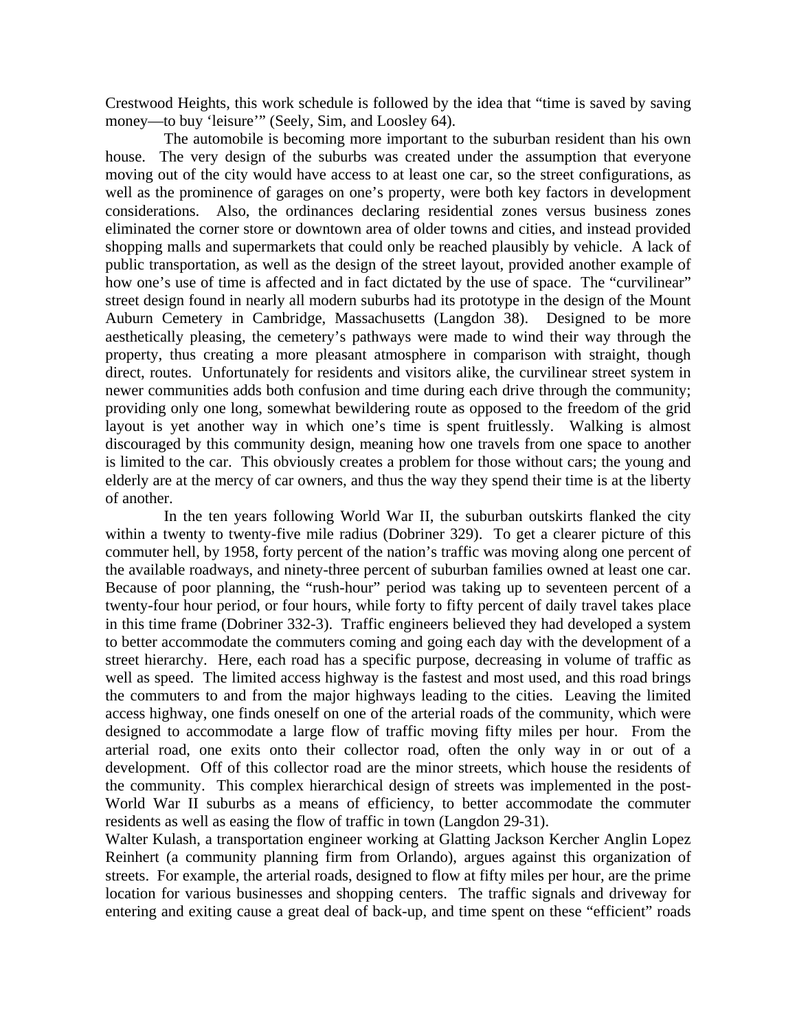Crestwood Heights, this work schedule is followed by the idea that "time is saved by saving money—to buy 'leisure'" (Seely, Sim, and Loosley 64).

The automobile is becoming more important to the suburban resident than his own house. The very design of the suburbs was created under the assumption that everyone moving out of the city would have access to at least one car, so the street configurations, as well as the prominence of garages on one's property, were both key factors in development considerations. Also, the ordinances declaring residential zones versus business zones eliminated the corner store or downtown area of older towns and cities, and instead provided shopping malls and supermarkets that could only be reached plausibly by vehicle. A lack of public transportation, as well as the design of the street layout, provided another example of how one's use of time is affected and in fact dictated by the use of space. The "curvilinear" street design found in nearly all modern suburbs had its prototype in the design of the Mount Auburn Cemetery in Cambridge, Massachusetts (Langdon 38). Designed to be more aesthetically pleasing, the cemetery's pathways were made to wind their way through the property, thus creating a more pleasant atmosphere in comparison with straight, though direct, routes. Unfortunately for residents and visitors alike, the curvilinear street system in newer communities adds both confusion and time during each drive through the community; providing only one long, somewhat bewildering route as opposed to the freedom of the grid layout is yet another way in which one's time is spent fruitlessly. Walking is almost discouraged by this community design, meaning how one travels from one space to another is limited to the car. This obviously creates a problem for those without cars; the young and elderly are at the mercy of car owners, and thus the way they spend their time is at the liberty of another.

In the ten years following World War II, the suburban outskirts flanked the city within a twenty to twenty-five mile radius (Dobriner 329). To get a clearer picture of this commuter hell, by 1958, forty percent of the nation's traffic was moving along one percent of the available roadways, and ninety-three percent of suburban families owned at least one car. Because of poor planning, the "rush-hour" period was taking up to seventeen percent of a twenty-four hour period, or four hours, while forty to fifty percent of daily travel takes place in this time frame (Dobriner 332-3). Traffic engineers believed they had developed a system to better accommodate the commuters coming and going each day with the development of a street hierarchy. Here, each road has a specific purpose, decreasing in volume of traffic as well as speed. The limited access highway is the fastest and most used, and this road brings the commuters to and from the major highways leading to the cities. Leaving the limited access highway, one finds oneself on one of the arterial roads of the community, which were designed to accommodate a large flow of traffic moving fifty miles per hour. From the arterial road, one exits onto their collector road, often the only way in or out of a development. Off of this collector road are the minor streets, which house the residents of the community. This complex hierarchical design of streets was implemented in the post-World War II suburbs as a means of efficiency, to better accommodate the commuter residents as well as easing the flow of traffic in town (Langdon 29-31).

Walter Kulash, a transportation engineer working at Glatting Jackson Kercher Anglin Lopez Reinhert (a community planning firm from Orlando), argues against this organization of streets. For example, the arterial roads, designed to flow at fifty miles per hour, are the prime location for various businesses and shopping centers. The traffic signals and driveway for entering and exiting cause a great deal of back-up, and time spent on these "efficient" roads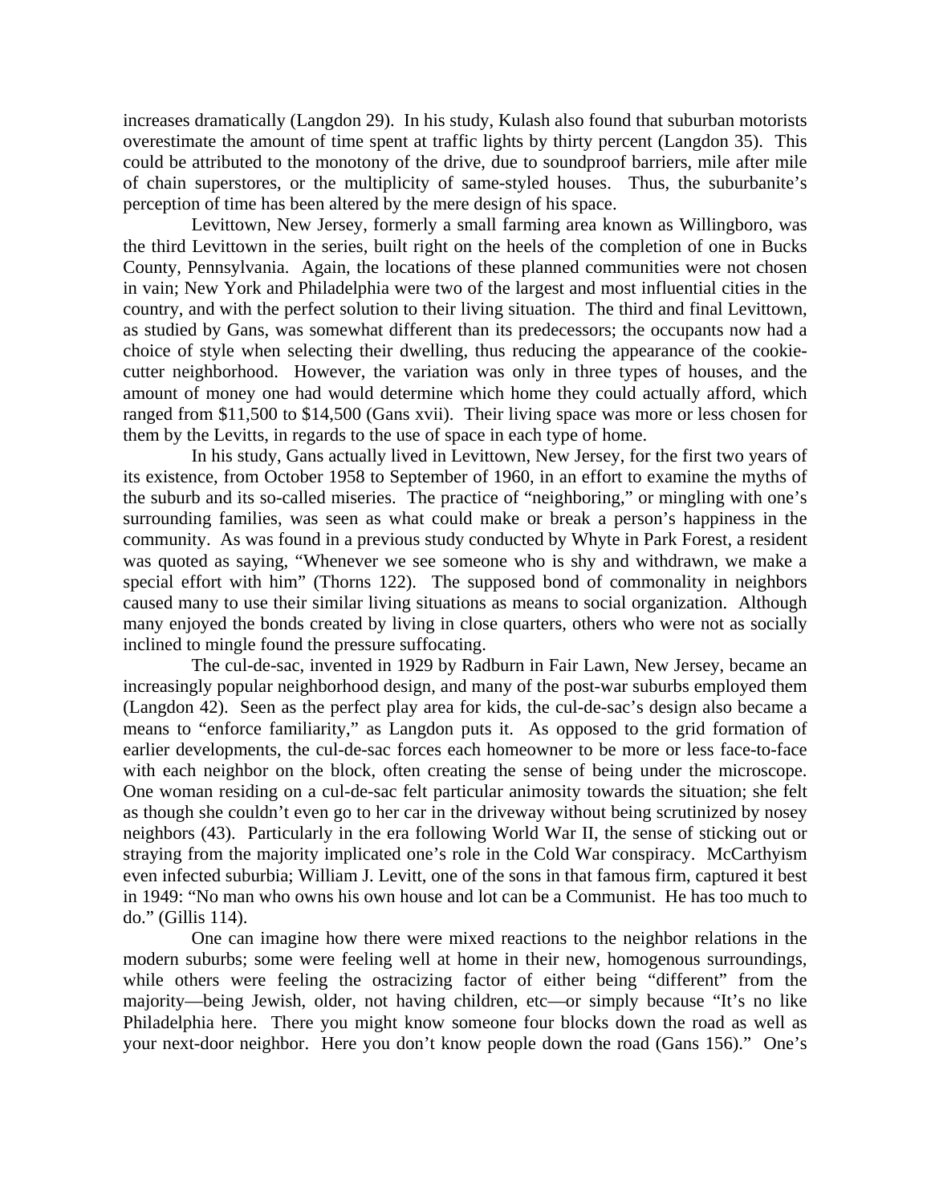increases dramatically (Langdon 29). In his study, Kulash also found that suburban motorists overestimate the amount of time spent at traffic lights by thirty percent (Langdon 35). This could be attributed to the monotony of the drive, due to soundproof barriers, mile after mile of chain superstores, or the multiplicity of same-styled houses. Thus, the suburbanite's perception of time has been altered by the mere design of his space.

Levittown, New Jersey, formerly a small farming area known as Willingboro, was the third Levittown in the series, built right on the heels of the completion of one in Bucks County, Pennsylvania. Again, the locations of these planned communities were not chosen in vain; New York and Philadelphia were two of the largest and most influential cities in the country, and with the perfect solution to their living situation. The third and final Levittown, as studied by Gans, was somewhat different than its predecessors; the occupants now had a choice of style when selecting their dwelling, thus reducing the appearance of the cookie-cutter neighborhood. However, the variation was only in three types of houses, and the amount of money one had would determine which home they could actually afford, which ranged from $11,500 to $14,500 (Gans xvii). Their living space was more or less chosen for them by the Levitts, in regards to the use of space in each type of home.

In his study, Gans actually lived in Levittown, New Jersey, for the first two years of its existence, from October 1958 to September of 1960, in an effort to examine the myths of the suburb and its so-called miseries. The practice of "neighboring," or mingling with one's surrounding families, was seen as what could make or break a person's happiness in the community. As was found in a previous study conducted by Whyte in Park Forest, a resident was quoted as saying, "Whenever we see someone who is shy and withdrawn, we make a special effort with him" (Thorns 122). The supposed bond of commonality in neighbors caused many to use their similar living situations as means to social organization. Although many enjoyed the bonds created by living in close quarters, others who were not as socially inclined to mingle found the pressure suffocating.

The cul-de-sac, invented in 1929 by Radburn in Fair Lawn, New Jersey, became an increasingly popular neighborhood design, and many of the post-war suburbs employed them (Langdon 42). Seen as the perfect play area for kids, the cul-de-sac's design also became a means to "enforce familiarity," as Langdon puts it. As opposed to the grid formation of earlier developments, the cul-de-sac forces each homeowner to be more or less face-to-face with each neighbor on the block, often creating the sense of being under the microscope. One woman residing on a cul-de-sac felt particular animosity towards the situation; she felt as though she couldn't even go to her car in the driveway without being scrutinized by nosey neighbors (43). Particularly in the era following World War II, the sense of sticking out or straying from the majority implicated one's role in the Cold War conspiracy. McCarthyism even infected suburbia; William J. Levitt, one of the sons in that famous firm, captured it best in 1949: "No man who owns his own house and lot can be a Communist. He has too much to do." (Gillis 114).

One can imagine how there were mixed reactions to the neighbor relations in the modern suburbs; some were feeling well at home in their new, homogenous surroundings, while others were feeling the ostracizing factor of either being "different" from the majority—being Jewish, older, not having children, etc—or simply because "It's no like Philadelphia here. There you might know someone four blocks down the road as well as your next-door neighbor. Here you don't know people down the road (Gans 156)." One's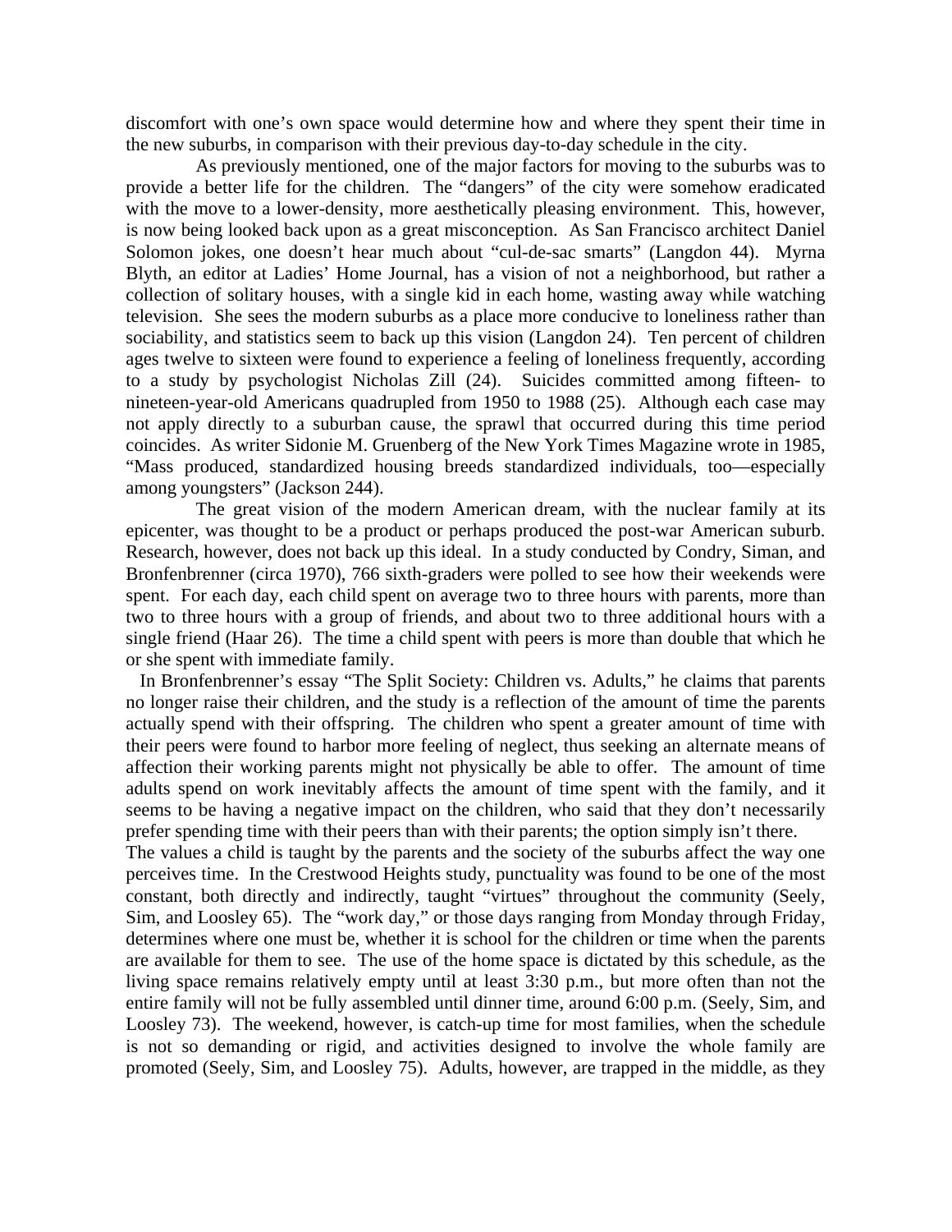discomfort with one's own space would determine how and where they spent their time in the new suburbs, in comparison with their previous day-to-day schedule in the city.

As previously mentioned, one of the major factors for moving to the suburbs was to provide a better life for the children. The "dangers" of the city were somehow eradicated with the move to a lower-density, more aesthetically pleasing environment. This, however, is now being looked back upon as a great misconception. As San Francisco architect Daniel Solomon jokes, one doesn't hear much about "cul-de-sac smarts" (Langdon 44). Myrna Blyth, an editor at Ladies' Home Journal, has a vision of not a neighborhood, but rather a collection of solitary houses, with a single kid in each home, wasting away while watching television. She sees the modern suburbs as a place more conducive to loneliness rather than sociability, and statistics seem to back up this vision (Langdon 24). Ten percent of children ages twelve to sixteen were found to experience a feeling of loneliness frequently, according to a study by psychologist Nicholas Zill (24). Suicides committed among fifteen- to nineteen-year-old Americans quadrupled from 1950 to 1988 (25). Although each case may not apply directly to a suburban cause, the sprawl that occurred during this time period coincides. As writer Sidonie M. Gruenberg of the New York Times Magazine wrote in 1985, "Mass produced, standardized housing breeds standardized individuals, too—especially among youngsters" (Jackson 244).

The great vision of the modern American dream, with the nuclear family at its epicenter, was thought to be a product or perhaps produced the post-war American suburb. Research, however, does not back up this ideal. In a study conducted by Condry, Siman, and Bronfenbrenner (circa 1970), 766 sixth-graders were polled to see how their weekends were spent. For each day, each child spent on average two to three hours with parents, more than two to three hours with a group of friends, and about two to three additional hours with a single friend (Haar 26). The time a child spent with peers is more than double that which he or she spent with immediate family.

In Bronfenbrenner's essay "The Split Society: Children vs. Adults," he claims that parents no longer raise their children, and the study is a reflection of the amount of time the parents actually spend with their offspring. The children who spent a greater amount of time with their peers were found to harbor more feeling of neglect, thus seeking an alternate means of affection their working parents might not physically be able to offer. The amount of time adults spend on work inevitably affects the amount of time spent with the family, and it seems to be having a negative impact on the children, who said that they don't necessarily prefer spending time with their peers than with their parents; the option simply isn't there.

The values a child is taught by the parents and the society of the suburbs affect the way one perceives time. In the Crestwood Heights study, punctuality was found to be one of the most constant, both directly and indirectly, taught "virtues" throughout the community (Seely, Sim, and Loosley 65). The "work day," or those days ranging from Monday through Friday, determines where one must be, whether it is school for the children or time when the parents are available for them to see. The use of the home space is dictated by this schedule, as the living space remains relatively empty until at least 3:30 p.m., but more often than not the entire family will not be fully assembled until dinner time, around 6:00 p.m. (Seely, Sim, and Loosley 73). The weekend, however, is catch-up time for most families, when the schedule is not so demanding or rigid, and activities designed to involve the whole family are promoted (Seely, Sim, and Loosley 75). Adults, however, are trapped in the middle, as they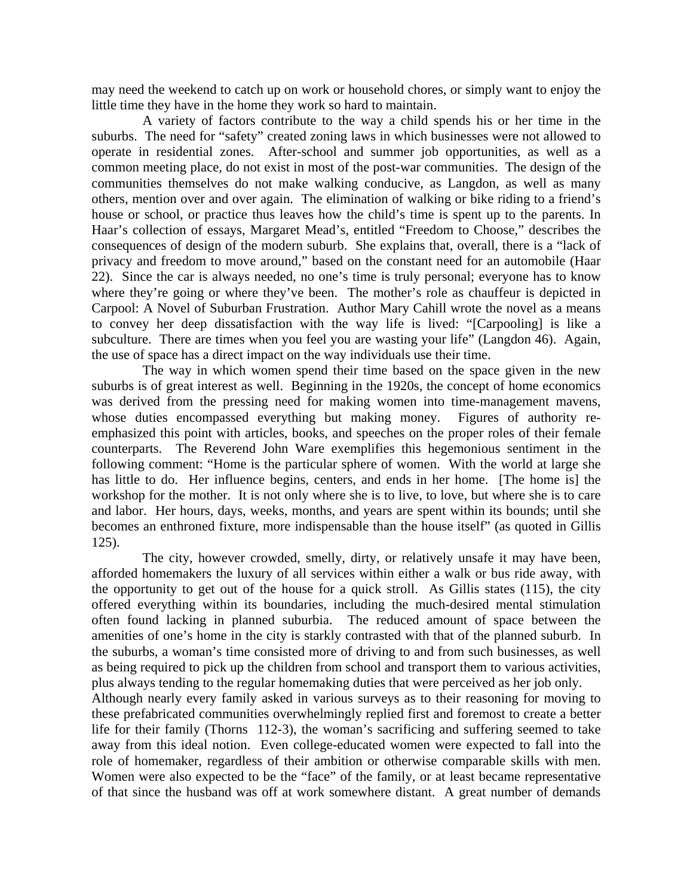may need the weekend to catch up on work or household chores, or simply want to enjoy the little time they have in the home they work so hard to maintain.

A variety of factors contribute to the way a child spends his or her time in the suburbs. The need for "safety" created zoning laws in which businesses were not allowed to operate in residential zones. After-school and summer job opportunities, as well as a common meeting place, do not exist in most of the post-war communities. The design of the communities themselves do not make walking conducive, as Langdon, as well as many others, mention over and over again. The elimination of walking or bike riding to a friend's house or school, or practice thus leaves how the child's time is spent up to the parents. In Haar's collection of essays, Margaret Mead's, entitled "Freedom to Choose," describes the consequences of design of the modern suburb. She explains that, overall, there is a "lack of privacy and freedom to move around," based on the constant need for an automobile (Haar 22). Since the car is always needed, no one's time is truly personal; everyone has to know where they're going or where they've been. The mother's role as chauffeur is depicted in Carpool: A Novel of Suburban Frustration. Author Mary Cahill wrote the novel as a means to convey her deep dissatisfaction with the way life is lived: "[Carpooling] is like a subculture. There are times when you feel you are wasting your life" (Langdon 46). Again, the use of space has a direct impact on the way individuals use their time.

The way in which women spend their time based on the space given in the new suburbs is of great interest as well. Beginning in the 1920s, the concept of home economics was derived from the pressing need for making women into time-management mavens, whose duties encompassed everything but making money. Figures of authority re-emphasized this point with articles, books, and speeches on the proper roles of their female counterparts. The Reverend John Ware exemplifies this hegemonious sentiment in the following comment: "Home is the particular sphere of women. With the world at large she has little to do. Her influence begins, centers, and ends in her home. [The home is] the workshop for the mother. It is not only where she is to live, to love, but where she is to care and labor. Her hours, days, weeks, months, and years are spent within its bounds; until she becomes an enthroned fixture, more indispensable than the house itself" (as quoted in Gillis 125).

The city, however crowded, smelly, dirty, or relatively unsafe it may have been, afforded homemakers the luxury of all services within either a walk or bus ride away, with the opportunity to get out of the house for a quick stroll. As Gillis states (115), the city offered everything within its boundaries, including the much-desired mental stimulation often found lacking in planned suburbia. The reduced amount of space between the amenities of one's home in the city is starkly contrasted with that of the planned suburb. In the suburbs, a woman's time consisted more of driving to and from such businesses, as well as being required to pick up the children from school and transport them to various activities, plus always tending to the regular homemaking duties that were perceived as her job only.

Although nearly every family asked in various surveys as to their reasoning for moving to these prefabricated communities overwhelmingly replied first and foremost to create a better life for their family (Thorns 112-3), the woman's sacrificing and suffering seemed to take away from this ideal notion. Even college-educated women were expected to fall into the role of homemaker, regardless of their ambition or otherwise comparable skills with men. Women were also expected to be the "face" of the family, or at least became representative of that since the husband was off at work somewhere distant. A great number of demands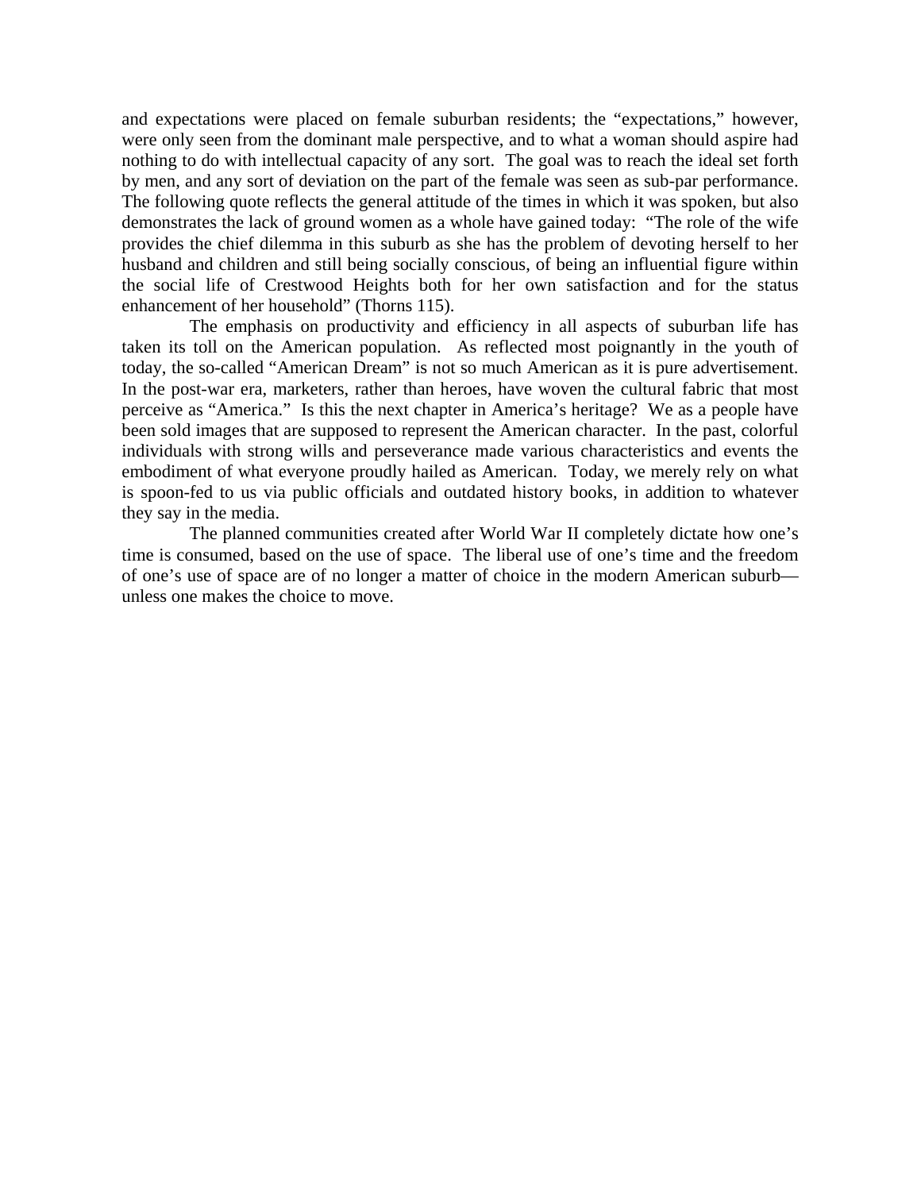and expectations were placed on female suburban residents; the "expectations," however, were only seen from the dominant male perspective, and to what a woman should aspire had nothing to do with intellectual capacity of any sort. The goal was to reach the ideal set forth by men, and any sort of deviation on the part of the female was seen as sub-par performance. The following quote reflects the general attitude of the times in which it was spoken, but also demonstrates the lack of ground women as a whole have gained today: "The role of the wife provides the chief dilemma in this suburb as she has the problem of devoting herself to her husband and children and still being socially conscious, of being an influential figure within the social life of Crestwood Heights both for her own satisfaction and for the status enhancement of her household" (Thorns 115).

The emphasis on productivity and efficiency in all aspects of suburban life has taken its toll on the American population. As reflected most poignantly in the youth of today, the so-called "American Dream" is not so much American as it is pure advertisement. In the post-war era, marketers, rather than heroes, have woven the cultural fabric that most perceive as "America." Is this the next chapter in America's heritage? We as a people have been sold images that are supposed to represent the American character. In the past, colorful individuals with strong wills and perseverance made various characteristics and events the embodiment of what everyone proudly hailed as American. Today, we merely rely on what is spoon-fed to us via public officials and outdated history books, in addition to whatever they say in the media.

The planned communities created after World War II completely dictate how one's time is consumed, based on the use of space. The liberal use of one's time and the freedom of one's use of space are of no longer a matter of choice in the modern American suburb—unless one makes the choice to move.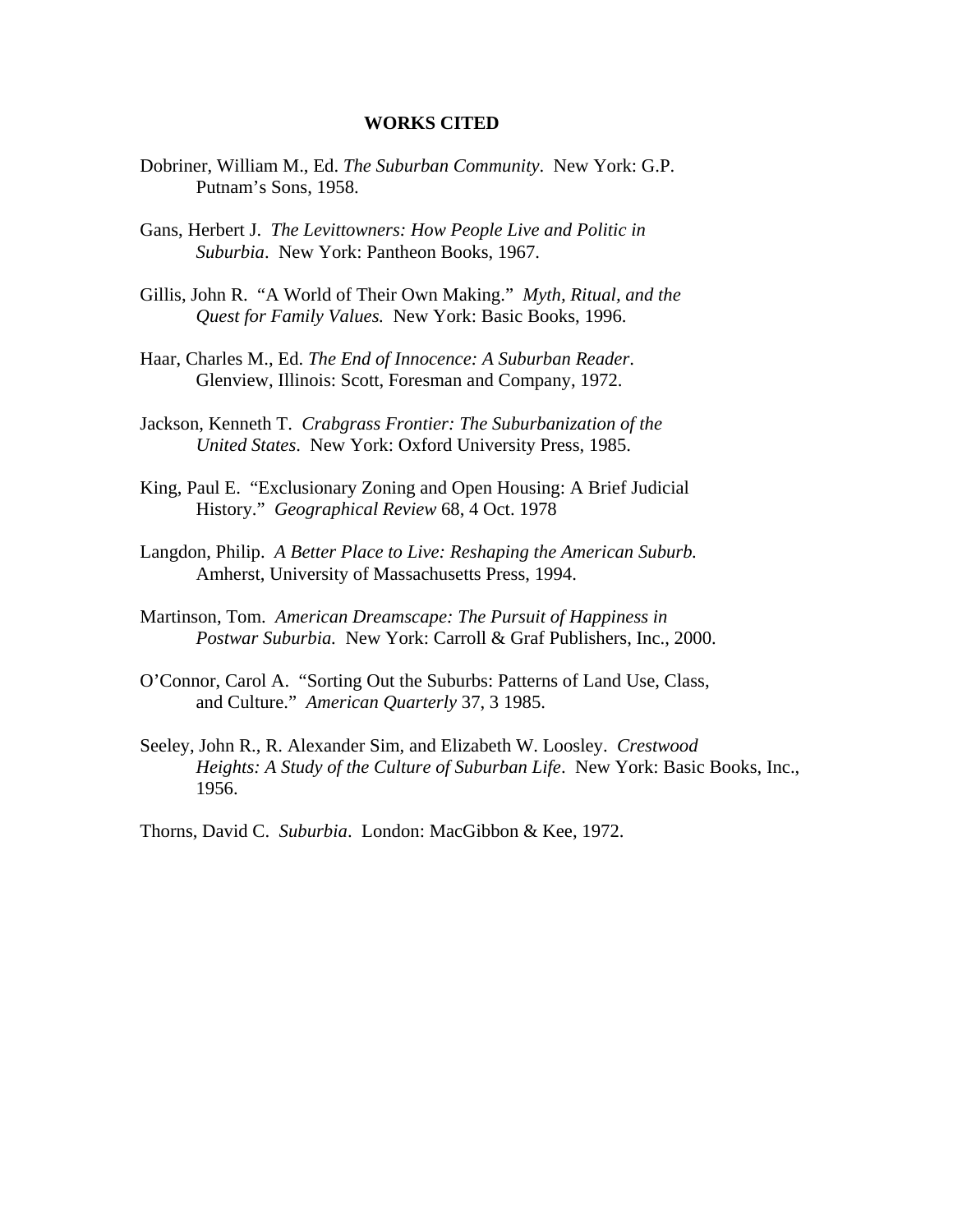## WORKS CITED

Dobriner, William M., Ed. *The Suburban Community*. New York: G.P. Putnam's Sons, 1958.

Gans, Herbert J. *The Levittowners: How People Live and Politic in Suburbia*. New York: Pantheon Books, 1967.

Gillis, John R. "A World of Their Own Making." *Myth, Ritual, and the Quest for Family Values.* New York: Basic Books, 1996.

Haar, Charles M., Ed. *The End of Innocence: A Suburban Reader*. Glenview, Illinois: Scott, Foresman and Company, 1972.

Jackson, Kenneth T. *Crabgrass Frontier: The Suburbanization of the United States*. New York: Oxford University Press, 1985.

King, Paul E. "Exclusionary Zoning and Open Housing: A Brief Judicial History." *Geographical Review* 68, 4 Oct. 1978

Langdon, Philip. *A Better Place to Live: Reshaping the American Suburb.* Amherst, University of Massachusetts Press, 1994.

Martinson, Tom. *American Dreamscape: The Pursuit of Happiness in Postwar Suburbia.* New York: Carroll & Graf Publishers, Inc., 2000.

O'Connor, Carol A. "Sorting Out the Suburbs: Patterns of Land Use, Class, and Culture." *American Quarterly* 37, 3 1985.

Seeley, John R., R. Alexander Sim, and Elizabeth W. Loosley. *Crestwood Heights: A Study of the Culture of Suburban Life*. New York: Basic Books, Inc., 1956.

Thorns, David C. *Suburbia*. London: MacGibbon & Kee, 1972.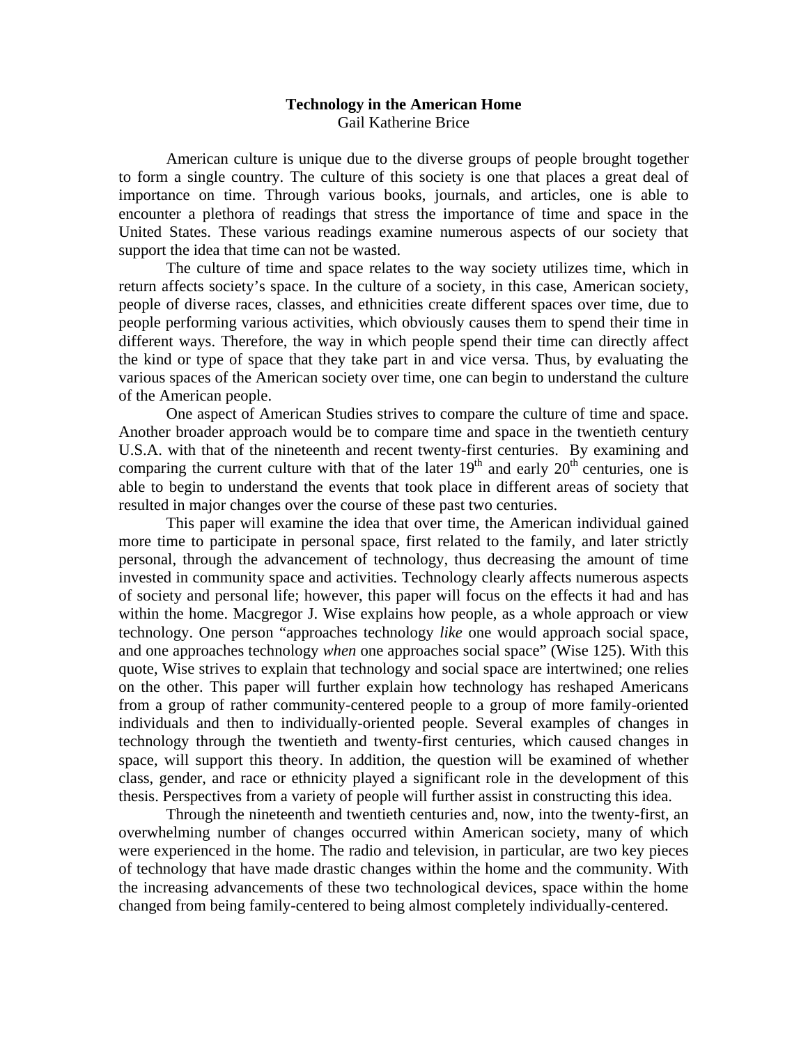**Technology in the American Home**

Gail Katherine Brice

American culture is unique due to the diverse groups of people brought together to form a single country. The culture of this society is one that places a great deal of importance on time. Through various books, journals, and articles, one is able to encounter a plethora of readings that stress the importance of time and space in the United States. These various readings examine numerous aspects of our society that support the idea that time can not be wasted.

The culture of time and space relates to the way society utilizes time, which in return affects society's space. In the culture of a society, in this case, American society, people of diverse races, classes, and ethnicities create different spaces over time, due to people performing various activities, which obviously causes them to spend their time in different ways. Therefore, the way in which people spend their time can directly affect the kind or type of space that they take part in and vice versa. Thus, by evaluating the various spaces of the American society over time, one can begin to understand the culture of the American people.

One aspect of American Studies strives to compare the culture of time and space. Another broader approach would be to compare time and space in the twentieth century U.S.A. with that of the nineteenth and recent twenty-first centuries. By examining and comparing the current culture with that of the later 19th and early 20th centuries, one is able to begin to understand the events that took place in different areas of society that resulted in major changes over the course of these past two centuries.

This paper will examine the idea that over time, the American individual gained more time to participate in personal space, first related to the family, and later strictly personal, through the advancement of technology, thus decreasing the amount of time invested in community space and activities. Technology clearly affects numerous aspects of society and personal life; however, this paper will focus on the effects it had and has within the home. Macgregor J. Wise explains how people, as a whole approach or view technology. One person "approaches technology *like* one would approach social space, and one approaches technology *when* one approaches social space" (Wise 125). With this quote, Wise strives to explain that technology and social space are intertwined; one relies on the other. This paper will further explain how technology has reshaped Americans from a group of rather community-centered people to a group of more family-oriented individuals and then to individually-oriented people. Several examples of changes in technology through the twentieth and twenty-first centuries, which caused changes in space, will support this theory. In addition, the question will be examined of whether class, gender, and race or ethnicity played a significant role in the development of this thesis. Perspectives from a variety of people will further assist in constructing this idea.

Through the nineteenth and twentieth centuries and, now, into the twenty-first, an overwhelming number of changes occurred within American society, many of which were experienced in the home. The radio and television, in particular, are two key pieces of technology that have made drastic changes within the home and the community. With the increasing advancements of these two technological devices, space within the home changed from being family-centered to being almost completely individually-centered.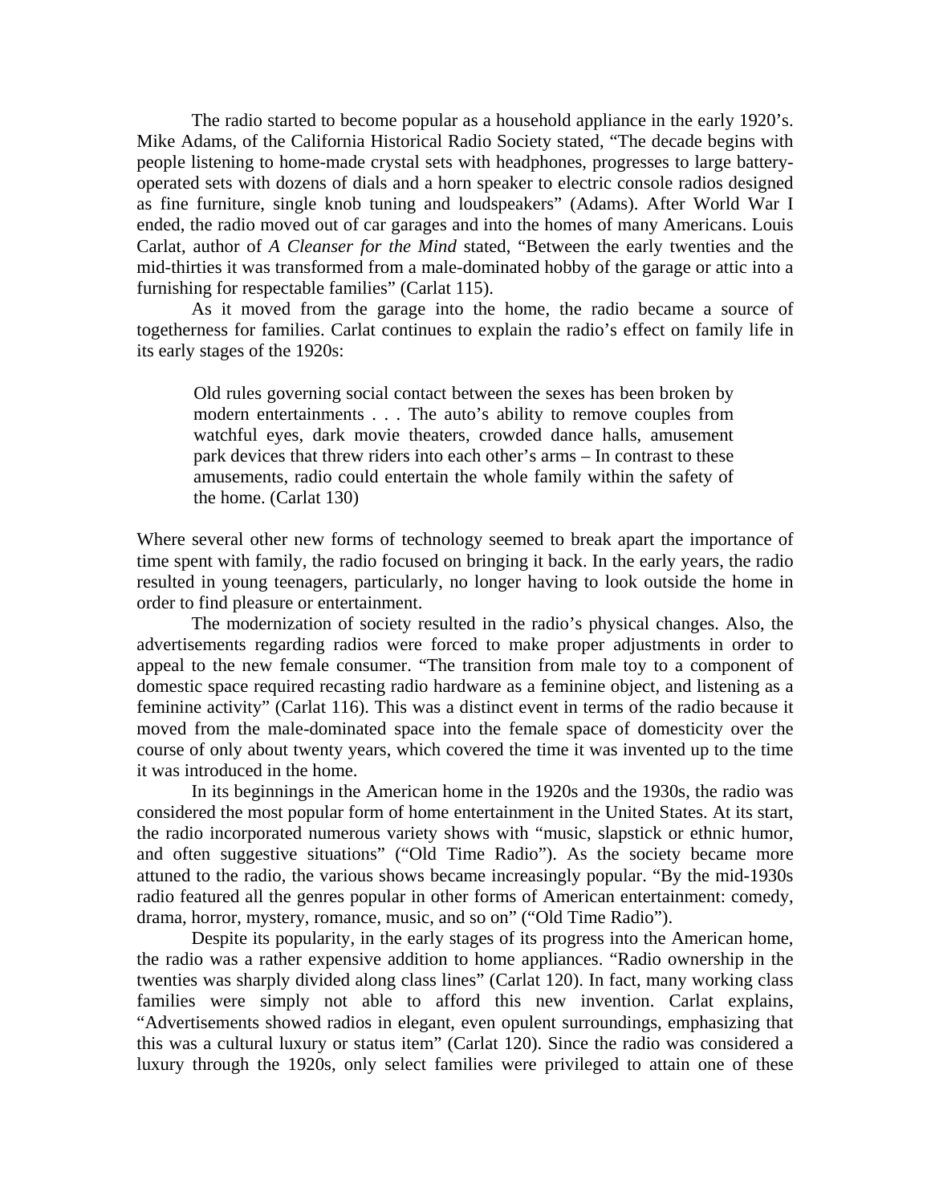The radio started to become popular as a household appliance in the early 1920's. Mike Adams, of the California Historical Radio Society stated, "The decade begins with people listening to home-made crystal sets with headphones, progresses to large battery-operated sets with dozens of dials and a horn speaker to electric console radios designed as fine furniture, single knob tuning and loudspeakers" (Adams). After World War I ended, the radio moved out of car garages and into the homes of many Americans. Louis Carlat, author of *A Cleanser for the Mind* stated, "Between the early twenties and the mid-thirties it was transformed from a male-dominated hobby of the garage or attic into a furnishing for respectable families" (Carlat 115).

As it moved from the garage into the home, the radio became a source of togetherness for families. Carlat continues to explain the radio's effect on family life in its early stages of the 1920s:

> Old rules governing social contact between the sexes has been broken by modern entertainments . . . The auto's ability to remove couples from watchful eyes, dark movie theaters, crowded dance halls, amusement park devices that threw riders into each other's arms – In contrast to these amusements, radio could entertain the whole family within the safety of the home. (Carlat 130)

Where several other new forms of technology seemed to break apart the importance of time spent with family, the radio focused on bringing it back. In the early years, the radio resulted in young teenagers, particularly, no longer having to look outside the home in order to find pleasure or entertainment.

The modernization of society resulted in the radio's physical changes. Also, the advertisements regarding radios were forced to make proper adjustments in order to appeal to the new female consumer. "The transition from male toy to a component of domestic space required recasting radio hardware as a feminine object, and listening as a feminine activity" (Carlat 116). This was a distinct event in terms of the radio because it moved from the male-dominated space into the female space of domesticity over the course of only about twenty years, which covered the time it was invented up to the time it was introduced in the home.

In its beginnings in the American home in the 1920s and the 1930s, the radio was considered the most popular form of home entertainment in the United States. At its start, the radio incorporated numerous variety shows with "music, slapstick or ethnic humor, and often suggestive situations" ("Old Time Radio"). As the society became more attuned to the radio, the various shows became increasingly popular. "By the mid-1930s radio featured all the genres popular in other forms of American entertainment: comedy, drama, horror, mystery, romance, music, and so on" ("Old Time Radio").

Despite its popularity, in the early stages of its progress into the American home, the radio was a rather expensive addition to home appliances. "Radio ownership in the twenties was sharply divided along class lines" (Carlat 120). In fact, many working class families were simply not able to afford this new invention. Carlat explains, "Advertisements showed radios in elegant, even opulent surroundings, emphasizing that this was a cultural luxury or status item" (Carlat 120). Since the radio was considered a luxury through the 1920s, only select families were privileged to attain one of these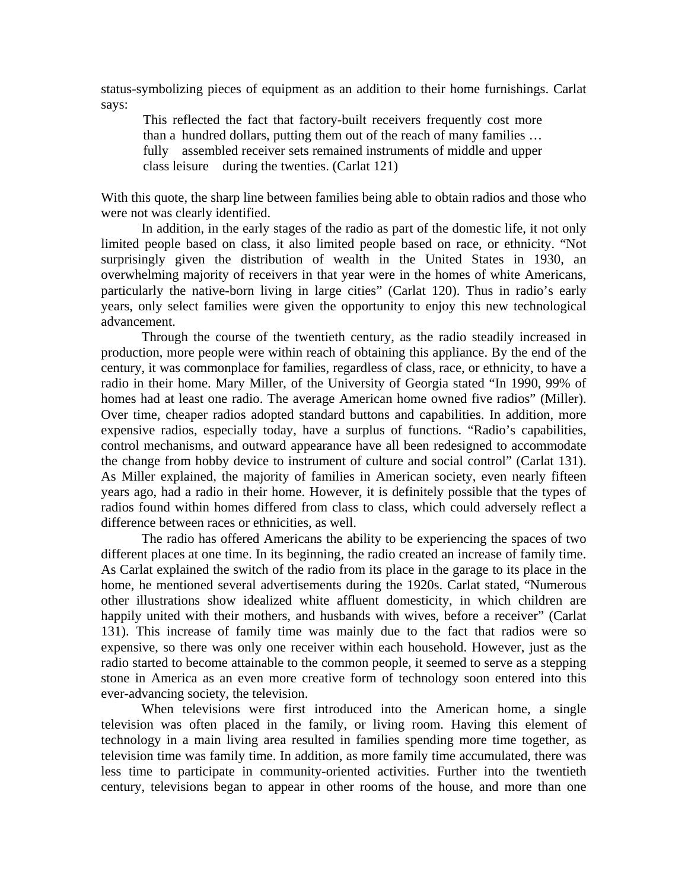status-symbolizing pieces of equipment as an addition to their home furnishings. Carlat says:

> This reflected the fact that factory-built receivers frequently cost more than a hundred dollars, putting them out of the reach of many families … fully assembled receiver sets remained instruments of middle and upper class leisure during the twenties. (Carlat 121)

With this quote, the sharp line between families being able to obtain radios and those who were not was clearly identified.

In addition, in the early stages of the radio as part of the domestic life, it not only limited people based on class, it also limited people based on race, or ethnicity. "Not surprisingly given the distribution of wealth in the United States in 1930, an overwhelming majority of receivers in that year were in the homes of white Americans, particularly the native-born living in large cities" (Carlat 120). Thus in radio's early years, only select families were given the opportunity to enjoy this new technological advancement.

Through the course of the twentieth century, as the radio steadily increased in production, more people were within reach of obtaining this appliance. By the end of the century, it was commonplace for families, regardless of class, race, or ethnicity, to have a radio in their home. Mary Miller, of the University of Georgia stated "In 1990, 99% of homes had at least one radio. The average American home owned five radios" (Miller). Over time, cheaper radios adopted standard buttons and capabilities. In addition, more expensive radios, especially today, have a surplus of functions. "Radio's capabilities, control mechanisms, and outward appearance have all been redesigned to accommodate the change from hobby device to instrument of culture and social control" (Carlat 131). As Miller explained, the majority of families in American society, even nearly fifteen years ago, had a radio in their home. However, it is definitely possible that the types of radios found within homes differed from class to class, which could adversely reflect a difference between races or ethnicities, as well.

The radio has offered Americans the ability to be experiencing the spaces of two different places at one time. In its beginning, the radio created an increase of family time. As Carlat explained the switch of the radio from its place in the garage to its place in the home, he mentioned several advertisements during the 1920s. Carlat stated, "Numerous other illustrations show idealized white affluent domesticity, in which children are happily united with their mothers, and husbands with wives, before a receiver" (Carlat 131). This increase of family time was mainly due to the fact that radios were so expensive, so there was only one receiver within each household. However, just as the radio started to become attainable to the common people, it seemed to serve as a stepping stone in America as an even more creative form of technology soon entered into this ever-advancing society, the television.

When televisions were first introduced into the American home, a single television was often placed in the family, or living room. Having this element of technology in a main living area resulted in families spending more time together, as television time was family time. In addition, as more family time accumulated, there was less time to participate in community-oriented activities. Further into the twentieth century, televisions began to appear in other rooms of the house, and more than one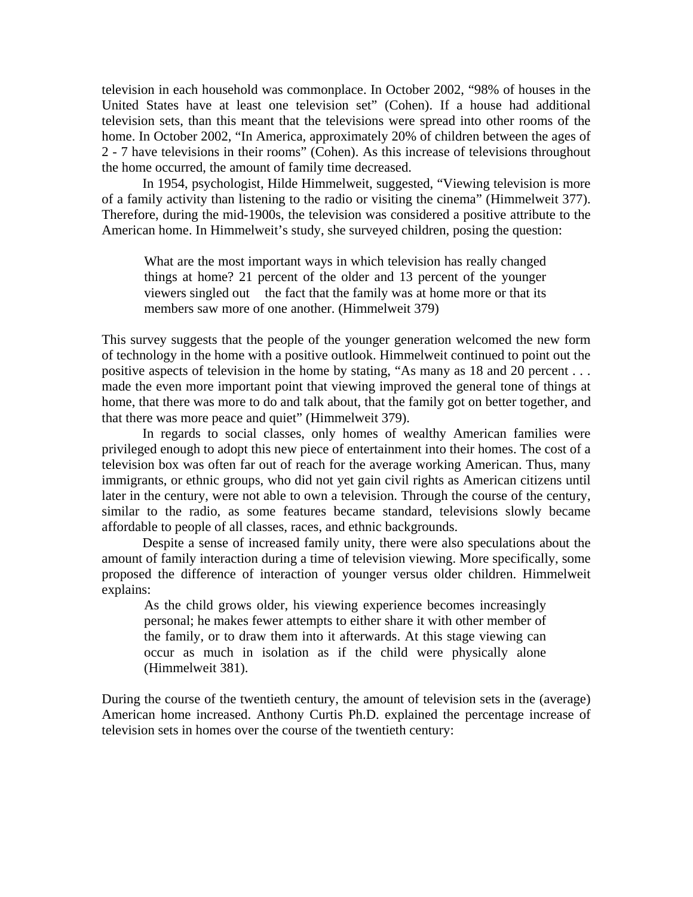television in each household was commonplace. In October 2002, "98% of houses in the United States have at least one television set" (Cohen). If a house had additional television sets, than this meant that the televisions were spread into other rooms of the home. In October 2002, "In America, approximately 20% of children between the ages of 2 - 7 have televisions in their rooms" (Cohen). As this increase of televisions throughout the home occurred, the amount of family time decreased.

In 1954, psychologist, Hilde Himmelweit, suggested, "Viewing television is more of a family activity than listening to the radio or visiting the cinema" (Himmelweit 377). Therefore, during the mid-1900s, the television was considered a positive attribute to the American home. In Himmelweit's study, she surveyed children, posing the question:

> What are the most important ways in which television has really changed things at home? 21 percent of the older and 13 percent of the younger viewers singled out the fact that the family was at home more or that its members saw more of one another. (Himmelweit 379)

This survey suggests that the people of the younger generation welcomed the new form of technology in the home with a positive outlook. Himmelweit continued to point out the positive aspects of television in the home by stating, "As many as 18 and 20 percent . . . made the even more important point that viewing improved the general tone of things at home, that there was more to do and talk about, that the family got on better together, and that there was more peace and quiet" (Himmelweit 379).

In regards to social classes, only homes of wealthy American families were privileged enough to adopt this new piece of entertainment into their homes. The cost of a television box was often far out of reach for the average working American. Thus, many immigrants, or ethnic groups, who did not yet gain civil rights as American citizens until later in the century, were not able to own a television. Through the course of the century, similar to the radio, as some features became standard, televisions slowly became affordable to people of all classes, races, and ethnic backgrounds.

Despite a sense of increased family unity, there were also speculations about the amount of family interaction during a time of television viewing. More specifically, some proposed the difference of interaction of younger versus older children. Himmelweit explains:

> As the child grows older, his viewing experience becomes increasingly personal; he makes fewer attempts to either share it with other member of the family, or to draw them into it afterwards. At this stage viewing can occur as much in isolation as if the child were physically alone (Himmelweit 381).

During the course of the twentieth century, the amount of television sets in the (average) American home increased. Anthony Curtis Ph.D. explained the percentage increase of television sets in homes over the course of the twentieth century: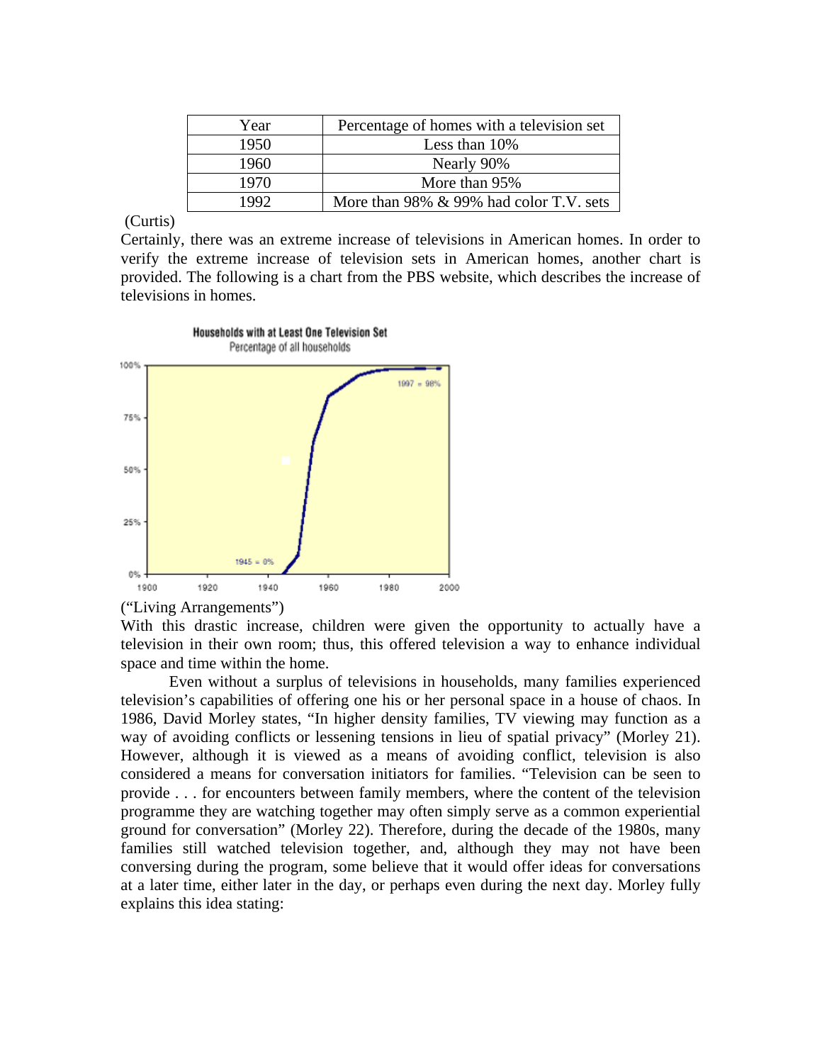| Year | Percentage of homes with a television set |
| --- | --- |
| 1950 | Less than 10% |
| 1960 | Nearly 90% |
| 1970 | More than 95% |
| 1992 | More than 98% & 99% had color T.V. sets |

(Curtis)

Certainly, there was an extreme increase of televisions in American homes. In order to verify the extreme increase of television sets in American homes, another chart is provided. The following is a chart from the PBS website, which describes the increase of televisions in homes.

("Living Arrangements")

With this drastic increase, children were given the opportunity to actually have a television in their own room; thus, this offered television a way to enhance individual space and time within the home.

Even without a surplus of televisions in households, many families experienced television's capabilities of offering one his or her personal space in a house of chaos. In 1986, David Morley states, "In higher density families, TV viewing may function as a way of avoiding conflicts or lessening tensions in lieu of spatial privacy" (Morley 21). However, although it is viewed as a means of avoiding conflict, television is also considered a means for conversation initiators for families. "Television can be seen to provide . . . for encounters between family members, where the content of the television programme they are watching together may often simply serve as a common experiential ground for conversation" (Morley 22). Therefore, during the decade of the 1980s, many families still watched television together, and, although they may not have been conversing during the program, some believe that it would offer ideas for conversations at a later time, either later in the day, or perhaps even during the next day. Morley fully explains this idea stating: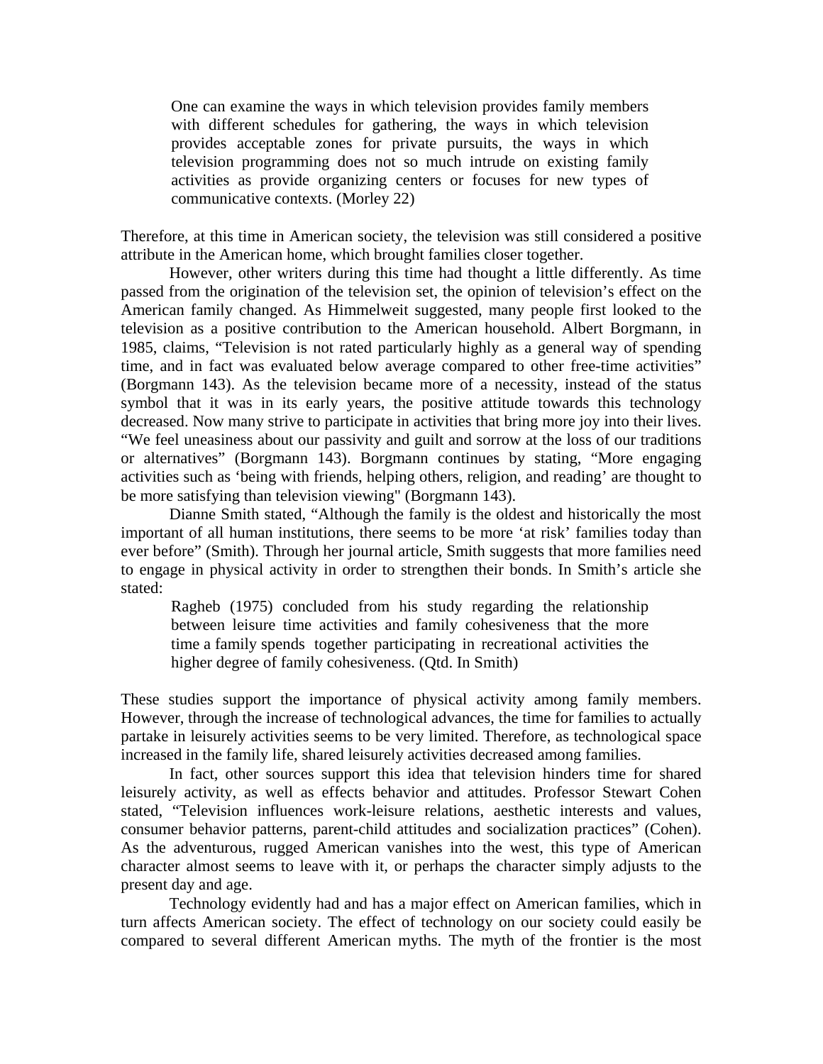> One can examine the ways in which television provides family members with different schedules for gathering, the ways in which television provides acceptable zones for private pursuits, the ways in which television programming does not so much intrude on existing family activities as provide organizing centers or focuses for new types of communicative contexts. (Morley 22)

Therefore, at this time in American society, the television was still considered a positive attribute in the American home, which brought families closer together.

However, other writers during this time had thought a little differently. As time passed from the origination of the television set, the opinion of television's effect on the American family changed. As Himmelweit suggested, many people first looked to the television as a positive contribution to the American household. Albert Borgmann, in 1985, claims, "Television is not rated particularly highly as a general way of spending time, and in fact was evaluated below average compared to other free-time activities" (Borgmann 143). As the television became more of a necessity, instead of the status symbol that it was in its early years, the positive attitude towards this technology decreased. Now many strive to participate in activities that bring more joy into their lives. "We feel uneasiness about our passivity and guilt and sorrow at the loss of our traditions or alternatives" (Borgmann 143). Borgmann continues by stating, "More engaging activities such as 'being with friends, helping others, religion, and reading' are thought to be more satisfying than television viewing" (Borgmann 143).

Dianne Smith stated, "Although the family is the oldest and historically the most important of all human institutions, there seems to be more 'at risk' families today than ever before" (Smith). Through her journal article, Smith suggests that more families need to engage in physical activity in order to strengthen their bonds. In Smith's article she stated:

> Ragheb (1975) concluded from his study regarding the relationship between leisure time activities and family cohesiveness that the more time a family spends together participating in recreational activities the higher degree of family cohesiveness. (Qtd. In Smith)

These studies support the importance of physical activity among family members. However, through the increase of technological advances, the time for families to actually partake in leisurely activities seems to be very limited. Therefore, as technological space increased in the family life, shared leisurely activities decreased among families.

In fact, other sources support this idea that television hinders time for shared leisurely activity, as well as effects behavior and attitudes. Professor Stewart Cohen stated, "Television influences work-leisure relations, aesthetic interests and values, consumer behavior patterns, parent-child attitudes and socialization practices" (Cohen). As the adventurous, rugged American vanishes into the west, this type of American character almost seems to leave with it, or perhaps the character simply adjusts to the present day and age.

Technology evidently had and has a major effect on American families, which in turn affects American society. The effect of technology on our society could easily be compared to several different American myths. The myth of the frontier is the most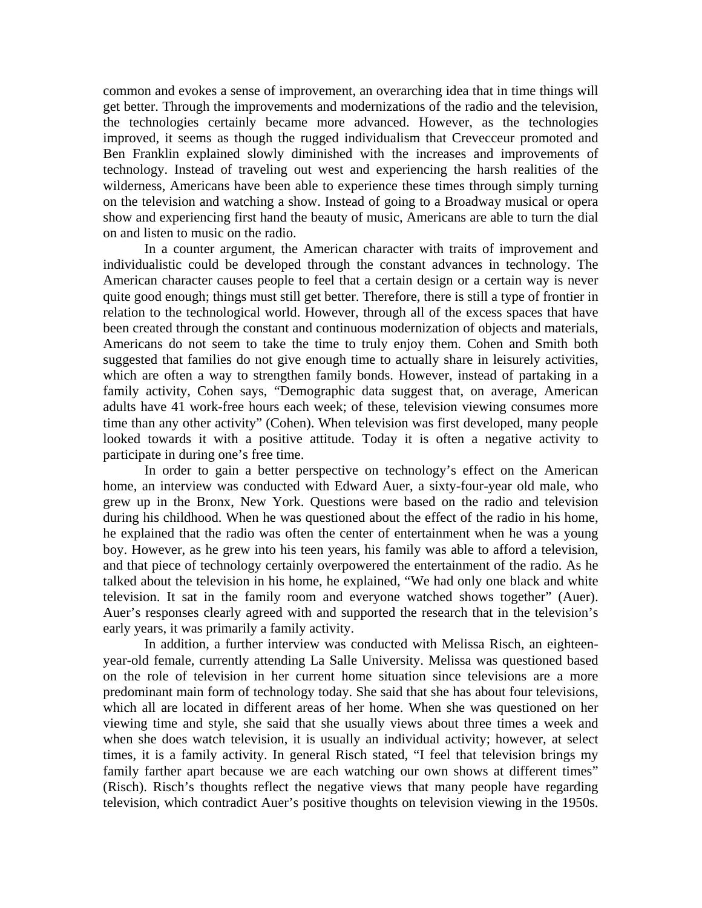common and evokes a sense of improvement, an overarching idea that in time things will get better. Through the improvements and modernizations of the radio and the television, the technologies certainly became more advanced. However, as the technologies improved, it seems as though the rugged individualism that Crevecceur promoted and Ben Franklin explained slowly diminished with the increases and improvements of technology. Instead of traveling out west and experiencing the harsh realities of the wilderness, Americans have been able to experience these times through simply turning on the television and watching a show. Instead of going to a Broadway musical or opera show and experiencing first hand the beauty of music, Americans are able to turn the dial on and listen to music on the radio.

In a counter argument, the American character with traits of improvement and individualistic could be developed through the constant advances in technology. The American character causes people to feel that a certain design or a certain way is never quite good enough; things must still get better. Therefore, there is still a type of frontier in relation to the technological world. However, through all of the excess spaces that have been created through the constant and continuous modernization of objects and materials, Americans do not seem to take the time to truly enjoy them. Cohen and Smith both suggested that families do not give enough time to actually share in leisurely activities, which are often a way to strengthen family bonds. However, instead of partaking in a family activity, Cohen says, "Demographic data suggest that, on average, American adults have 41 work-free hours each week; of these, television viewing consumes more time than any other activity" (Cohen). When television was first developed, many people looked towards it with a positive attitude. Today it is often a negative activity to participate in during one's free time.

In order to gain a better perspective on technology's effect on the American home, an interview was conducted with Edward Auer, a sixty-four-year old male, who grew up in the Bronx, New York. Questions were based on the radio and television during his childhood. When he was questioned about the effect of the radio in his home, he explained that the radio was often the center of entertainment when he was a young boy. However, as he grew into his teen years, his family was able to afford a television, and that piece of technology certainly overpowered the entertainment of the radio. As he talked about the television in his home, he explained, "We had only one black and white television. It sat in the family room and everyone watched shows together" (Auer). Auer's responses clearly agreed with and supported the research that in the television's early years, it was primarily a family activity.

In addition, a further interview was conducted with Melissa Risch, an eighteen-year-old female, currently attending La Salle University. Melissa was questioned based on the role of television in her current home situation since televisions are a more predominant main form of technology today. She said that she has about four televisions, which all are located in different areas of her home. When she was questioned on her viewing time and style, she said that she usually views about three times a week and when she does watch television, it is usually an individual activity; however, at select times, it is a family activity. In general Risch stated, "I feel that television brings my family farther apart because we are each watching our own shows at different times" (Risch). Risch's thoughts reflect the negative views that many people have regarding television, which contradict Auer's positive thoughts on television viewing in the 1950s.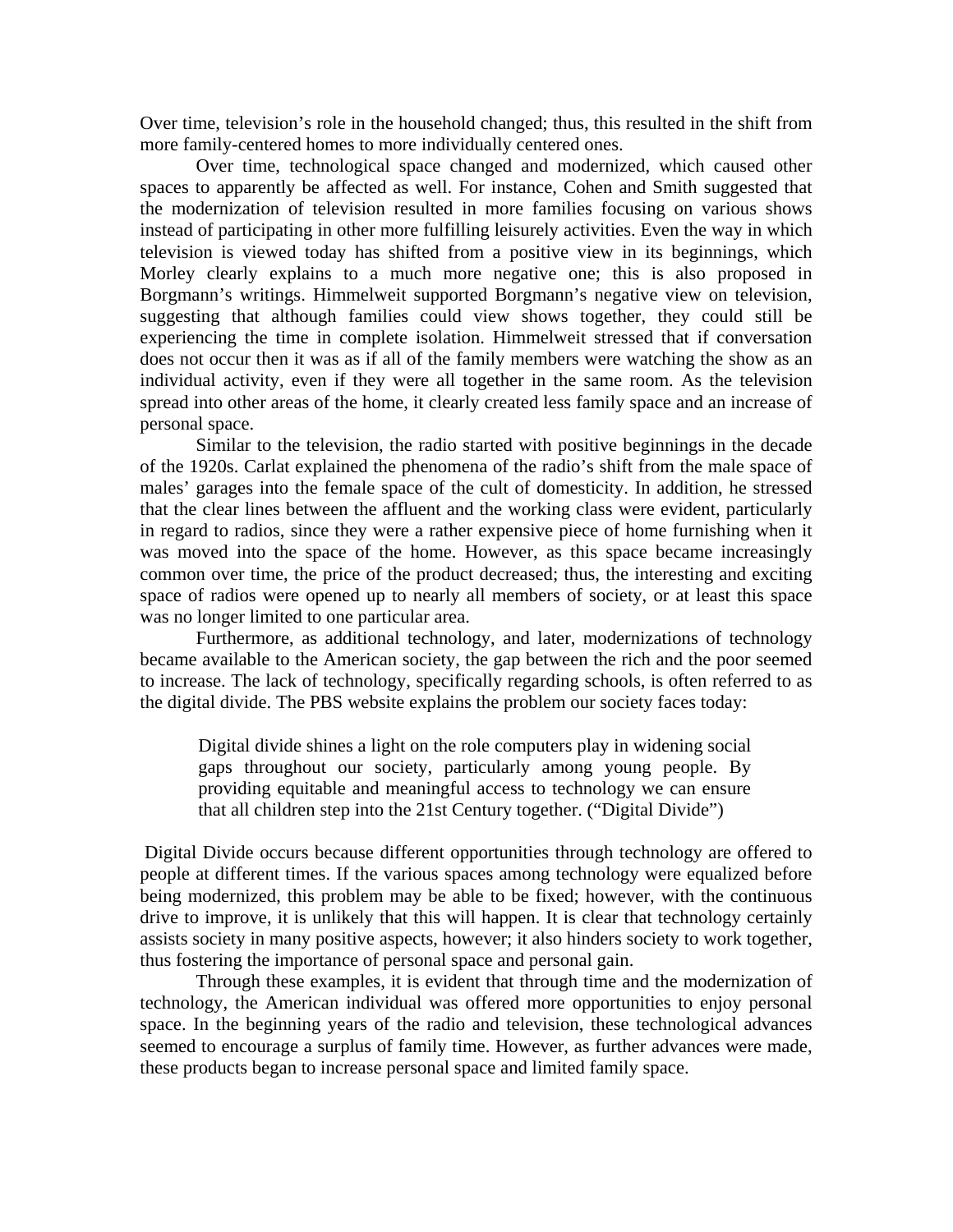Over time, television's role in the household changed; thus, this resulted in the shift from more family-centered homes to more individually centered ones.

Over time, technological space changed and modernized, which caused other spaces to apparently be affected as well. For instance, Cohen and Smith suggested that the modernization of television resulted in more families focusing on various shows instead of participating in other more fulfilling leisurely activities. Even the way in which television is viewed today has shifted from a positive view in its beginnings, which Morley clearly explains to a much more negative one; this is also proposed in Borgmann's writings. Himmelweit supported Borgmann's negative view on television, suggesting that although families could view shows together, they could still be experiencing the time in complete isolation. Himmelweit stressed that if conversation does not occur then it was as if all of the family members were watching the show as an individual activity, even if they were all together in the same room. As the television spread into other areas of the home, it clearly created less family space and an increase of personal space.

Similar to the television, the radio started with positive beginnings in the decade of the 1920s. Carlat explained the phenomena of the radio's shift from the male space of males' garages into the female space of the cult of domesticity. In addition, he stressed that the clear lines between the affluent and the working class were evident, particularly in regard to radios, since they were a rather expensive piece of home furnishing when it was moved into the space of the home. However, as this space became increasingly common over time, the price of the product decreased; thus, the interesting and exciting space of radios were opened up to nearly all members of society, or at least this space was no longer limited to one particular area.

Furthermore, as additional technology, and later, modernizations of technology became available to the American society, the gap between the rich and the poor seemed to increase. The lack of technology, specifically regarding schools, is often referred to as the digital divide. The PBS website explains the problem our society faces today:

> Digital divide shines a light on the role computers play in widening social gaps throughout our society, particularly among young people. By providing equitable and meaningful access to technology we can ensure that all children step into the 21st Century together. ("Digital Divide")

Digital Divide occurs because different opportunities through technology are offered to people at different times. If the various spaces among technology were equalized before being modernized, this problem may be able to be fixed; however, with the continuous drive to improve, it is unlikely that this will happen. It is clear that technology certainly assists society in many positive aspects, however; it also hinders society to work together, thus fostering the importance of personal space and personal gain.

Through these examples, it is evident that through time and the modernization of technology, the American individual was offered more opportunities to enjoy personal space. In the beginning years of the radio and television, these technological advances seemed to encourage a surplus of family time. However, as further advances were made, these products began to increase personal space and limited family space.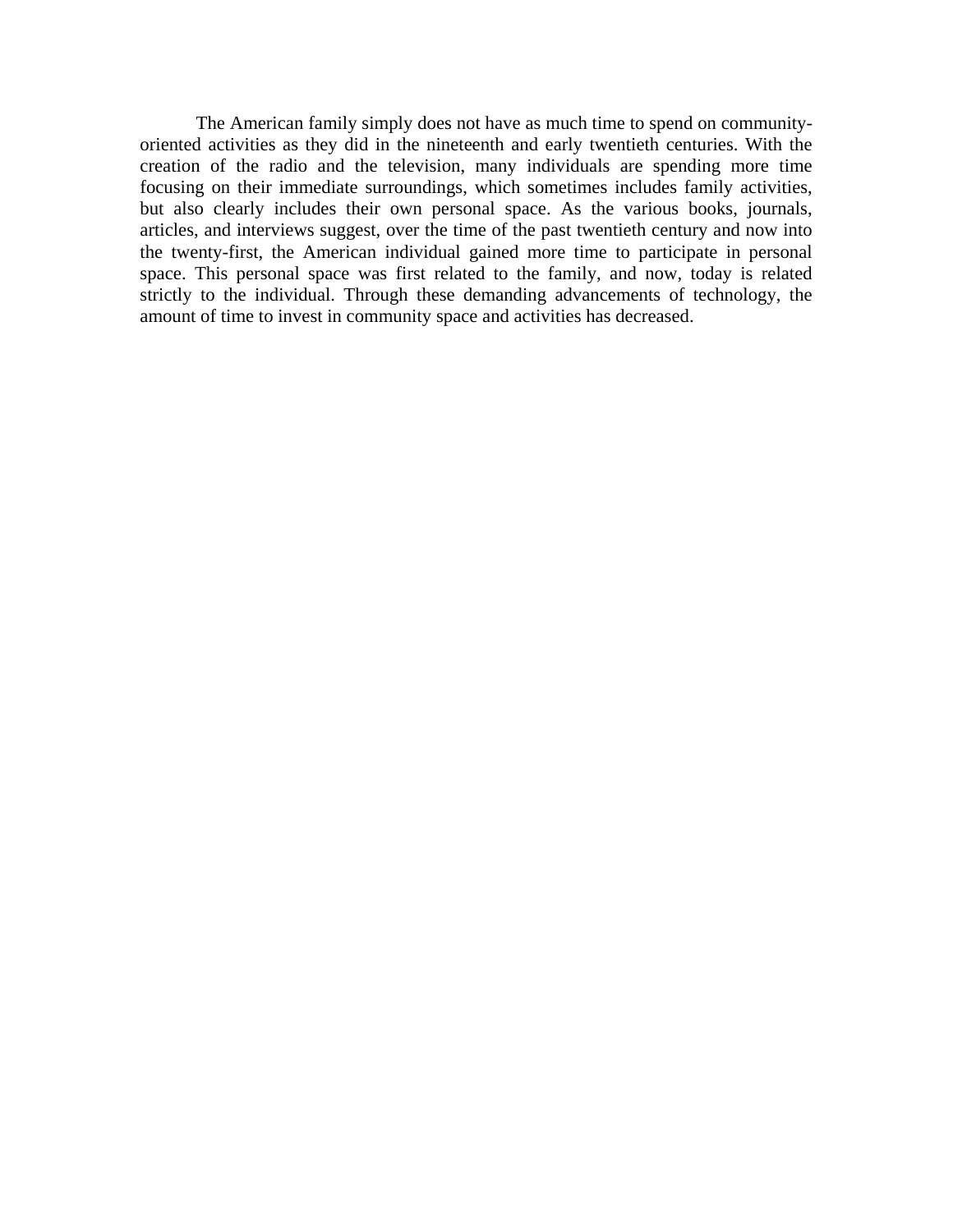The American family simply does not have as much time to spend on community-oriented activities as they did in the nineteenth and early twentieth centuries. With the creation of the radio and the television, many individuals are spending more time focusing on their immediate surroundings, which sometimes includes family activities, but also clearly includes their own personal space. As the various books, journals, articles, and interviews suggest, over the time of the past twentieth century and now into the twenty-first, the American individual gained more time to participate in personal space. This personal space was first related to the family, and now, today is related strictly to the individual. Through these demanding advancements of technology, the amount of time to invest in community space and activities has decreased.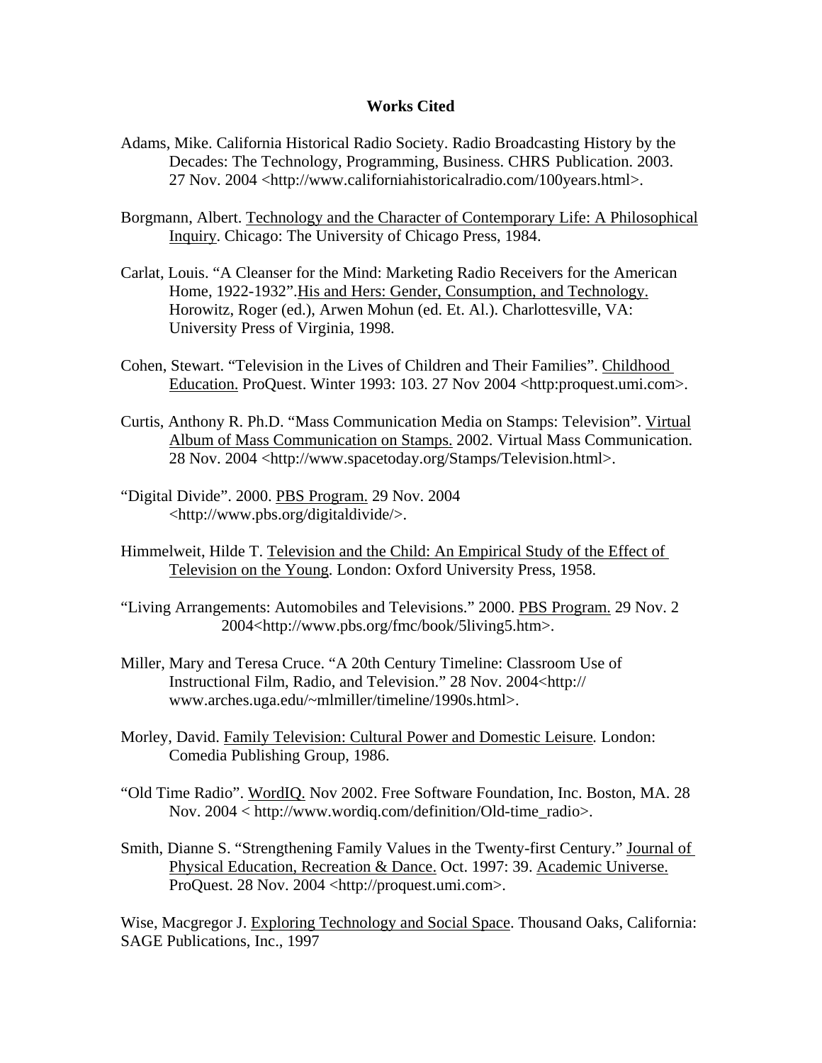## Works Cited

Adams, Mike. California Historical Radio Society. Radio Broadcasting History by the Decades: The Technology, Programming, Business. CHRS Publication. 2003. 27 Nov. 2004 <http://www.californiahistoricalradio.com/100years.html>.

Borgmann, Albert. Technology and the Character of Contemporary Life: A Philosophical Inquiry. Chicago: The University of Chicago Press, 1984.

Carlat, Louis. "A Cleanser for the Mind: Marketing Radio Receivers for the American Home, 1922-1932".His and Hers: Gender, Consumption, and Technology. Horowitz, Roger (ed.), Arwen Mohun (ed. Et. Al.). Charlottesville, VA: University Press of Virginia, 1998.

Cohen, Stewart. "Television in the Lives of Children and Their Families". Childhood Education. ProQuest. Winter 1993: 103. 27 Nov 2004 <http:proquest.umi.com>.

Curtis, Anthony R. Ph.D. "Mass Communication Media on Stamps: Television". Virtual Album of Mass Communication on Stamps. 2002. Virtual Mass Communication. 28 Nov. 2004 <http://www.spacetoday.org/Stamps/Television.html>.

"Digital Divide". 2000. PBS Program. 29 Nov. 2004 <http://www.pbs.org/digitaldivide/>.

Himmelweit, Hilde T. Television and the Child: An Empirical Study of the Effect of Television on the Young. London: Oxford University Press, 1958.

"Living Arrangements: Automobiles and Televisions." 2000. PBS Program. 29 Nov. 2 2004<http://www.pbs.org/fmc/book/5living5.htm>.

Miller, Mary and Teresa Cruce. "A 20th Century Timeline: Classroom Use of Instructional Film, Radio, and Television." 28 Nov. 2004<http:// www.arches.uga.edu/~mlmiller/timeline/1990s.html>.

Morley, David. Family Television: Cultural Power and Domestic Leisure. London: Comedia Publishing Group, 1986.

"Old Time Radio". WordIQ. Nov 2002. Free Software Foundation, Inc. Boston, MA. 28 Nov. 2004 < http://www.wordiq.com/definition/Old-time_radio>.

Smith, Dianne S. "Strengthening Family Values in the Twenty-first Century." Journal of Physical Education, Recreation & Dance. Oct. 1997: 39. Academic Universe. ProQuest. 28 Nov. 2004 <http://proquest.umi.com>.

Wise, Macgregor J. Exploring Technology and Social Space. Thousand Oaks, California: SAGE Publications, Inc., 1997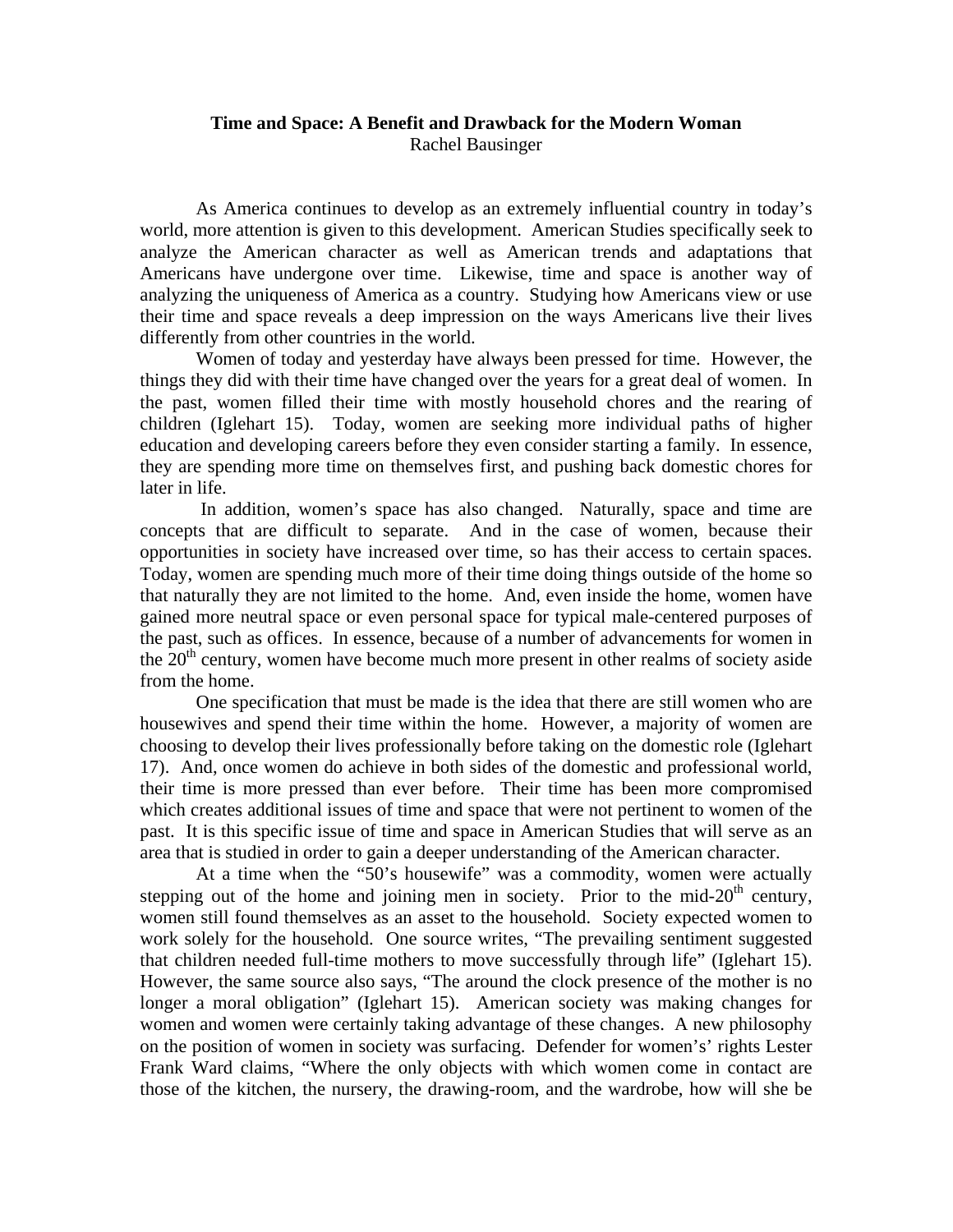**Time and Space: A Benefit and Drawback for the Modern Woman**

Rachel Bausinger

As America continues to develop as an extremely influential country in today's world, more attention is given to this development. American Studies specifically seek to analyze the American character as well as American trends and adaptations that Americans have undergone over time. Likewise, time and space is another way of analyzing the uniqueness of America as a country. Studying how Americans view or use their time and space reveals a deep impression on the ways Americans live their lives differently from other countries in the world.

Women of today and yesterday have always been pressed for time. However, the things they did with their time have changed over the years for a great deal of women. In the past, women filled their time with mostly household chores and the rearing of children (Iglehart 15). Today, women are seeking more individual paths of higher education and developing careers before they even consider starting a family. In essence, they are spending more time on themselves first, and pushing back domestic chores for later in life.

In addition, women's space has also changed. Naturally, space and time are concepts that are difficult to separate. And in the case of women, because their opportunities in society have increased over time, so has their access to certain spaces. Today, women are spending much more of their time doing things outside of the home so that naturally they are not limited to the home. And, even inside the home, women have gained more neutral space or even personal space for typical male-centered purposes of the past, such as offices. In essence, because of a number of advancements for women in the 20th century, women have become much more present in other realms of society aside from the home.

One specification that must be made is the idea that there are still women who are housewives and spend their time within the home. However, a majority of women are choosing to develop their lives professionally before taking on the domestic role (Iglehart 17). And, once women do achieve in both sides of the domestic and professional world, their time is more pressed than ever before. Their time has been more compromised which creates additional issues of time and space that were not pertinent to women of the past. It is this specific issue of time and space in American Studies that will serve as an area that is studied in order to gain a deeper understanding of the American character.

At a time when the "50's housewife" was a commodity, women were actually stepping out of the home and joining men in society. Prior to the mid-20th century, women still found themselves as an asset to the household. Society expected women to work solely for the household. One source writes, "The prevailing sentiment suggested that children needed full-time mothers to move successfully through life" (Iglehart 15). However, the same source also says, "The around the clock presence of the mother is no longer a moral obligation" (Iglehart 15). American society was making changes for women and women were certainly taking advantage of these changes. A new philosophy on the position of women in society was surfacing. Defender for women's' rights Lester Frank Ward claims, "Where the only objects with which women come in contact are those of the kitchen, the nursery, the drawing-room, and the wardrobe, how will she be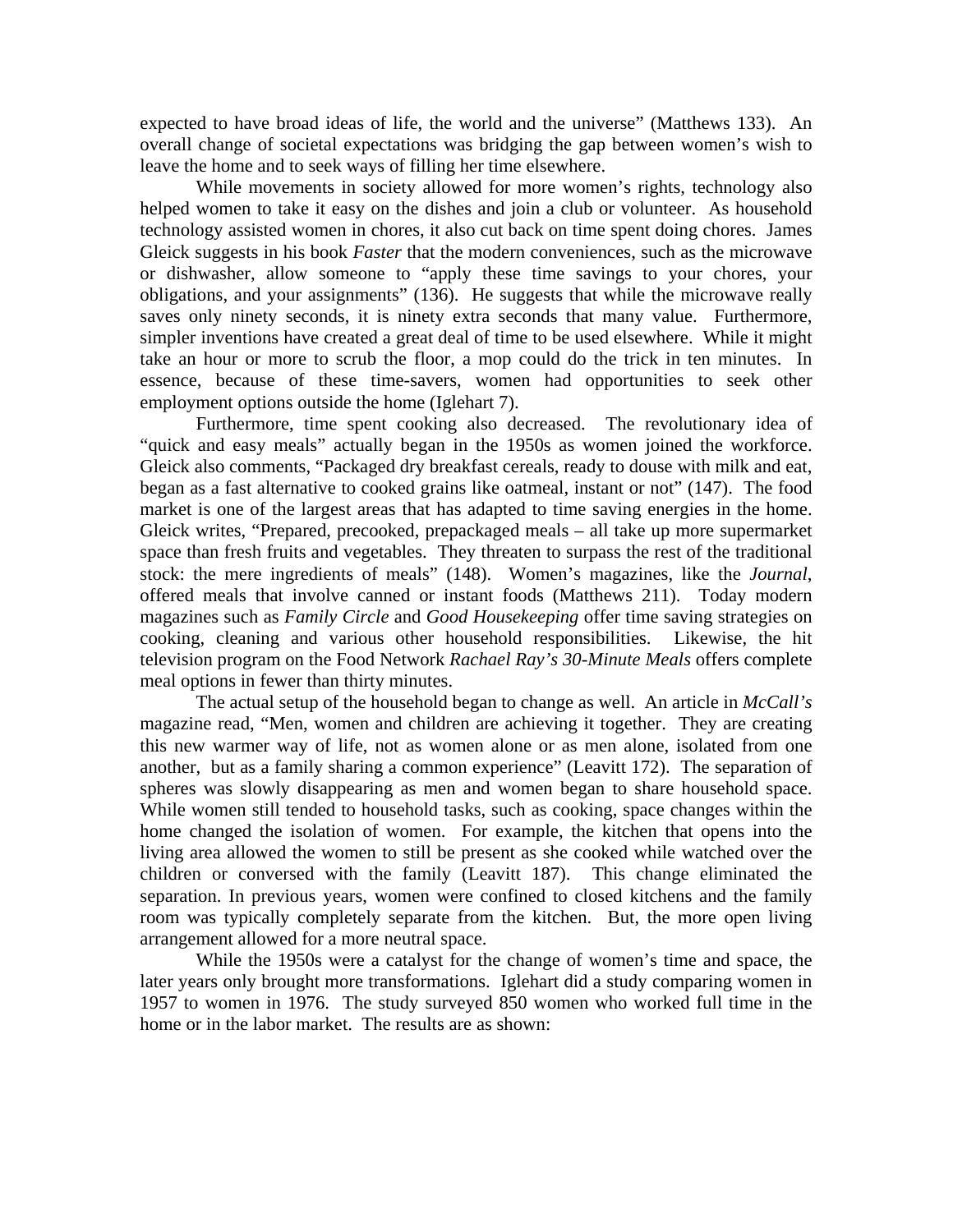expected to have broad ideas of life, the world and the universe" (Matthews 133). An overall change of societal expectations was bridging the gap between women's wish to leave the home and to seek ways of filling her time elsewhere.

While movements in society allowed for more women's rights, technology also helped women to take it easy on the dishes and join a club or volunteer. As household technology assisted women in chores, it also cut back on time spent doing chores. James Gleick suggests in his book *Faster* that the modern conveniences, such as the microwave or dishwasher, allow someone to "apply these time savings to your chores, your obligations, and your assignments" (136). He suggests that while the microwave really saves only ninety seconds, it is ninety extra seconds that many value. Furthermore, simpler inventions have created a great deal of time to be used elsewhere. While it might take an hour or more to scrub the floor, a mop could do the trick in ten minutes. In essence, because of these time-savers, women had opportunities to seek other employment options outside the home (Iglehart 7).

Furthermore, time spent cooking also decreased. The revolutionary idea of "quick and easy meals" actually began in the 1950s as women joined the workforce. Gleick also comments, "Packaged dry breakfast cereals, ready to douse with milk and eat, began as a fast alternative to cooked grains like oatmeal, instant or not" (147). The food market is one of the largest areas that has adapted to time saving energies in the home. Gleick writes, "Prepared, precooked, prepackaged meals – all take up more supermarket space than fresh fruits and vegetables. They threaten to surpass the rest of the traditional stock: the mere ingredients of meals" (148). Women's magazines, like the *Journal*, offered meals that involve canned or instant foods (Matthews 211). Today modern magazines such as *Family Circle* and *Good Housekeeping* offer time saving strategies on cooking, cleaning and various other household responsibilities. Likewise, the hit television program on the Food Network *Rachael Ray's 30-Minute Meals* offers complete meal options in fewer than thirty minutes.

The actual setup of the household began to change as well. An article in *McCall's* magazine read, "Men, women and children are achieving it together. They are creating this new warmer way of life, not as women alone or as men alone, isolated from one another, but as a family sharing a common experience" (Leavitt 172). The separation of spheres was slowly disappearing as men and women began to share household space. While women still tended to household tasks, such as cooking, space changes within the home changed the isolation of women. For example, the kitchen that opens into the living area allowed the women to still be present as she cooked while watched over the children or conversed with the family (Leavitt 187). This change eliminated the separation. In previous years, women were confined to closed kitchens and the family room was typically completely separate from the kitchen. But, the more open living arrangement allowed for a more neutral space.

While the 1950s were a catalyst for the change of women's time and space, the later years only brought more transformations. Iglehart did a study comparing women in 1957 to women in 1976. The study surveyed 850 women who worked full time in the home or in the labor market. The results are as shown: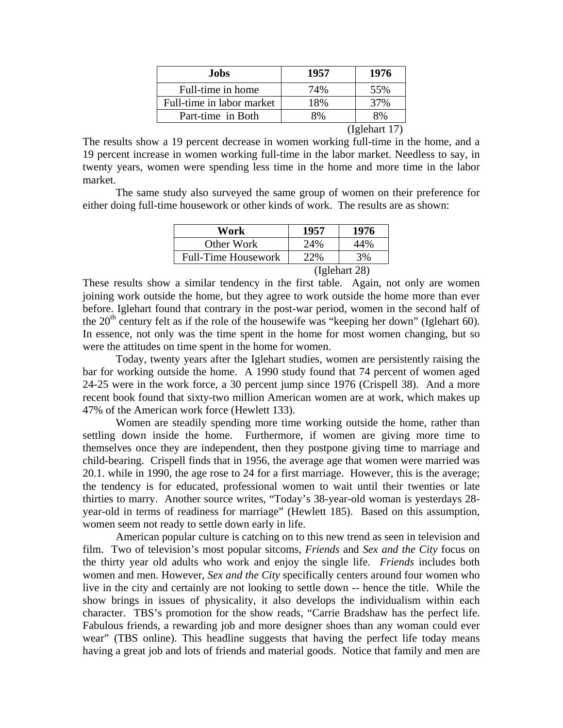| Jobs | 1957 | 1976 |
|---|---|---|
| Full-time in home | 74% | 55% |
| Full-time in labor market | 18% | 37% |
| Part-time in Both | 8% | 8% |

(Iglehart 17)

The results show a 19 percent decrease in women working full-time in the home, and a 19 percent increase in women working full-time in the labor market. Needless to say, in twenty years, women were spending less time in the home and more time in the labor market.

The same study also surveyed the same group of women on their preference for either doing full-time housework or other kinds of work. The results are as shown:

| Work | 1957 | 1976 |
|---|---|---|
| Other Work | 24% | 44% |
| Full-Time Housework | 22% | 3% |

(Iglehart 28)

These results show a similar tendency in the first table. Again, not only are women joining work outside the home, but they agree to work outside the home more than ever before. Iglehart found that contrary in the post-war period, women in the second half of the 20th century felt as if the role of the housewife was "keeping her down" (Iglehart 60). In essence, not only was the time spent in the home for most women changing, but so were the attitudes on time spent in the home for women.

Today, twenty years after the Iglehart studies, women are persistently raising the bar for working outside the home. A 1990 study found that 74 percent of women aged 24-25 were in the work force, a 30 percent jump since 1976 (Crispell 38). And a more recent book found that sixty-two million American women are at work, which makes up 47% of the American work force (Hewlett 133).

Women are steadily spending more time working outside the home, rather than settling down inside the home. Furthermore, if women are giving more time to themselves once they are independent, then they postpone giving time to marriage and child-bearing. Crispell finds that in 1956, the average age that women were married was 20.1. while in 1990, the age rose to 24 for a first marriage. However, this is the average; the tendency is for educated, professional women to wait until their twenties or late thirties to marry. Another source writes, "Today's 38-year-old woman is yesterdays 28-year-old in terms of readiness for marriage" (Hewlett 185). Based on this assumption, women seem not ready to settle down early in life.

American popular culture is catching on to this new trend as seen in television and film. Two of television's most popular sitcoms, *Friends* and *Sex and the City* focus on the thirty year old adults who work and enjoy the single life. *Friends* includes both women and men. However, *Sex and the City* specifically centers around four women who live in the city and certainly are not looking to settle down -- hence the title. While the show brings in issues of physicality, it also develops the individualism within each character. TBS's promotion for the show reads, "Carrie Bradshaw has the perfect life. Fabulous friends, a rewarding job and more designer shoes than any woman could ever wear" (TBS online). This headline suggests that having the perfect life today means having a great job and lots of friends and material goods. Notice that family and men are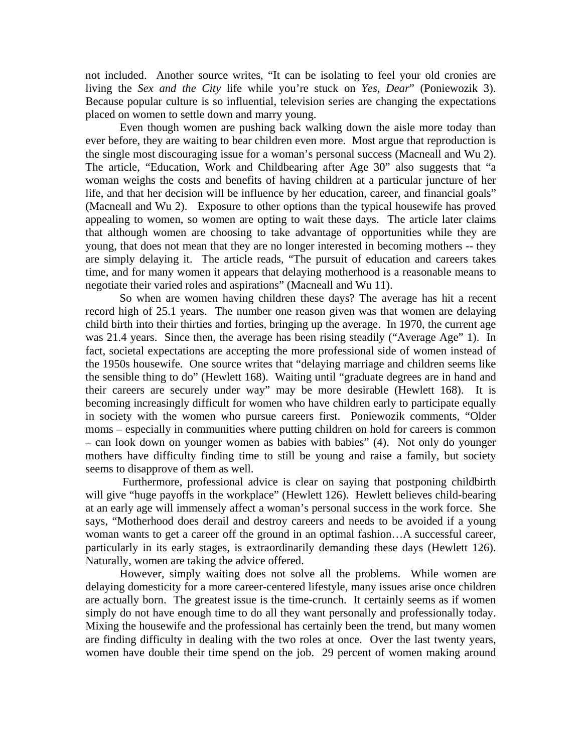not included. Another source writes, "It can be isolating to feel your old cronies are living the *Sex and the City* life while you're stuck on *Yes, Dear*" (Poniewozik 3). Because popular culture is so influential, television series are changing the expectations placed on women to settle down and marry young.

Even though women are pushing back walking down the aisle more today than ever before, they are waiting to bear children even more. Most argue that reproduction is the single most discouraging issue for a woman's personal success (Macneall and Wu 2). The article, "Education, Work and Childbearing after Age 30" also suggests that "a woman weighs the costs and benefits of having children at a particular juncture of her life, and that her decision will be influence by her education, career, and financial goals" (Macneall and Wu 2). Exposure to other options than the typical housewife has proved appealing to women, so women are opting to wait these days. The article later claims that although women are choosing to take advantage of opportunities while they are young, that does not mean that they are no longer interested in becoming mothers -- they are simply delaying it. The article reads, "The pursuit of education and careers takes time, and for many women it appears that delaying motherhood is a reasonable means to negotiate their varied roles and aspirations" (Macneall and Wu 11).

So when are women having children these days? The average has hit a recent record high of 25.1 years. The number one reason given was that women are delaying child birth into their thirties and forties, bringing up the average. In 1970, the current age was 21.4 years. Since then, the average has been rising steadily ("Average Age" 1). In fact, societal expectations are accepting the more professional side of women instead of the 1950s housewife. One source writes that "delaying marriage and children seems like the sensible thing to do" (Hewlett 168). Waiting until "graduate degrees are in hand and their careers are securely under way" may be more desirable (Hewlett 168). It is becoming increasingly difficult for women who have children early to participate equally in society with the women who pursue careers first. Poniewozik comments, "Older moms – especially in communities where putting children on hold for careers is common – can look down on younger women as babies with babies" (4). Not only do younger mothers have difficulty finding time to still be young and raise a family, but society seems to disapprove of them as well.

Furthermore, professional advice is clear on saying that postponing childbirth will give "huge payoffs in the workplace" (Hewlett 126). Hewlett believes child-bearing at an early age will immensely affect a woman's personal success in the work force. She says, "Motherhood does derail and destroy careers and needs to be avoided if a young woman wants to get a career off the ground in an optimal fashion…A successful career, particularly in its early stages, is extraordinarily demanding these days (Hewlett 126). Naturally, women are taking the advice offered.

However, simply waiting does not solve all the problems. While women are delaying domesticity for a more career-centered lifestyle, many issues arise once children are actually born. The greatest issue is the time-crunch. It certainly seems as if women simply do not have enough time to do all they want personally and professionally today. Mixing the housewife and the professional has certainly been the trend, but many women are finding difficulty in dealing with the two roles at once. Over the last twenty years, women have double their time spend on the job. 29 percent of women making around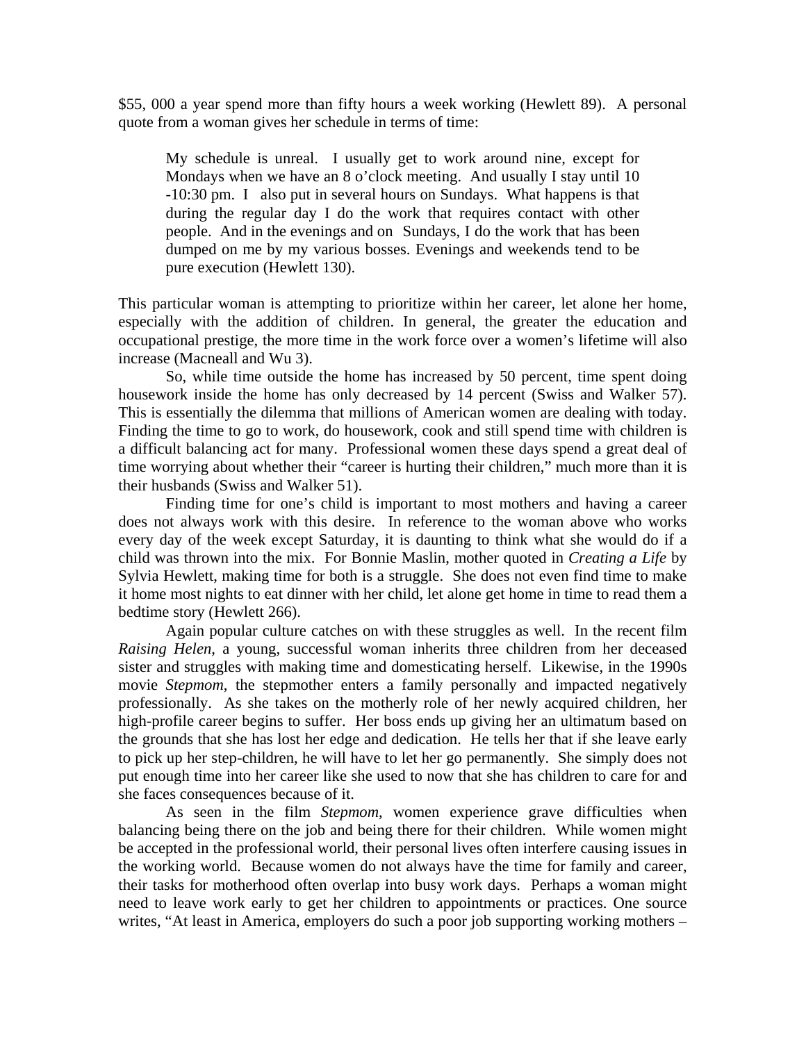$55, 000 a year spend more than fifty hours a week working (Hewlett 89). A personal quote from a woman gives her schedule in terms of time:

> My schedule is unreal. I usually get to work around nine, except for Mondays when we have an 8 o'clock meeting. And usually I stay until 10 -10:30 pm. I also put in several hours on Sundays. What happens is that during the regular day I do the work that requires contact with other people. And in the evenings and on Sundays, I do the work that has been dumped on me by my various bosses. Evenings and weekends tend to be pure execution (Hewlett 130).

This particular woman is attempting to prioritize within her career, let alone her home, especially with the addition of children. In general, the greater the education and occupational prestige, the more time in the work force over a women's lifetime will also increase (Macneall and Wu 3).

So, while time outside the home has increased by 50 percent, time spent doing housework inside the home has only decreased by 14 percent (Swiss and Walker 57). This is essentially the dilemma that millions of American women are dealing with today. Finding the time to go to work, do housework, cook and still spend time with children is a difficult balancing act for many. Professional women these days spend a great deal of time worrying about whether their "career is hurting their children," much more than it is their husbands (Swiss and Walker 51).

Finding time for one's child is important to most mothers and having a career does not always work with this desire. In reference to the woman above who works every day of the week except Saturday, it is daunting to think what she would do if a child was thrown into the mix. For Bonnie Maslin, mother quoted in *Creating a Life* by Sylvia Hewlett, making time for both is a struggle. She does not even find time to make it home most nights to eat dinner with her child, let alone get home in time to read them a bedtime story (Hewlett 266).

Again popular culture catches on with these struggles as well. In the recent film *Raising Helen*, a young, successful woman inherits three children from her deceased sister and struggles with making time and domesticating herself. Likewise, in the 1990s movie *Stepmom*, the stepmother enters a family personally and impacted negatively professionally. As she takes on the motherly role of her newly acquired children, her high-profile career begins to suffer. Her boss ends up giving her an ultimatum based on the grounds that she has lost her edge and dedication. He tells her that if she leave early to pick up her step-children, he will have to let her go permanently. She simply does not put enough time into her career like she used to now that she has children to care for and she faces consequences because of it.

As seen in the film *Stepmom*, women experience grave difficulties when balancing being there on the job and being there for their children. While women might be accepted in the professional world, their personal lives often interfere causing issues in the working world. Because women do not always have the time for family and career, their tasks for motherhood often overlap into busy work days. Perhaps a woman might need to leave work early to get her children to appointments or practices. One source writes, "At least in America, employers do such a poor job supporting working mothers –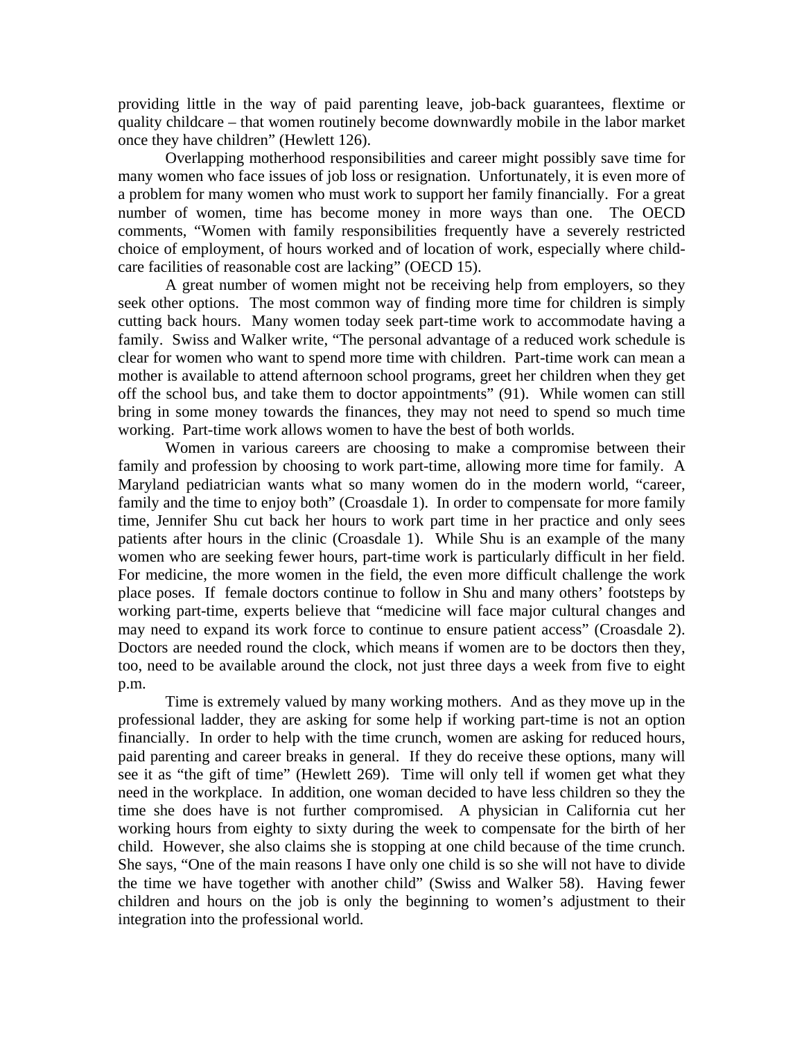providing little in the way of paid parenting leave, job-back guarantees, flextime or quality childcare – that women routinely become downwardly mobile in the labor market once they have children" (Hewlett 126).

Overlapping motherhood responsibilities and career might possibly save time for many women who face issues of job loss or resignation. Unfortunately, it is even more of a problem for many women who must work to support her family financially. For a great number of women, time has become money in more ways than one. The OECD comments, "Women with family responsibilities frequently have a severely restricted choice of employment, of hours worked and of location of work, especially where child-care facilities of reasonable cost are lacking" (OECD 15).

A great number of women might not be receiving help from employers, so they seek other options. The most common way of finding more time for children is simply cutting back hours. Many women today seek part-time work to accommodate having a family. Swiss and Walker write, "The personal advantage of a reduced work schedule is clear for women who want to spend more time with children. Part-time work can mean a mother is available to attend afternoon school programs, greet her children when they get off the school bus, and take them to doctor appointments" (91). While women can still bring in some money towards the finances, they may not need to spend so much time working. Part-time work allows women to have the best of both worlds.

Women in various careers are choosing to make a compromise between their family and profession by choosing to work part-time, allowing more time for family. A Maryland pediatrician wants what so many women do in the modern world, "career, family and the time to enjoy both" (Croasdale 1). In order to compensate for more family time, Jennifer Shu cut back her hours to work part time in her practice and only sees patients after hours in the clinic (Croasdale 1). While Shu is an example of the many women who are seeking fewer hours, part-time work is particularly difficult in her field. For medicine, the more women in the field, the even more difficult challenge the work place poses. If female doctors continue to follow in Shu and many others' footsteps by working part-time, experts believe that "medicine will face major cultural changes and may need to expand its work force to continue to ensure patient access" (Croasdale 2). Doctors are needed round the clock, which means if women are to be doctors then they, too, need to be available around the clock, not just three days a week from five to eight p.m.

Time is extremely valued by many working mothers. And as they move up in the professional ladder, they are asking for some help if working part-time is not an option financially. In order to help with the time crunch, women are asking for reduced hours, paid parenting and career breaks in general. If they do receive these options, many will see it as "the gift of time" (Hewlett 269). Time will only tell if women get what they need in the workplace. In addition, one woman decided to have less children so they the time she does have is not further compromised. A physician in California cut her working hours from eighty to sixty during the week to compensate for the birth of her child. However, she also claims she is stopping at one child because of the time crunch. She says, "One of the main reasons I have only one child is so she will not have to divide the time we have together with another child" (Swiss and Walker 58). Having fewer children and hours on the job is only the beginning to women's adjustment to their integration into the professional world.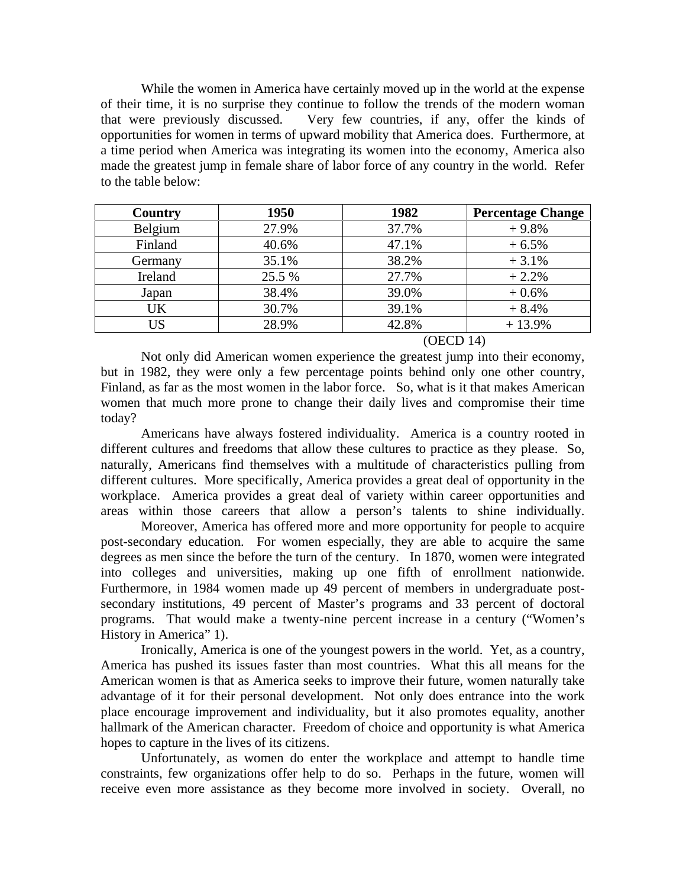While the women in America have certainly moved up in the world at the expense of their time, it is no surprise they continue to follow the trends of the modern woman that were previously discussed. Very few countries, if any, offer the kinds of opportunities for women in terms of upward mobility that America does. Furthermore, at a time period when America was integrating its women into the economy, America also made the greatest jump in female share of labor force of any country in the world. Refer to the table below:

| Country | 1950 | 1982 | Percentage Change |
|---|---|---|---|
| Belgium | 27.9% | 37.7% | + 9.8% |
| Finland | 40.6% | 47.1% | + 6.5% |
| Germany | 35.1% | 38.2% | + 3.1% |
| Ireland | 25.5 % | 27.7% | + 2.2% |
| Japan | 38.4% | 39.0% | + 0.6% |
| UK | 30.7% | 39.1% | + 8.4% |
| US | 28.9% | 42.8% | + 13.9% |

(OECD 14)

Not only did American women experience the greatest jump into their economy, but in 1982, they were only a few percentage points behind only one other country, Finland, as far as the most women in the labor force. So, what is it that makes American women that much more prone to change their daily lives and compromise their time today?

Americans have always fostered individuality. America is a country rooted in different cultures and freedoms that allow these cultures to practice as they please. So, naturally, Americans find themselves with a multitude of characteristics pulling from different cultures. More specifically, America provides a great deal of opportunity in the workplace. America provides a great deal of variety within career opportunities and areas within those careers that allow a person's talents to shine individually.

Moreover, America has offered more and more opportunity for people to acquire post-secondary education. For women especially, they are able to acquire the same degrees as men since the before the turn of the century. In 1870, women were integrated into colleges and universities, making up one fifth of enrollment nationwide. Furthermore, in 1984 women made up 49 percent of members in undergraduate post-secondary institutions, 49 percent of Master's programs and 33 percent of doctoral programs. That would make a twenty-nine percent increase in a century ("Women's History in America" 1).

Ironically, America is one of the youngest powers in the world. Yet, as a country, America has pushed its issues faster than most countries. What this all means for the American women is that as America seeks to improve their future, women naturally take advantage of it for their personal development. Not only does entrance into the work place encourage improvement and individuality, but it also promotes equality, another hallmark of the American character. Freedom of choice and opportunity is what America hopes to capture in the lives of its citizens.

Unfortunately, as women do enter the workplace and attempt to handle time constraints, few organizations offer help to do so. Perhaps in the future, women will receive even more assistance as they become more involved in society. Overall, no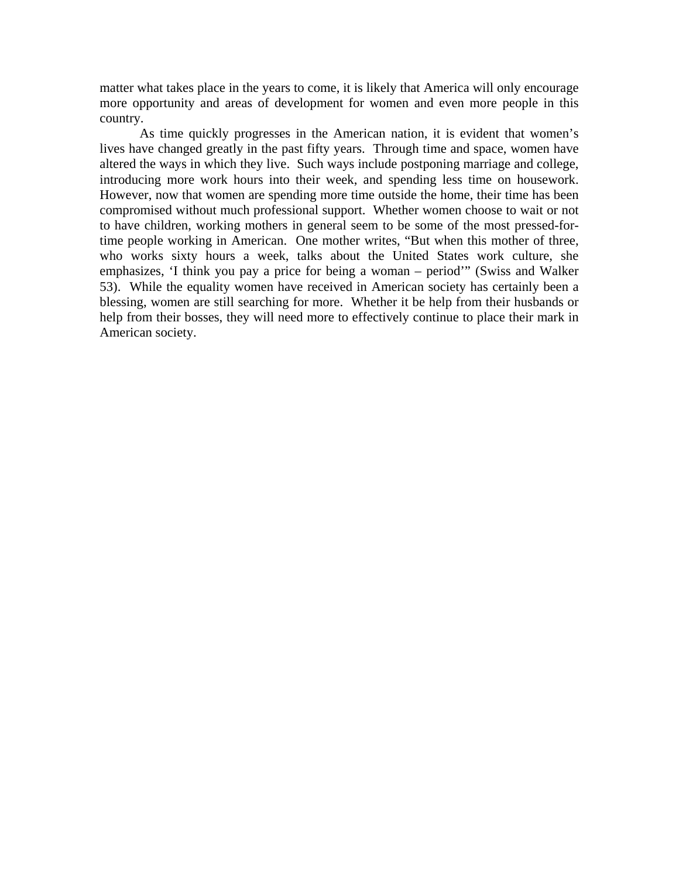matter what takes place in the years to come, it is likely that America will only encourage more opportunity and areas of development for women and even more people in this country.

As time quickly progresses in the American nation, it is evident that women's lives have changed greatly in the past fifty years. Through time and space, women have altered the ways in which they live. Such ways include postponing marriage and college, introducing more work hours into their week, and spending less time on housework. However, now that women are spending more time outside the home, their time has been compromised without much professional support. Whether women choose to wait or not to have children, working mothers in general seem to be some of the most pressed-for-time people working in American. One mother writes, "But when this mother of three, who works sixty hours a week, talks about the United States work culture, she emphasizes, 'I think you pay a price for being a woman – period'" (Swiss and Walker 53). While the equality women have received in American society has certainly been a blessing, women are still searching for more. Whether it be help from their husbands or help from their bosses, they will need more to effectively continue to place their mark in American society.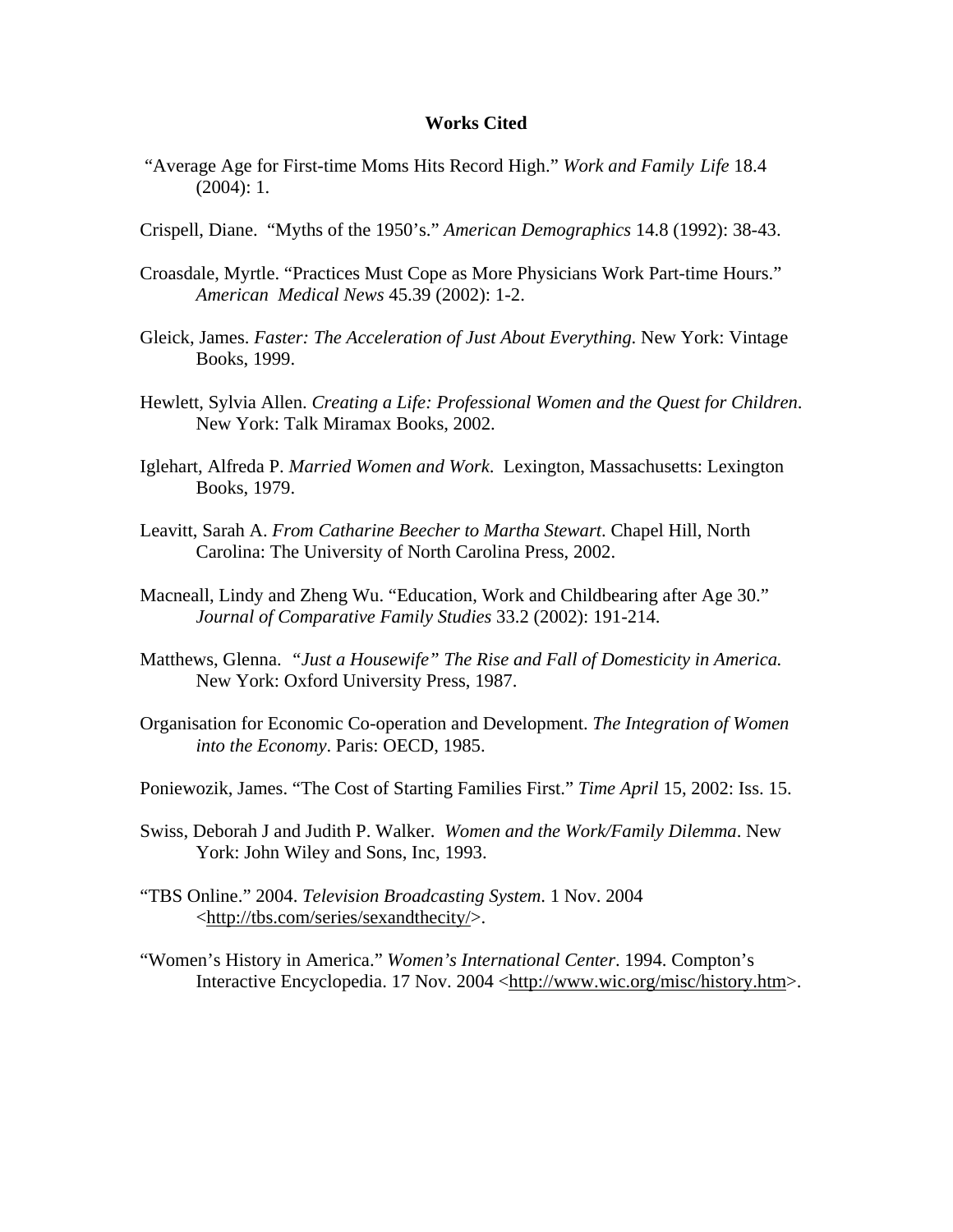**Works Cited**

"Average Age for First-time Moms Hits Record High." *Work and Family Life* 18.4 (2004): 1.

Crispell, Diane. "Myths of the 1950's." *American Demographics* 14.8 (1992): 38-43.

Croasdale, Myrtle. "Practices Must Cope as More Physicians Work Part-time Hours." *American Medical News* 45.39 (2002): 1-2.

Gleick, James. *Faster: The Acceleration of Just About Everything.* New York: Vintage Books, 1999.

Hewlett, Sylvia Allen. *Creating a Life: Professional Women and the Quest for Children*. New York: Talk Miramax Books, 2002.

Iglehart, Alfreda P. *Married Women and Work*. Lexington, Massachusetts: Lexington Books, 1979.

Leavitt, Sarah A. *From Catharine Beecher to Martha Stewart*. Chapel Hill, North Carolina: The University of North Carolina Press, 2002.

Macneall, Lindy and Zheng Wu. "Education, Work and Childbearing after Age 30." *Journal of Comparative Family Studies* 33.2 (2002): 191-214.

Matthews, Glenna. *"Just a Housewife" The Rise and Fall of Domesticity in America.* New York: Oxford University Press, 1987.

Organisation for Economic Co-operation and Development. *The Integration of Women into the Economy*. Paris: OECD, 1985.

Poniewozik, James. "The Cost of Starting Families First." *Time April* 15, 2002: Iss. 15.

Swiss, Deborah J and Judith P. Walker. *Women and the Work/Family Dilemma*. New York: John Wiley and Sons, Inc, 1993.

"TBS Online." 2004. *Television Broadcasting System*. 1 Nov. 2004 <http://tbs.com/series/sexandthecity/>.

"Women's History in America." *Women's International Center*. 1994. Compton's Interactive Encyclopedia. 17 Nov. 2004 <http://www.wic.org/misc/history.htm>.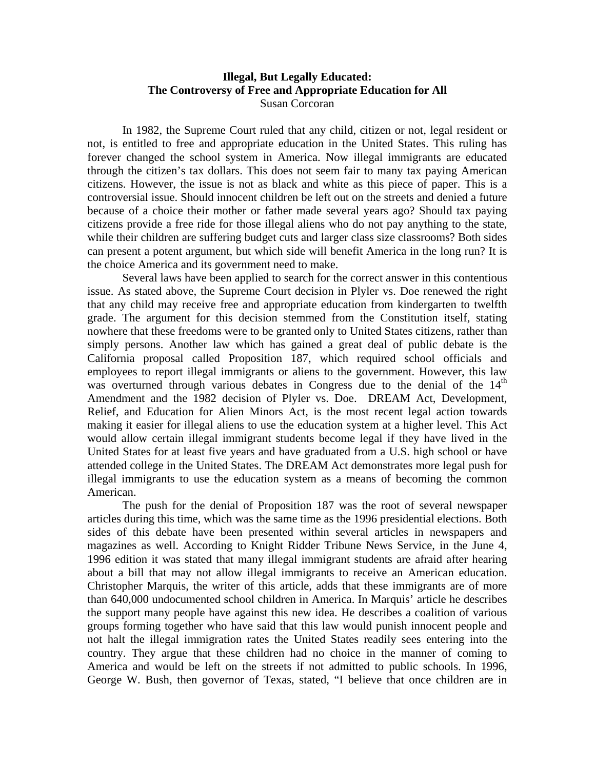**Illegal, But Legally Educated:**
**The Controversy of Free and Appropriate Education for All**
Susan Corcoran

In 1982, the Supreme Court ruled that any child, citizen or not, legal resident or not, is entitled to free and appropriate education in the United States. This ruling has forever changed the school system in America. Now illegal immigrants are educated through the citizen's tax dollars. This does not seem fair to many tax paying American citizens. However, the issue is not as black and white as this piece of paper. This is a controversial issue. Should innocent children be left out on the streets and denied a future because of a choice their mother or father made several years ago? Should tax paying citizens provide a free ride for those illegal aliens who do not pay anything to the state, while their children are suffering budget cuts and larger class size classrooms? Both sides can present a potent argument, but which side will benefit America in the long run? It is the choice America and its government need to make.

Several laws have been applied to search for the correct answer in this contentious issue. As stated above, the Supreme Court decision in Plyler vs. Doe renewed the right that any child may receive free and appropriate education from kindergarten to twelfth grade. The argument for this decision stemmed from the Constitution itself, stating nowhere that these freedoms were to be granted only to United States citizens, rather than simply persons. Another law which has gained a great deal of public debate is the California proposal called Proposition 187, which required school officials and employees to report illegal immigrants or aliens to the government. However, this law was overturned through various debates in Congress due to the denial of the 14th Amendment and the 1982 decision of Plyler vs. Doe. DREAM Act, Development, Relief, and Education for Alien Minors Act, is the most recent legal action towards making it easier for illegal aliens to use the education system at a higher level. This Act would allow certain illegal immigrant students become legal if they have lived in the United States for at least five years and have graduated from a U.S. high school or have attended college in the United States. The DREAM Act demonstrates more legal push for illegal immigrants to use the education system as a means of becoming the common American.

The push for the denial of Proposition 187 was the root of several newspaper articles during this time, which was the same time as the 1996 presidential elections. Both sides of this debate have been presented within several articles in newspapers and magazines as well. According to Knight Ridder Tribune News Service, in the June 4, 1996 edition it was stated that many illegal immigrant students are afraid after hearing about a bill that may not allow illegal immigrants to receive an American education. Christopher Marquis, the writer of this article, adds that these immigrants are of more than 640,000 undocumented school children in America. In Marquis' article he describes the support many people have against this new idea. He describes a coalition of various groups forming together who have said that this law would punish innocent people and not halt the illegal immigration rates the United States readily sees entering into the country. They argue that these children had no choice in the manner of coming to America and would be left on the streets if not admitted to public schools. In 1996, George W. Bush, then governor of Texas, stated, "I believe that once children are in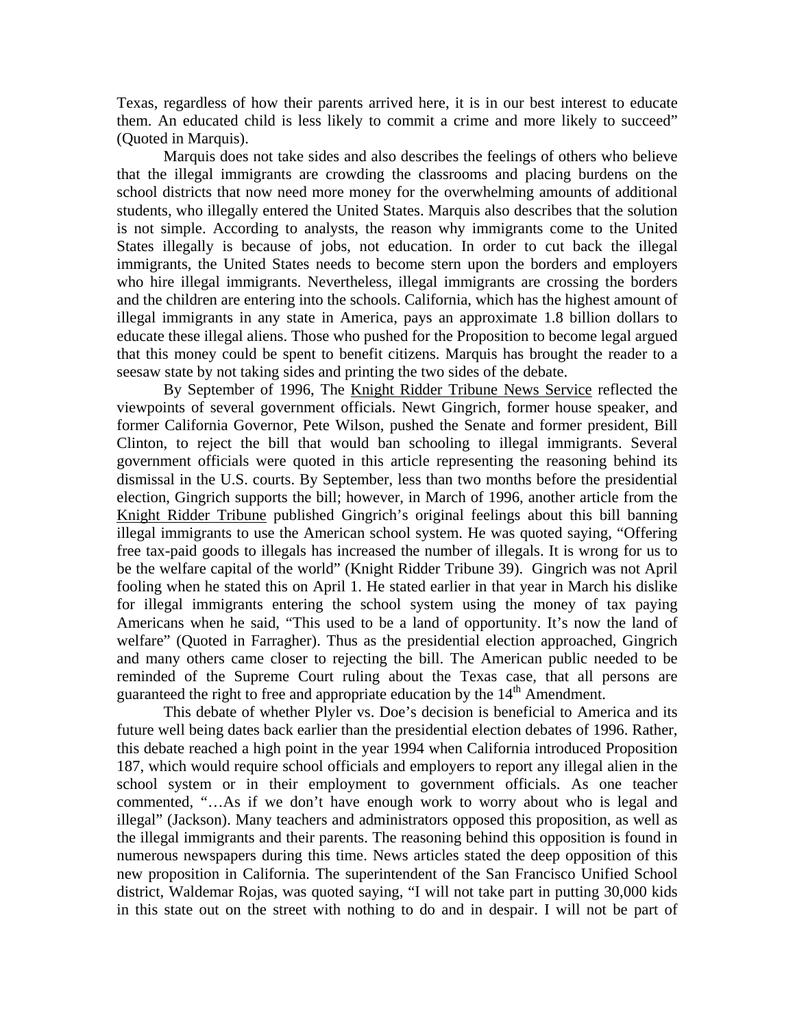Texas, regardless of how their parents arrived here, it is in our best interest to educate them. An educated child is less likely to commit a crime and more likely to succeed" (Quoted in Marquis).

Marquis does not take sides and also describes the feelings of others who believe that the illegal immigrants are crowding the classrooms and placing burdens on the school districts that now need more money for the overwhelming amounts of additional students, who illegally entered the United States. Marquis also describes that the solution is not simple. According to analysts, the reason why immigrants come to the United States illegally is because of jobs, not education. In order to cut back the illegal immigrants, the United States needs to become stern upon the borders and employers who hire illegal immigrants. Nevertheless, illegal immigrants are crossing the borders and the children are entering into the schools. California, which has the highest amount of illegal immigrants in any state in America, pays an approximate 1.8 billion dollars to educate these illegal aliens. Those who pushed for the Proposition to become legal argued that this money could be spent to benefit citizens. Marquis has brought the reader to a seesaw state by not taking sides and printing the two sides of the debate.

By September of 1996, The Knight Ridder Tribune News Service reflected the viewpoints of several government officials. Newt Gingrich, former house speaker, and former California Governor, Pete Wilson, pushed the Senate and former president, Bill Clinton, to reject the bill that would ban schooling to illegal immigrants. Several government officials were quoted in this article representing the reasoning behind its dismissal in the U.S. courts. By September, less than two months before the presidential election, Gingrich supports the bill; however, in March of 1996, another article from the Knight Ridder Tribune published Gingrich's original feelings about this bill banning illegal immigrants to use the American school system. He was quoted saying, "Offering free tax-paid goods to illegals has increased the number of illegals. It is wrong for us to be the welfare capital of the world" (Knight Ridder Tribune 39). Gingrich was not April fooling when he stated this on April 1. He stated earlier in that year in March his dislike for illegal immigrants entering the school system using the money of tax paying Americans when he said, "This used to be a land of opportunity. It's now the land of welfare" (Quoted in Farragher). Thus as the presidential election approached, Gingrich and many others came closer to rejecting the bill. The American public needed to be reminded of the Supreme Court ruling about the Texas case, that all persons are guaranteed the right to free and appropriate education by the 14th Amendment.

This debate of whether Plyler vs. Doe's decision is beneficial to America and its future well being dates back earlier than the presidential election debates of 1996. Rather, this debate reached a high point in the year 1994 when California introduced Proposition 187, which would require school officials and employers to report any illegal alien in the school system or in their employment to government officials. As one teacher commented, "…As if we don't have enough work to worry about who is legal and illegal" (Jackson). Many teachers and administrators opposed this proposition, as well as the illegal immigrants and their parents. The reasoning behind this opposition is found in numerous newspapers during this time. News articles stated the deep opposition of this new proposition in California. The superintendent of the San Francisco Unified School district, Waldemar Rojas, was quoted saying, "I will not take part in putting 30,000 kids in this state out on the street with nothing to do and in despair. I will not be part of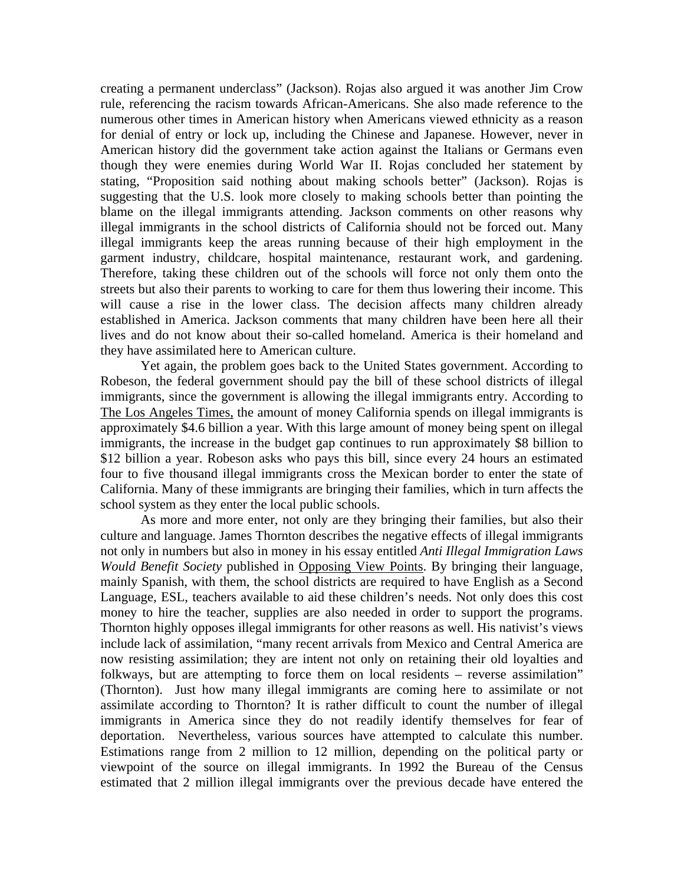creating a permanent underclass" (Jackson). Rojas also argued it was another Jim Crow rule, referencing the racism towards African-Americans. She also made reference to the numerous other times in American history when Americans viewed ethnicity as a reason for denial of entry or lock up, including the Chinese and Japanese. However, never in American history did the government take action against the Italians or Germans even though they were enemies during World War II. Rojas concluded her statement by stating, "Proposition said nothing about making schools better" (Jackson). Rojas is suggesting that the U.S. look more closely to making schools better than pointing the blame on the illegal immigrants attending. Jackson comments on other reasons why illegal immigrants in the school districts of California should not be forced out. Many illegal immigrants keep the areas running because of their high employment in the garment industry, childcare, hospital maintenance, restaurant work, and gardening. Therefore, taking these children out of the schools will force not only them onto the streets but also their parents to working to care for them thus lowering their income. This will cause a rise in the lower class. The decision affects many children already established in America. Jackson comments that many children have been here all their lives and do not know about their so-called homeland. America is their homeland and they have assimilated here to American culture.

Yet again, the problem goes back to the United States government. According to Robeson, the federal government should pay the bill of these school districts of illegal immigrants, since the government is allowing the illegal immigrants entry. According to The Los Angeles Times, the amount of money California spends on illegal immigrants is approximately $4.6 billion a year. With this large amount of money being spent on illegal immigrants, the increase in the budget gap continues to run approximately $8 billion to $12 billion a year. Robeson asks who pays this bill, since every 24 hours an estimated four to five thousand illegal immigrants cross the Mexican border to enter the state of California. Many of these immigrants are bringing their families, which in turn affects the school system as they enter the local public schools.

As more and more enter, not only are they bringing their families, but also their culture and language. James Thornton describes the negative effects of illegal immigrants not only in numbers but also in money in his essay entitled *Anti Illegal Immigration Laws Would Benefit Society* published in Opposing View Points. By bringing their language, mainly Spanish, with them, the school districts are required to have English as a Second Language, ESL, teachers available to aid these children's needs. Not only does this cost money to hire the teacher, supplies are also needed in order to support the programs. Thornton highly opposes illegal immigrants for other reasons as well. His nativist's views include lack of assimilation, "many recent arrivals from Mexico and Central America are now resisting assimilation; they are intent not only on retaining their old loyalties and folkways, but are attempting to force them on local residents – reverse assimilation" (Thornton). Just how many illegal immigrants are coming here to assimilate or not assimilate according to Thornton? It is rather difficult to count the number of illegal immigrants in America since they do not readily identify themselves for fear of deportation. Nevertheless, various sources have attempted to calculate this number. Estimations range from 2 million to 12 million, depending on the political party or viewpoint of the source on illegal immigrants. In 1992 the Bureau of the Census estimated that 2 million illegal immigrants over the previous decade have entered the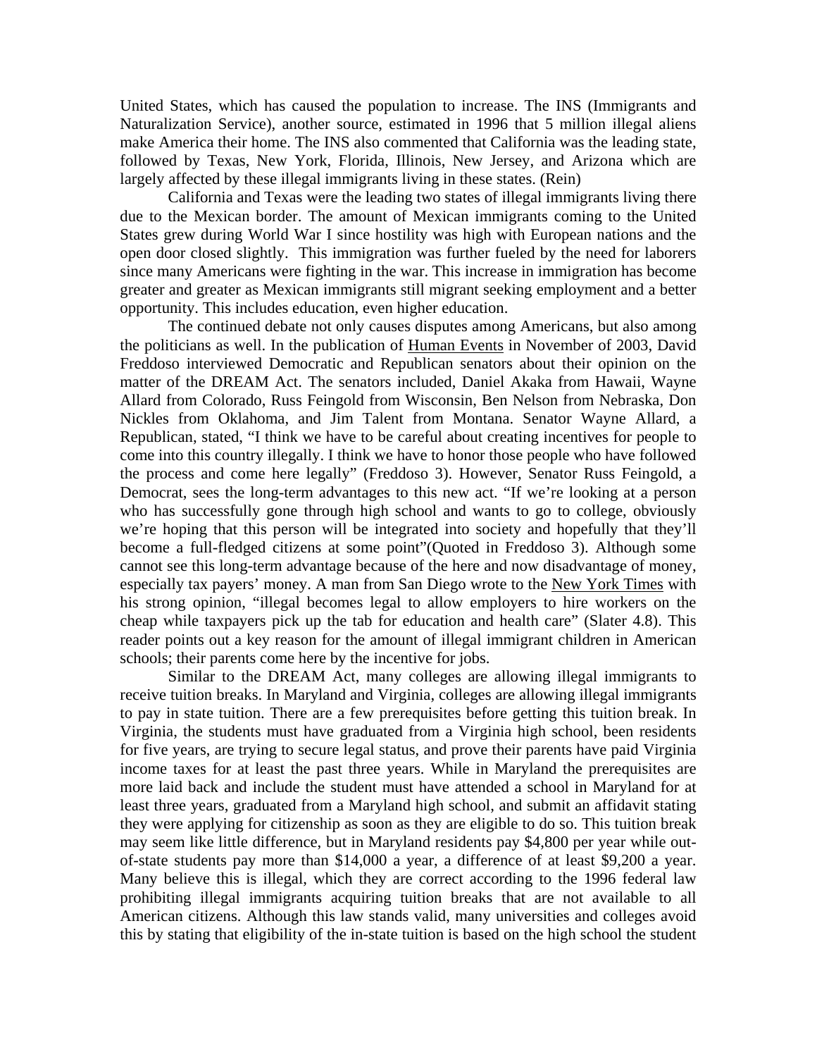United States, which has caused the population to increase. The INS (Immigrants and Naturalization Service), another source, estimated in 1996 that 5 million illegal aliens make America their home. The INS also commented that California was the leading state, followed by Texas, New York, Florida, Illinois, New Jersey, and Arizona which are largely affected by these illegal immigrants living in these states. (Rein)

California and Texas were the leading two states of illegal immigrants living there due to the Mexican border. The amount of Mexican immigrants coming to the United States grew during World War I since hostility was high with European nations and the open door closed slightly. This immigration was further fueled by the need for laborers since many Americans were fighting in the war. This increase in immigration has become greater and greater as Mexican immigrants still migrant seeking employment and a better opportunity. This includes education, even higher education.

The continued debate not only causes disputes among Americans, but also among the politicians as well. In the publication of Human Events in November of 2003, David Freddoso interviewed Democratic and Republican senators about their opinion on the matter of the DREAM Act. The senators included, Daniel Akaka from Hawaii, Wayne Allard from Colorado, Russ Feingold from Wisconsin, Ben Nelson from Nebraska, Don Nickles from Oklahoma, and Jim Talent from Montana. Senator Wayne Allard, a Republican, stated, "I think we have to be careful about creating incentives for people to come into this country illegally. I think we have to honor those people who have followed the process and come here legally" (Freddoso 3). However, Senator Russ Feingold, a Democrat, sees the long-term advantages to this new act. "If we're looking at a person who has successfully gone through high school and wants to go to college, obviously we're hoping that this person will be integrated into society and hopefully that they'll become a full-fledged citizens at some point"(Quoted in Freddoso 3). Although some cannot see this long-term advantage because of the here and now disadvantage of money, especially tax payers' money. A man from San Diego wrote to the New York Times with his strong opinion, "illegal becomes legal to allow employers to hire workers on the cheap while taxpayers pick up the tab for education and health care" (Slater 4.8). This reader points out a key reason for the amount of illegal immigrant children in American schools; their parents come here by the incentive for jobs.

Similar to the DREAM Act, many colleges are allowing illegal immigrants to receive tuition breaks. In Maryland and Virginia, colleges are allowing illegal immigrants to pay in state tuition. There are a few prerequisites before getting this tuition break. In Virginia, the students must have graduated from a Virginia high school, been residents for five years, are trying to secure legal status, and prove their parents have paid Virginia income taxes for at least the past three years. While in Maryland the prerequisites are more laid back and include the student must have attended a school in Maryland for at least three years, graduated from a Maryland high school, and submit an affidavit stating they were applying for citizenship as soon as they are eligible to do so. This tuition break may seem like little difference, but in Maryland residents pay $4,800 per year while out-of-state students pay more than $14,000 a year, a difference of at least $9,200 a year. Many believe this is illegal, which they are correct according to the 1996 federal law prohibiting illegal immigrants acquiring tuition breaks that are not available to all American citizens. Although this law stands valid, many universities and colleges avoid this by stating that eligibility of the in-state tuition is based on the high school the student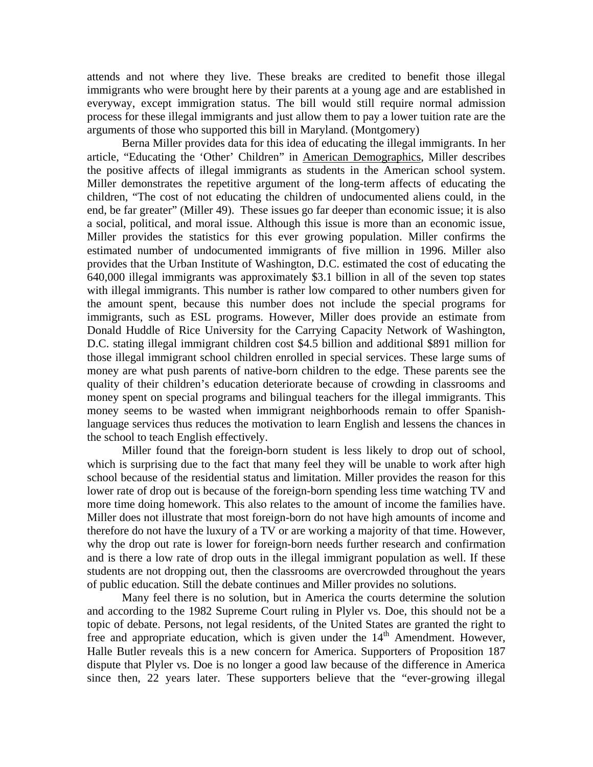attends and not where they live. These breaks are credited to benefit those illegal immigrants who were brought here by their parents at a young age and are established in everyway, except immigration status. The bill would still require normal admission process for these illegal immigrants and just allow them to pay a lower tuition rate are the arguments of those who supported this bill in Maryland. (Montgomery)

Berna Miller provides data for this idea of educating the illegal immigrants. In her article, "Educating the 'Other' Children" in American Demographics, Miller describes the positive affects of illegal immigrants as students in the American school system. Miller demonstrates the repetitive argument of the long-term affects of educating the children, "The cost of not educating the children of undocumented aliens could, in the end, be far greater" (Miller 49). These issues go far deeper than economic issue; it is also a social, political, and moral issue. Although this issue is more than an economic issue, Miller provides the statistics for this ever growing population. Miller confirms the estimated number of undocumented immigrants of five million in 1996. Miller also provides that the Urban Institute of Washington, D.C. estimated the cost of educating the 640,000 illegal immigrants was approximately \$3.1 billion in all of the seven top states with illegal immigrants. This number is rather low compared to other numbers given for the amount spent, because this number does not include the special programs for immigrants, such as ESL programs. However, Miller does provide an estimate from Donald Huddle of Rice University for the Carrying Capacity Network of Washington, D.C. stating illegal immigrant children cost \$4.5 billion and additional \$891 million for those illegal immigrant school children enrolled in special services. These large sums of money are what push parents of native-born children to the edge. These parents see the quality of their children's education deteriorate because of crowding in classrooms and money spent on special programs and bilingual teachers for the illegal immigrants. This money seems to be wasted when immigrant neighborhoods remain to offer Spanish-language services thus reduces the motivation to learn English and lessens the chances in the school to teach English effectively.

Miller found that the foreign-born student is less likely to drop out of school, which is surprising due to the fact that many feel they will be unable to work after high school because of the residential status and limitation. Miller provides the reason for this lower rate of drop out is because of the foreign-born spending less time watching TV and more time doing homework. This also relates to the amount of income the families have. Miller does not illustrate that most foreign-born do not have high amounts of income and therefore do not have the luxury of a TV or are working a majority of that time. However, why the drop out rate is lower for foreign-born needs further research and confirmation and is there a low rate of drop outs in the illegal immigrant population as well. If these students are not dropping out, then the classrooms are overcrowded throughout the years of public education. Still the debate continues and Miller provides no solutions.

Many feel there is no solution, but in America the courts determine the solution and according to the 1982 Supreme Court ruling in Plyler vs. Doe, this should not be a topic of debate. Persons, not legal residents, of the United States are granted the right to free and appropriate education, which is given under the 14th Amendment. However, Halle Butler reveals this is a new concern for America. Supporters of Proposition 187 dispute that Plyler vs. Doe is no longer a good law because of the difference in America since then, 22 years later. These supporters believe that the "ever-growing illegal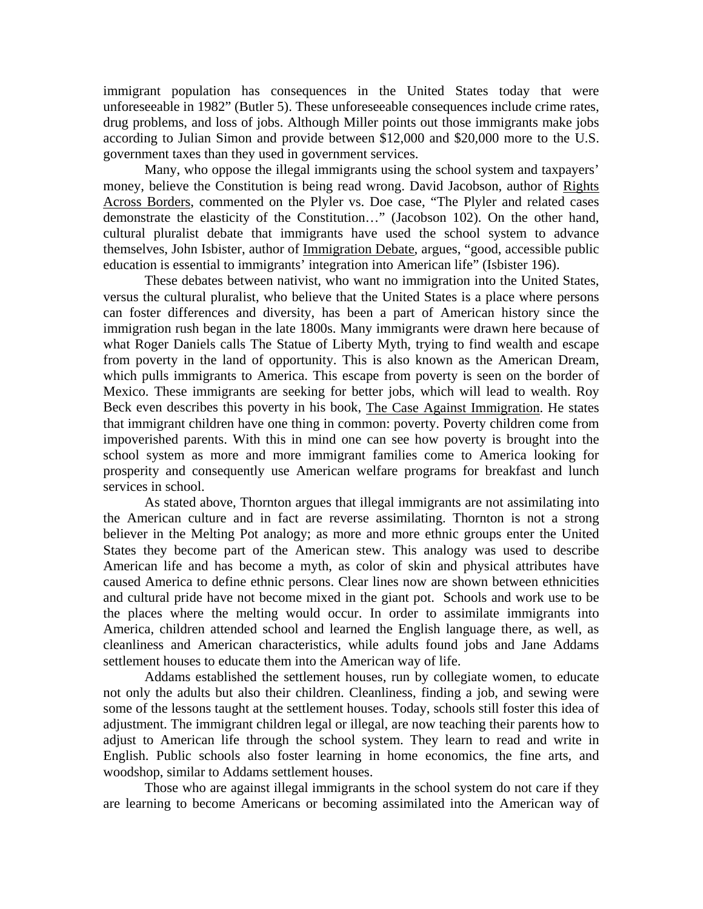immigrant population has consequences in the United States today that were unforeseeable in 1982" (Butler 5). These unforeseeable consequences include crime rates, drug problems, and loss of jobs. Although Miller points out those immigrants make jobs according to Julian Simon and provide between $12,000 and $20,000 more to the U.S. government taxes than they used in government services.

Many, who oppose the illegal immigrants using the school system and taxpayers' money, believe the Constitution is being read wrong. David Jacobson, author of <u>Rights Across Borders</u>, commented on the Plyler vs. Doe case, "The Plyler and related cases demonstrate the elasticity of the Constitution…" (Jacobson 102). On the other hand, cultural pluralist debate that immigrants have used the school system to advance themselves, John Isbister, author of <u>Immigration Debate</u>, argues, "good, accessible public education is essential to immigrants' integration into American life" (Isbister 196).

These debates between nativist, who want no immigration into the United States, versus the cultural pluralist, who believe that the United States is a place where persons can foster differences and diversity, has been a part of American history since the immigration rush began in the late 1800s. Many immigrants were drawn here because of what Roger Daniels calls The Statue of Liberty Myth, trying to find wealth and escape from poverty in the land of opportunity. This is also known as the American Dream, which pulls immigrants to America. This escape from poverty is seen on the border of Mexico. These immigrants are seeking for better jobs, which will lead to wealth. Roy Beck even describes this poverty in his book, <u>The Case Against Immigration</u>. He states that immigrant children have one thing in common: poverty. Poverty children come from impoverished parents. With this in mind one can see how poverty is brought into the school system as more and more immigrant families come to America looking for prosperity and consequently use American welfare programs for breakfast and lunch services in school.

As stated above, Thornton argues that illegal immigrants are not assimilating into the American culture and in fact are reverse assimilating. Thornton is not a strong believer in the Melting Pot analogy; as more and more ethnic groups enter the United States they become part of the American stew. This analogy was used to describe American life and has become a myth, as color of skin and physical attributes have caused America to define ethnic persons. Clear lines now are shown between ethnicities and cultural pride have not become mixed in the giant pot. Schools and work use to be the places where the melting would occur. In order to assimilate immigrants into America, children attended school and learned the English language there, as well, as cleanliness and American characteristics, while adults found jobs and Jane Addams settlement houses to educate them into the American way of life.

Addams established the settlement houses, run by collegiate women, to educate not only the adults but also their children. Cleanliness, finding a job, and sewing were some of the lessons taught at the settlement houses. Today, schools still foster this idea of adjustment. The immigrant children legal or illegal, are now teaching their parents how to adjust to American life through the school system. They learn to read and write in English. Public schools also foster learning in home economics, the fine arts, and woodshop, similar to Addams settlement houses.

Those who are against illegal immigrants in the school system do not care if they are learning to become Americans or becoming assimilated into the American way of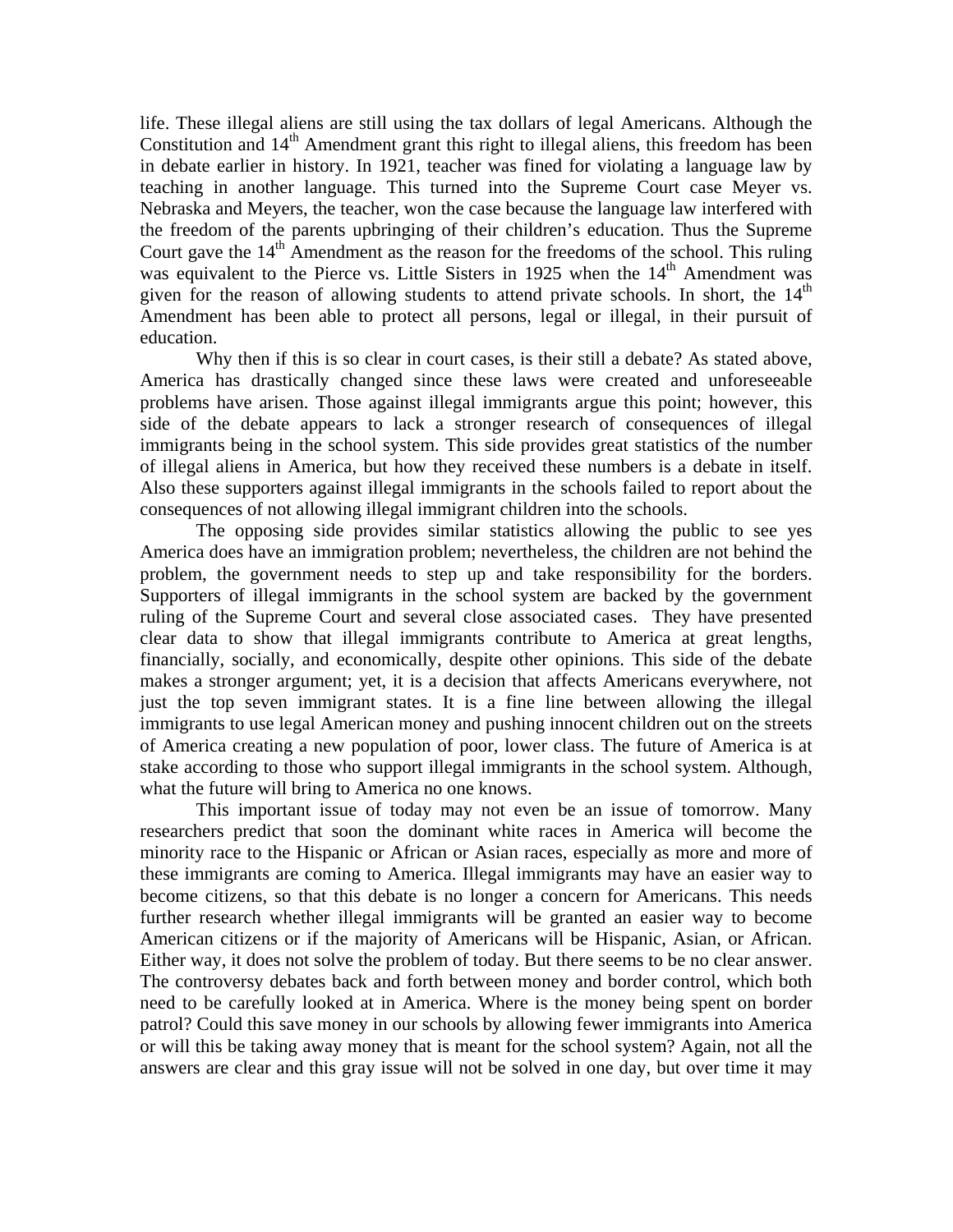life. These illegal aliens are still using the tax dollars of legal Americans. Although the Constitution and 14th Amendment grant this right to illegal aliens, this freedom has been in debate earlier in history. In 1921, teacher was fined for violating a language law by teaching in another language. This turned into the Supreme Court case Meyer vs. Nebraska and Meyers, the teacher, won the case because the language law interfered with the freedom of the parents upbringing of their children's education. Thus the Supreme Court gave the 14th Amendment as the reason for the freedoms of the school. This ruling was equivalent to the Pierce vs. Little Sisters in 1925 when the 14th Amendment was given for the reason of allowing students to attend private schools. In short, the 14th Amendment has been able to protect all persons, legal or illegal, in their pursuit of education.

Why then if this is so clear in court cases, is their still a debate? As stated above, America has drastically changed since these laws were created and unforeseeable problems have arisen. Those against illegal immigrants argue this point; however, this side of the debate appears to lack a stronger research of consequences of illegal immigrants being in the school system. This side provides great statistics of the number of illegal aliens in America, but how they received these numbers is a debate in itself. Also these supporters against illegal immigrants in the schools failed to report about the consequences of not allowing illegal immigrant children into the schools.

The opposing side provides similar statistics allowing the public to see yes America does have an immigration problem; nevertheless, the children are not behind the problem, the government needs to step up and take responsibility for the borders. Supporters of illegal immigrants in the school system are backed by the government ruling of the Supreme Court and several close associated cases. They have presented clear data to show that illegal immigrants contribute to America at great lengths, financially, socially, and economically, despite other opinions. This side of the debate makes a stronger argument; yet, it is a decision that affects Americans everywhere, not just the top seven immigrant states. It is a fine line between allowing the illegal immigrants to use legal American money and pushing innocent children out on the streets of America creating a new population of poor, lower class. The future of America is at stake according to those who support illegal immigrants in the school system. Although, what the future will bring to America no one knows.

This important issue of today may not even be an issue of tomorrow. Many researchers predict that soon the dominant white races in America will become the minority race to the Hispanic or African or Asian races, especially as more and more of these immigrants are coming to America. Illegal immigrants may have an easier way to become citizens, so that this debate is no longer a concern for Americans. This needs further research whether illegal immigrants will be granted an easier way to become American citizens or if the majority of Americans will be Hispanic, Asian, or African. Either way, it does not solve the problem of today. But there seems to be no clear answer. The controversy debates back and forth between money and border control, which both need to be carefully looked at in America. Where is the money being spent on border patrol? Could this save money in our schools by allowing fewer immigrants into America or will this be taking away money that is meant for the school system? Again, not all the answers are clear and this gray issue will not be solved in one day, but over time it may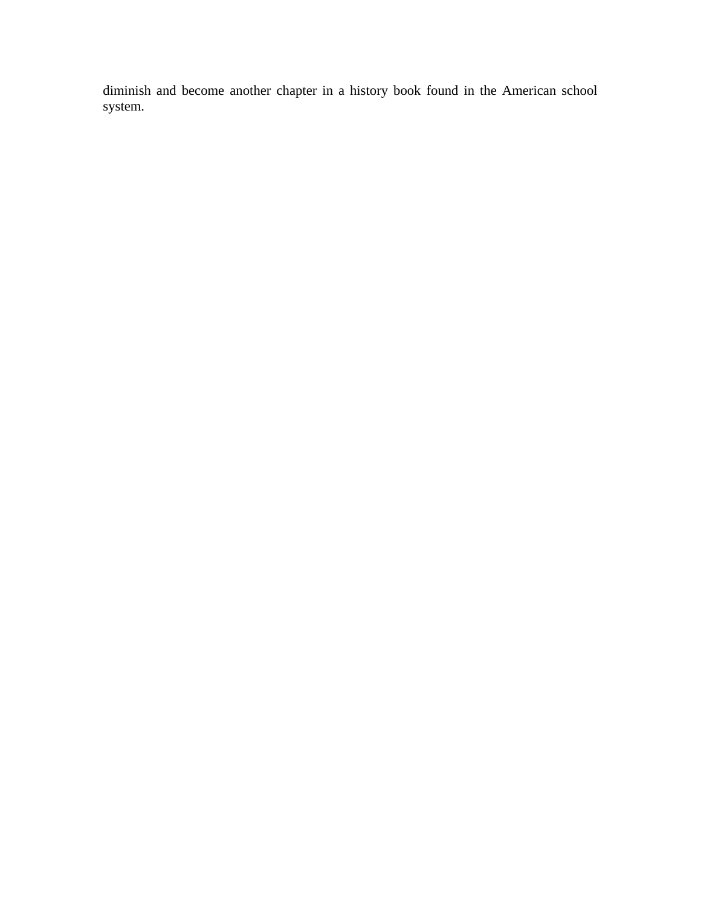diminish and become another chapter in a history book found in the American school system.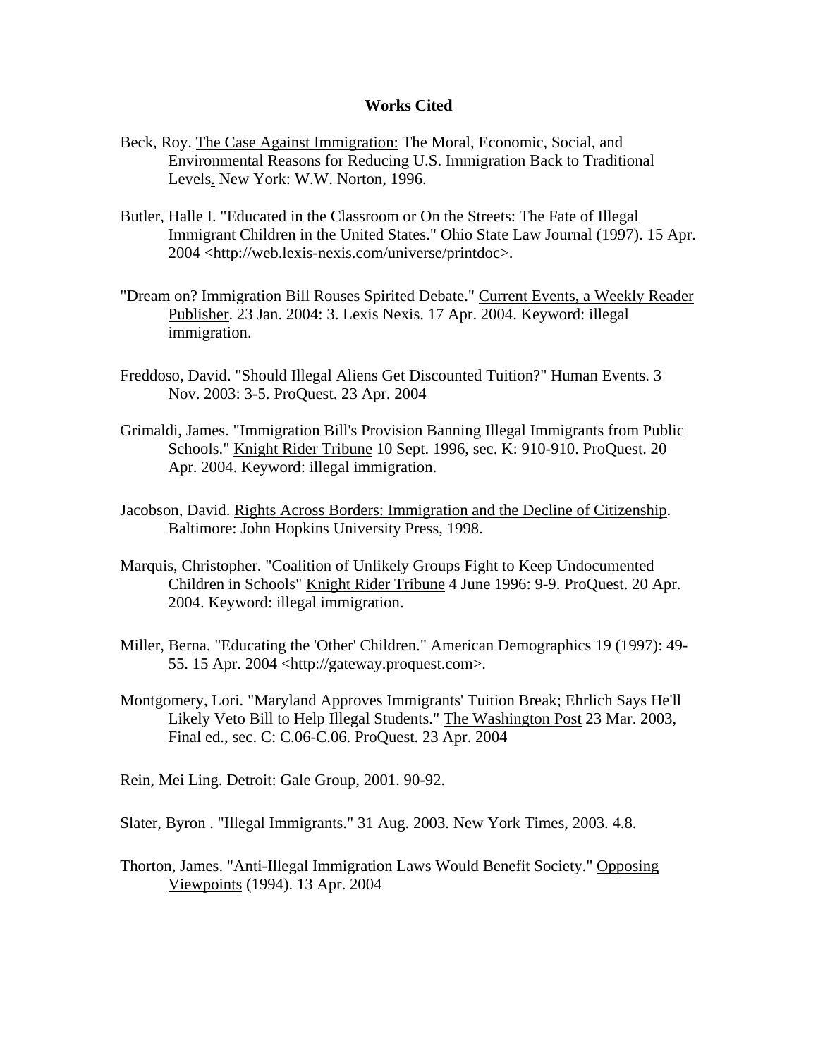# Works Cited

Beck, Roy. The Case Against Immigration: The Moral, Economic, Social, and Environmental Reasons for Reducing U.S. Immigration Back to Traditional Levels. New York: W.W. Norton, 1996.

Butler, Halle I. "Educated in the Classroom or On the Streets: The Fate of Illegal Immigrant Children in the United States." Ohio State Law Journal (1997). 15 Apr. 2004 <http://web.lexis-nexis.com/universe/printdoc>.

"Dream on? Immigration Bill Rouses Spirited Debate." Current Events, a Weekly Reader Publisher. 23 Jan. 2004: 3. Lexis Nexis. 17 Apr. 2004. Keyword: illegal immigration.

Freddoso, David. "Should Illegal Aliens Get Discounted Tuition?" Human Events. 3 Nov. 2003: 3-5. ProQuest. 23 Apr. 2004

Grimaldi, James. "Immigration Bill's Provision Banning Illegal Immigrants from Public Schools." Knight Rider Tribune 10 Sept. 1996, sec. K: 910-910. ProQuest. 20 Apr. 2004. Keyword: illegal immigration.

Jacobson, David. Rights Across Borders: Immigration and the Decline of Citizenship. Baltimore: John Hopkins University Press, 1998.

Marquis, Christopher. "Coalition of Unlikely Groups Fight to Keep Undocumented Children in Schools" Knight Rider Tribune 4 June 1996: 9-9. ProQuest. 20 Apr. 2004. Keyword: illegal immigration.

Miller, Berna. "Educating the 'Other' Children." American Demographics 19 (1997): 49-55. 15 Apr. 2004 <http://gateway.proquest.com>.

Montgomery, Lori. "Maryland Approves Immigrants' Tuition Break; Ehrlich Says He'll Likely Veto Bill to Help Illegal Students." The Washington Post 23 Mar. 2003, Final ed., sec. C: C.06-C.06. ProQuest. 23 Apr. 2004

Rein, Mei Ling. Detroit: Gale Group, 2001. 90-92.

Slater, Byron . "Illegal Immigrants." 31 Aug. 2003. New York Times, 2003. 4.8.

Thorton, James. "Anti-Illegal Immigration Laws Would Benefit Society." Opposing Viewpoints (1994). 13 Apr. 2004